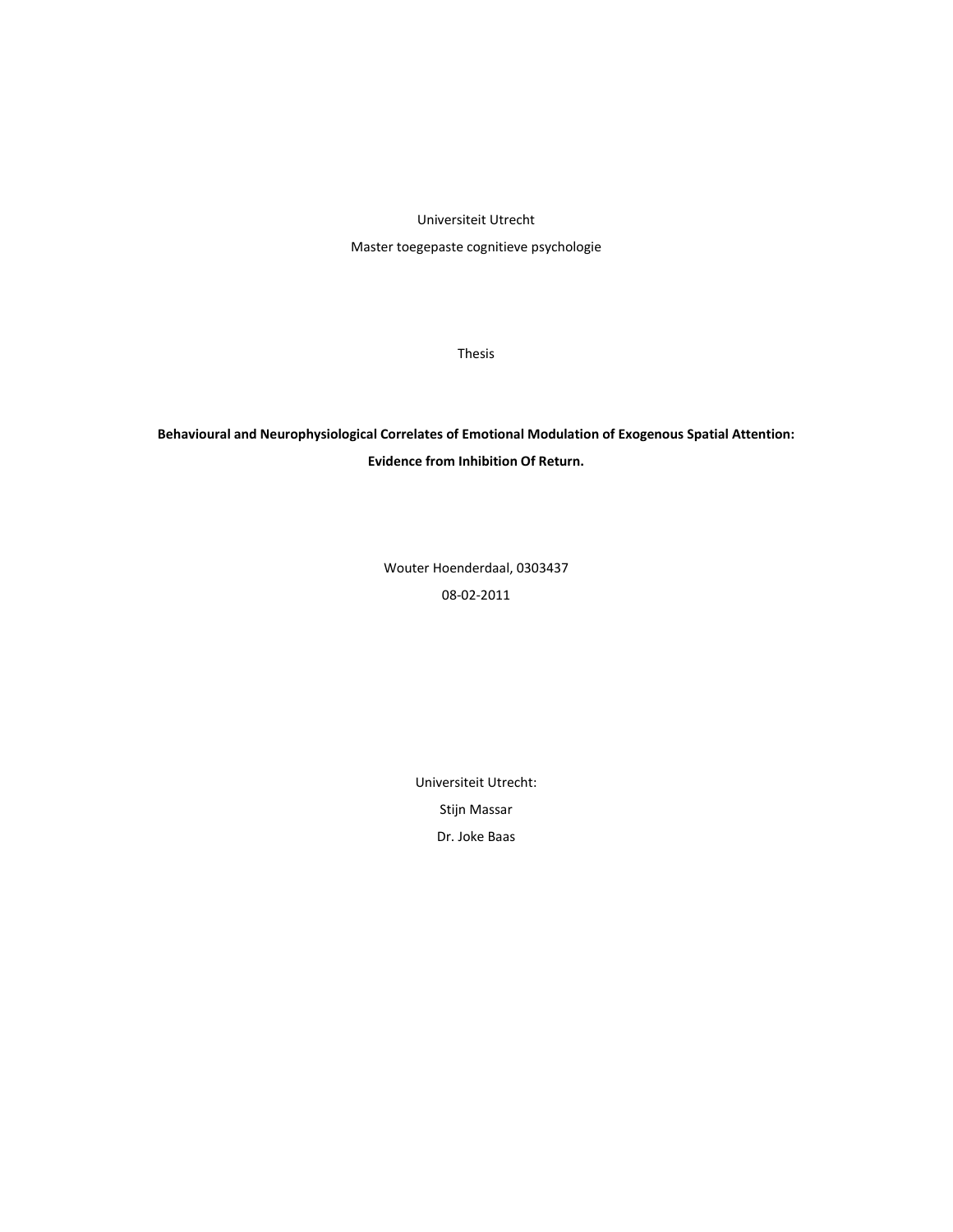Universiteit Utrecht

Master toegepaste cognitieve psychologie

Thesis

**Behavioural and Neurophysiological Correlates of Emotional Modulation of Exogenous Spatial Attention: Evidence from Inhibition Of Return.**

Wouter Hoenderdaal, 0303437

08-02-2011

Universiteit Utrecht:

Stijn Massar

Dr. Joke Baas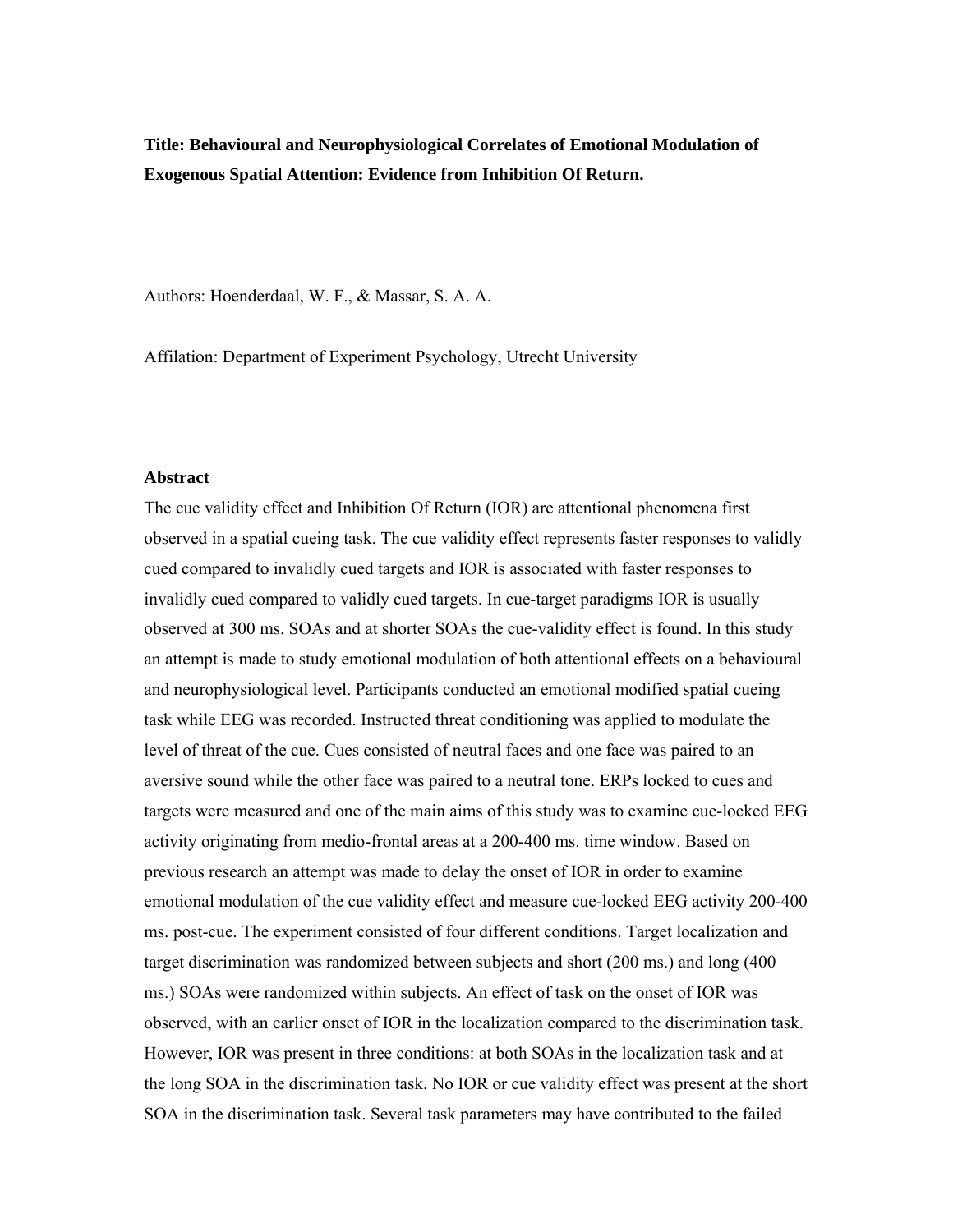**Title: Behavioural and Neurophysiological Correlates of Emotional Modulation of Exogenous Spatial Attention: Evidence from Inhibition Of Return.**

Authors: Hoenderdaal, W. F., & Massar, S. A. A.

Affilation: Department of Experiment Psychology, Utrecht University

## Abstract

The cue validity effect and Inhibition Of Return (IOR) are attentional phenomena first observed in a spatial cueing task. The cue validity effect represents faster responses to validly cued compared to invalidly cued targets and IOR is associated with faster responses to invalidly cued compared to validly cued targets. In cue-target paradigms IOR is usually observed at 300 ms. SOAs and at shorter SOAs the cue-validity effect is found. In this study an attempt is made to study emotional modulation of both attentional effects on a behavioural and neurophysiological level. Participants conducted an emotional modified spatial cueing task while EEG was recorded. Instructed threat conditioning was applied to modulate the level of threat of the cue. Cues consisted of neutral faces and one face was paired to an aversive sound while the other face was paired to a neutral tone. ERPs locked to cues and targets were measured and one of the main aims of this study was to examine cue-locked EEG activity originating from medio-frontal areas at a 200-400 ms. time window. Based on previous research an attempt was made to delay the onset of IOR in order to examine emotional modulation of the cue validity effect and measure cue-locked EEG activity 200-400 ms. post-cue. The experiment consisted of four different conditions. Target localization and target discrimination was randomized between subjects and short (200 ms.) and long (400 ms.) SOAs were randomized within subjects. An effect of task on the onset of IOR was observed, with an earlier onset of IOR in the localization compared to the discrimination task. However, IOR was present in three conditions: at both SOAs in the localization task and at the long SOA in the discrimination task. No IOR or cue validity effect was present at the short SOA in the discrimination task. Several task parameters may have contributed to the failed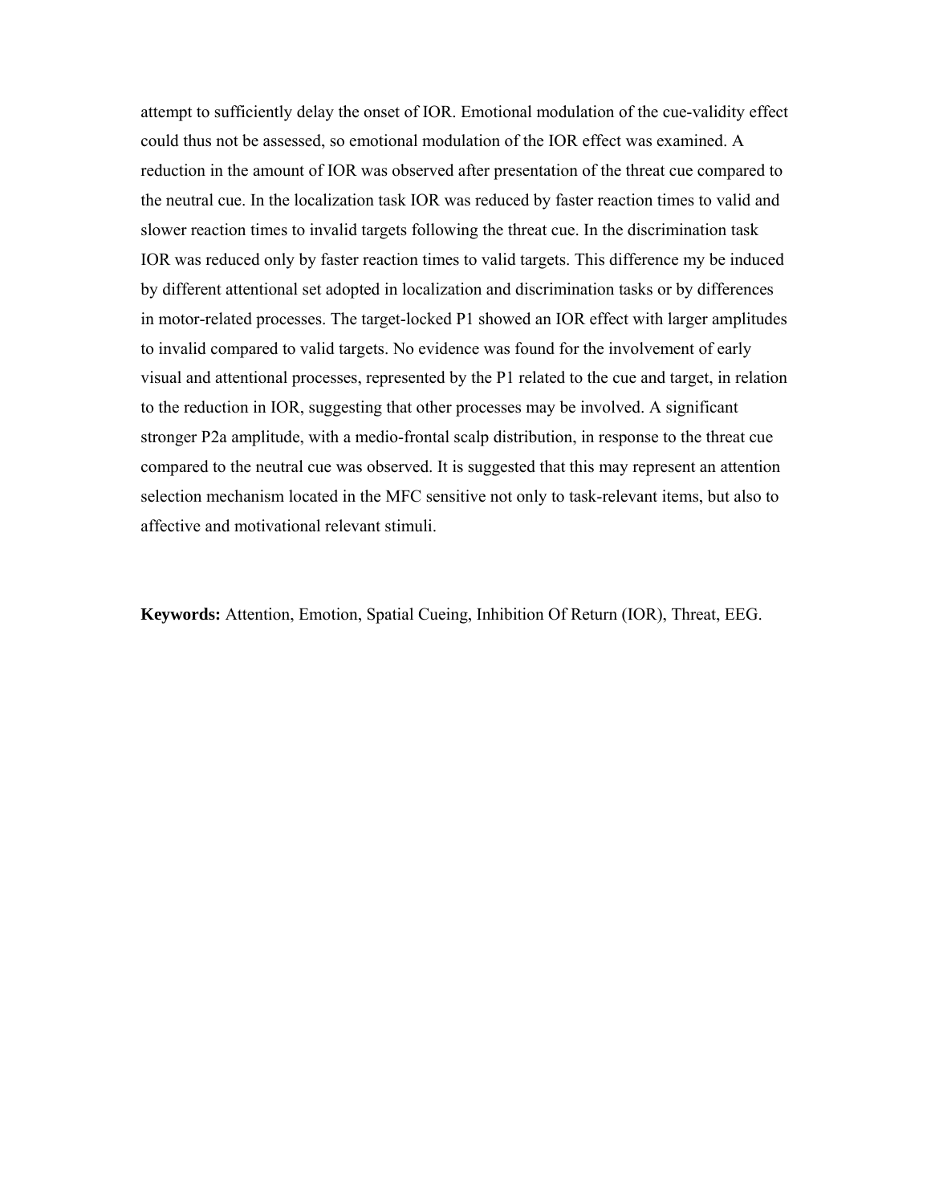attempt to sufficiently delay the onset of IOR. Emotional modulation of the cue-validity effect could thus not be assessed, so emotional modulation of the IOR effect was examined. A reduction in the amount of IOR was observed after presentation of the threat cue compared to the neutral cue. In the localization task IOR was reduced by faster reaction times to valid and slower reaction times to invalid targets following the threat cue. In the discrimination task IOR was reduced only by faster reaction times to valid targets. This difference my be induced by different attentional set adopted in localization and discrimination tasks or by differences in motor-related processes. The target-locked P1 showed an IOR effect with larger amplitudes to invalid compared to valid targets. No evidence was found for the involvement of early visual and attentional processes, represented by the P1 related to the cue and target, in relation to the reduction in IOR, suggesting that other processes may be involved. A significant stronger P2a amplitude, with a medio-frontal scalp distribution, in response to the threat cue compared to the neutral cue was observed. It is suggested that this may represent an attention selection mechanism located in the MFC sensitive not only to task-relevant items, but also to affective and motivational relevant stimuli.

**Keywords:** Attention, Emotion, Spatial Cueing, Inhibition Of Return (IOR), Threat, EEG.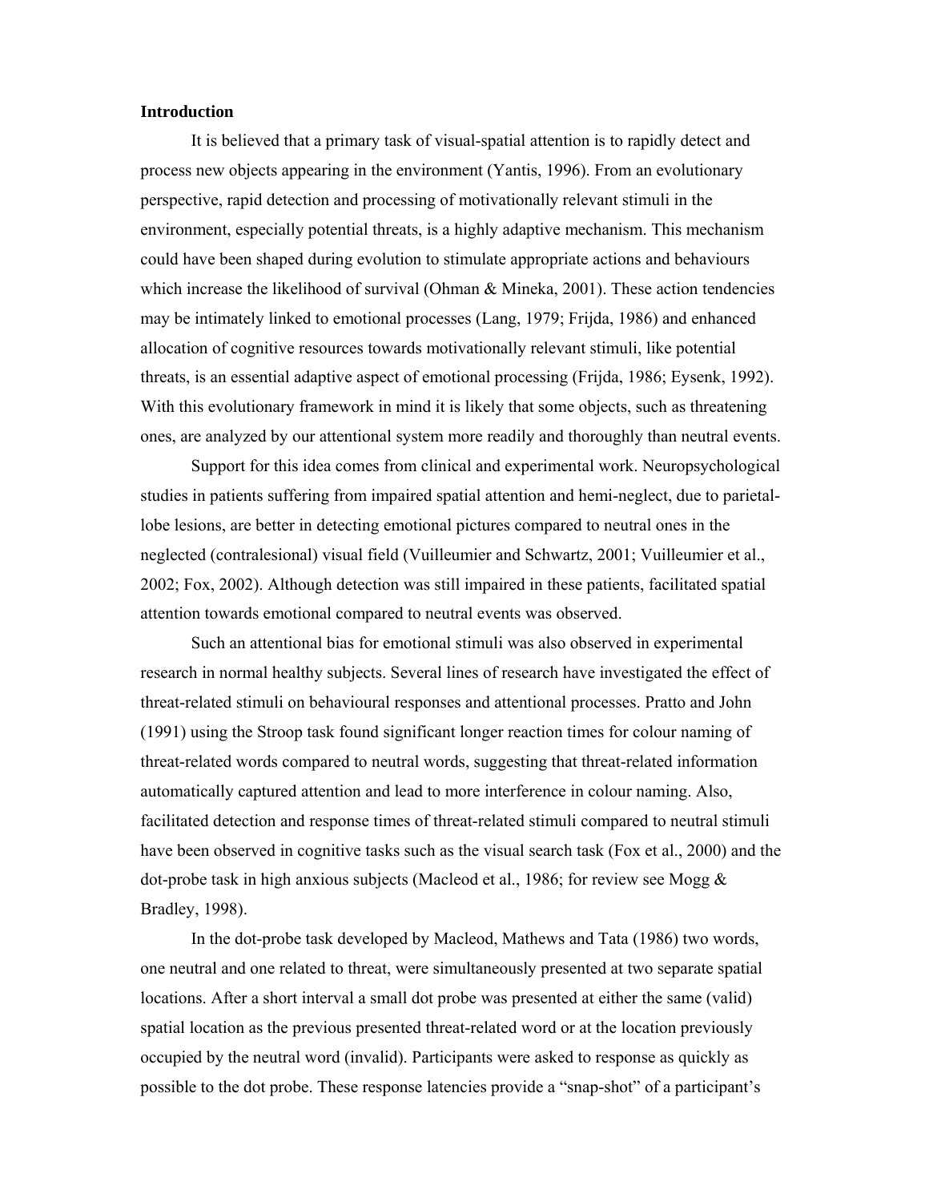**Introduction**

It is believed that a primary task of visual-spatial attention is to rapidly detect and process new objects appearing in the environment (Yantis, 1996). From an evolutionary perspective, rapid detection and processing of motivationally relevant stimuli in the environment, especially potential threats, is a highly adaptive mechanism. This mechanism could have been shaped during evolution to stimulate appropriate actions and behaviours which increase the likelihood of survival (Ohman & Mineka, 2001). These action tendencies may be intimately linked to emotional processes (Lang, 1979; Frijda, 1986) and enhanced allocation of cognitive resources towards motivationally relevant stimuli, like potential threats, is an essential adaptive aspect of emotional processing (Frijda, 1986; Eysenk, 1992). With this evolutionary framework in mind it is likely that some objects, such as threatening ones, are analyzed by our attentional system more readily and thoroughly than neutral events.

Support for this idea comes from clinical and experimental work. Neuropsychological studies in patients suffering from impaired spatial attention and hemi-neglect, due to parietal-lobe lesions, are better in detecting emotional pictures compared to neutral ones in the neglected (contralesional) visual field (Vuilleumier and Schwartz, 2001; Vuilleumier et al., 2002; Fox, 2002). Although detection was still impaired in these patients, facilitated spatial attention towards emotional compared to neutral events was observed.

Such an attentional bias for emotional stimuli was also observed in experimental research in normal healthy subjects. Several lines of research have investigated the effect of threat-related stimuli on behavioural responses and attentional processes. Pratto and John (1991) using the Stroop task found significant longer reaction times for colour naming of threat-related words compared to neutral words, suggesting that threat-related information automatically captured attention and lead to more interference in colour naming. Also, facilitated detection and response times of threat-related stimuli compared to neutral stimuli have been observed in cognitive tasks such as the visual search task (Fox et al., 2000) and the dot-probe task in high anxious subjects (Macleod et al., 1986; for review see Mogg & Bradley, 1998).

In the dot-probe task developed by Macleod, Mathews and Tata (1986) two words, one neutral and one related to threat, were simultaneously presented at two separate spatial locations. After a short interval a small dot probe was presented at either the same (valid) spatial location as the previous presented threat-related word or at the location previously occupied by the neutral word (invalid). Participants were asked to response as quickly as possible to the dot probe. These response latencies provide a "snap-shot" of a participant's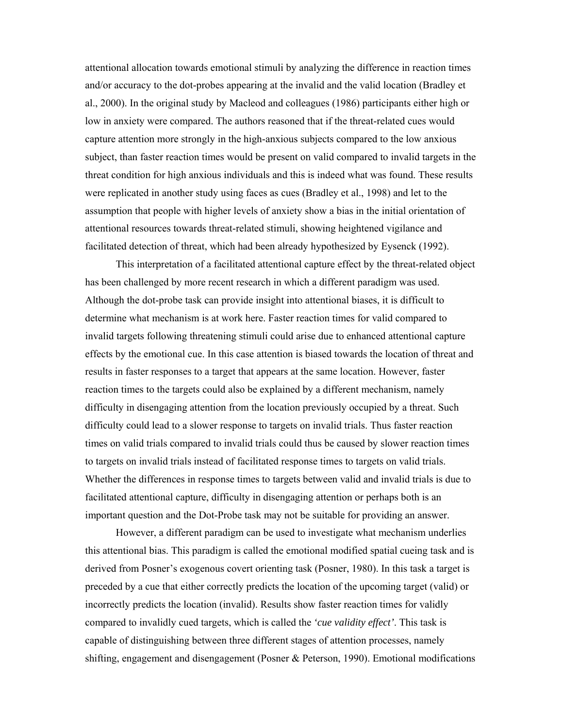attentional allocation towards emotional stimuli by analyzing the difference in reaction times and/or accuracy to the dot-probes appearing at the invalid and the valid location (Bradley et al., 2000). In the original study by Macleod and colleagues (1986) participants either high or low in anxiety were compared. The authors reasoned that if the threat-related cues would capture attention more strongly in the high-anxious subjects compared to the low anxious subject, than faster reaction times would be present on valid compared to invalid targets in the threat condition for high anxious individuals and this is indeed what was found. These results were replicated in another study using faces as cues (Bradley et al., 1998) and let to the assumption that people with higher levels of anxiety show a bias in the initial orientation of attentional resources towards threat-related stimuli, showing heightened vigilance and facilitated detection of threat, which had been already hypothesized by Eysenck (1992).

This interpretation of a facilitated attentional capture effect by the threat-related object has been challenged by more recent research in which a different paradigm was used. Although the dot-probe task can provide insight into attentional biases, it is difficult to determine what mechanism is at work here. Faster reaction times for valid compared to invalid targets following threatening stimuli could arise due to enhanced attentional capture effects by the emotional cue. In this case attention is biased towards the location of threat and results in faster responses to a target that appears at the same location. However, faster reaction times to the targets could also be explained by a different mechanism, namely difficulty in disengaging attention from the location previously occupied by a threat. Such difficulty could lead to a slower response to targets on invalid trials. Thus faster reaction times on valid trials compared to invalid trials could thus be caused by slower reaction times to targets on invalid trials instead of facilitated response times to targets on valid trials. Whether the differences in response times to targets between valid and invalid trials is due to facilitated attentional capture, difficulty in disengaging attention or perhaps both is an important question and the Dot-Probe task may not be suitable for providing an answer.

However, a different paradigm can be used to investigate what mechanism underlies this attentional bias. This paradigm is called the emotional modified spatial cueing task and is derived from Posner's exogenous covert orienting task (Posner, 1980). In this task a target is preceded by a cue that either correctly predicts the location of the upcoming target (valid) or incorrectly predicts the location (invalid). Results show faster reaction times for validly compared to invalidly cued targets, which is called the *'cue validity effect'*. This task is capable of distinguishing between three different stages of attention processes, namely shifting, engagement and disengagement (Posner & Peterson, 1990). Emotional modifications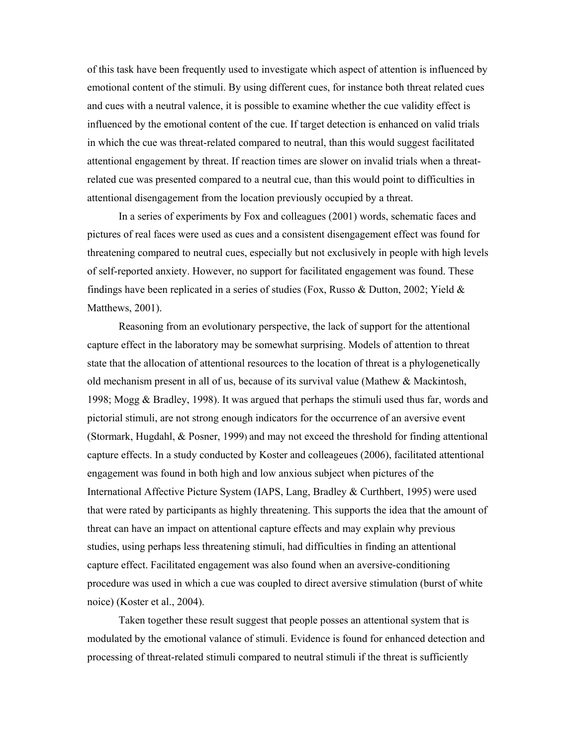of this task have been frequently used to investigate which aspect of attention is influenced by emotional content of the stimuli. By using different cues, for instance both threat related cues and cues with a neutral valence, it is possible to examine whether the cue validity effect is influenced by the emotional content of the cue. If target detection is enhanced on valid trials in which the cue was threat-related compared to neutral, than this would suggest facilitated attentional engagement by threat. If reaction times are slower on invalid trials when a threat-related cue was presented compared to a neutral cue, than this would point to difficulties in attentional disengagement from the location previously occupied by a threat.

In a series of experiments by Fox and colleagues (2001) words, schematic faces and pictures of real faces were used as cues and a consistent disengagement effect was found for threatening compared to neutral cues, especially but not exclusively in people with high levels of self-reported anxiety. However, no support for facilitated engagement was found. These findings have been replicated in a series of studies (Fox, Russo & Dutton, 2002; Yield & Matthews, 2001).

Reasoning from an evolutionary perspective, the lack of support for the attentional capture effect in the laboratory may be somewhat surprising. Models of attention to threat state that the allocation of attentional resources to the location of threat is a phylogenetically old mechanism present in all of us, because of its survival value (Mathew & Mackintosh, 1998; Mogg & Bradley, 1998). It was argued that perhaps the stimuli used thus far, words and pictorial stimuli, are not strong enough indicators for the occurrence of an aversive event (Stormark, Hugdahl, & Posner, 1999) and may not exceed the threshold for finding attentional capture effects. In a study conducted by Koster and colleageues (2006), facilitated attentional engagement was found in both high and low anxious subject when pictures of the International Affective Picture System (IAPS, Lang, Bradley & Curthbert, 1995) were used that were rated by participants as highly threatening. This supports the idea that the amount of threat can have an impact on attentional capture effects and may explain why previous studies, using perhaps less threatening stimuli, had difficulties in finding an attentional capture effect. Facilitated engagement was also found when an aversive-conditioning procedure was used in which a cue was coupled to direct aversive stimulation (burst of white noice) (Koster et al., 2004).

Taken together these result suggest that people posses an attentional system that is modulated by the emotional valance of stimuli. Evidence is found for enhanced detection and processing of threat-related stimuli compared to neutral stimuli if the threat is sufficiently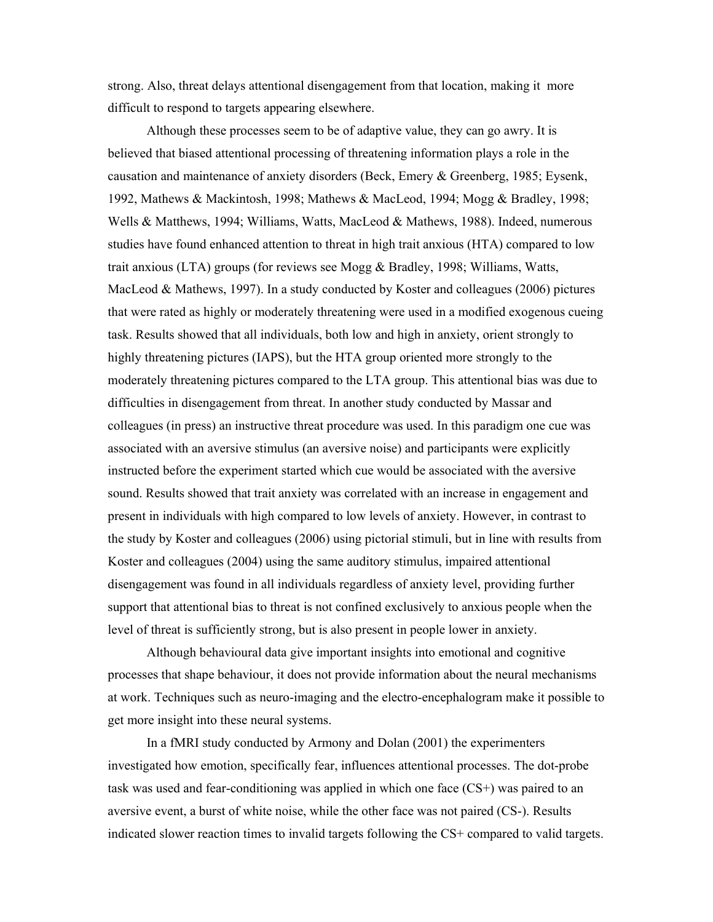strong. Also, threat delays attentional disengagement from that location, making it more difficult to respond to targets appearing elsewhere.

Although these processes seem to be of adaptive value, they can go awry. It is believed that biased attentional processing of threatening information plays a role in the causation and maintenance of anxiety disorders (Beck, Emery & Greenberg, 1985; Eysenk, 1992, Mathews & Mackintosh, 1998; Mathews & MacLeod, 1994; Mogg & Bradley, 1998; Wells & Matthews, 1994; Williams, Watts, MacLeod & Mathews, 1988). Indeed, numerous studies have found enhanced attention to threat in high trait anxious (HTA) compared to low trait anxious (LTA) groups (for reviews see Mogg & Bradley, 1998; Williams, Watts, MacLeod & Mathews, 1997). In a study conducted by Koster and colleagues (2006) pictures that were rated as highly or moderately threatening were used in a modified exogenous cueing task. Results showed that all individuals, both low and high in anxiety, orient strongly to highly threatening pictures (IAPS), but the HTA group oriented more strongly to the moderately threatening pictures compared to the LTA group. This attentional bias was due to difficulties in disengagement from threat. In another study conducted by Massar and colleagues (in press) an instructive threat procedure was used. In this paradigm one cue was associated with an aversive stimulus (an aversive noise) and participants were explicitly instructed before the experiment started which cue would be associated with the aversive sound. Results showed that trait anxiety was correlated with an increase in engagement and present in individuals with high compared to low levels of anxiety. However, in contrast to the study by Koster and colleagues (2006) using pictorial stimuli, but in line with results from Koster and colleagues (2004) using the same auditory stimulus, impaired attentional disengagement was found in all individuals regardless of anxiety level, providing further support that attentional bias to threat is not confined exclusively to anxious people when the level of threat is sufficiently strong, but is also present in people lower in anxiety.

Although behavioural data give important insights into emotional and cognitive processes that shape behaviour, it does not provide information about the neural mechanisms at work. Techniques such as neuro-imaging and the electro-encephalogram make it possible to get more insight into these neural systems.

In a fMRI study conducted by Armony and Dolan (2001) the experimenters investigated how emotion, specifically fear, influences attentional processes. The dot-probe task was used and fear-conditioning was applied in which one face (CS+) was paired to an aversive event, a burst of white noise, while the other face was not paired (CS-). Results indicated slower reaction times to invalid targets following the CS+ compared to valid targets.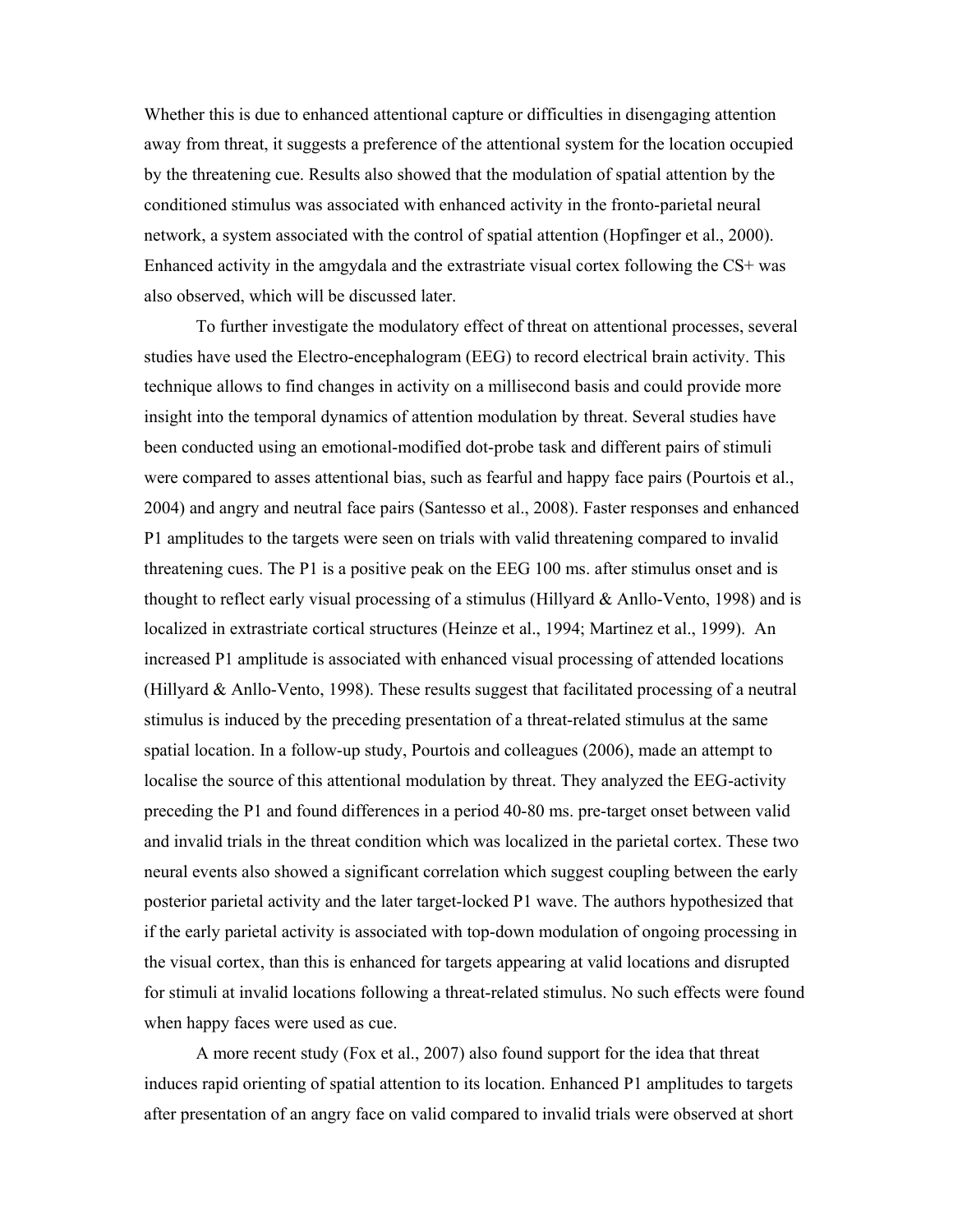Whether this is due to enhanced attentional capture or difficulties in disengaging attention away from threat, it suggests a preference of the attentional system for the location occupied by the threatening cue. Results also showed that the modulation of spatial attention by the conditioned stimulus was associated with enhanced activity in the fronto-parietal neural network, a system associated with the control of spatial attention (Hopfinger et al., 2000). Enhanced activity in the amygdala and the extrastriate visual cortex following the CS+ was also observed, which will be discussed later.

To further investigate the modulatory effect of threat on attentional processes, several studies have used the Electro-encephalogram (EEG) to record electrical brain activity. This technique allows to find changes in activity on a millisecond basis and could provide more insight into the temporal dynamics of attention modulation by threat. Several studies have been conducted using an emotional-modified dot-probe task and different pairs of stimuli were compared to asses attentional bias, such as fearful and happy face pairs (Pourtois et al., 2004) and angry and neutral face pairs (Santesso et al., 2008). Faster responses and enhanced P1 amplitudes to the targets were seen on trials with valid threatening compared to invalid threatening cues. The P1 is a positive peak on the EEG 100 ms. after stimulus onset and is thought to reflect early visual processing of a stimulus (Hillyard & Anllo-Vento, 1998) and is localized in extrastriate cortical structures (Heinze et al., 1994; Martinez et al., 1999). An increased P1 amplitude is associated with enhanced visual processing of attended locations (Hillyard & Anllo-Vento, 1998). These results suggest that facilitated processing of a neutral stimulus is induced by the preceding presentation of a threat-related stimulus at the same spatial location. In a follow-up study, Pourtois and colleagues (2006), made an attempt to localise the source of this attentional modulation by threat. They analyzed the EEG-activity preceding the P1 and found differences in a period 40-80 ms. pre-target onset between valid and invalid trials in the threat condition which was localized in the parietal cortex. These two neural events also showed a significant correlation which suggest coupling between the early posterior parietal activity and the later target-locked P1 wave. The authors hypothesized that if the early parietal activity is associated with top-down modulation of ongoing processing in the visual cortex, than this is enhanced for targets appearing at valid locations and disrupted for stimuli at invalid locations following a threat-related stimulus. No such effects were found when happy faces were used as cue.

A more recent study (Fox et al., 2007) also found support for the idea that threat induces rapid orienting of spatial attention to its location. Enhanced P1 amplitudes to targets after presentation of an angry face on valid compared to invalid trials were observed at short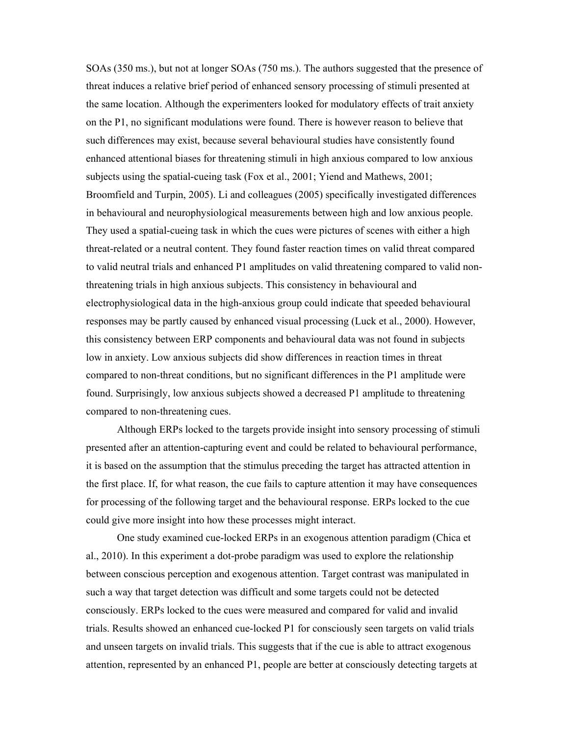SOAs (350 ms.), but not at longer SOAs (750 ms.). The authors suggested that the presence of threat induces a relative brief period of enhanced sensory processing of stimuli presented at the same location. Although the experimenters looked for modulatory effects of trait anxiety on the P1, no significant modulations were found. There is however reason to believe that such differences may exist, because several behavioural studies have consistently found enhanced attentional biases for threatening stimuli in high anxious compared to low anxious subjects using the spatial-cueing task (Fox et al., 2001; Yiend and Mathews, 2001; Broomfield and Turpin, 2005). Li and colleagues (2005) specifically investigated differences in behavioural and neurophysiological measurements between high and low anxious people. They used a spatial-cueing task in which the cues were pictures of scenes with either a high threat-related or a neutral content. They found faster reaction times on valid threat compared to valid neutral trials and enhanced P1 amplitudes on valid threatening compared to valid non-threatening trials in high anxious subjects. This consistency in behavioural and electrophysiological data in the high-anxious group could indicate that speeded behavioural responses may be partly caused by enhanced visual processing (Luck et al., 2000). However, this consistency between ERP components and behavioural data was not found in subjects low in anxiety. Low anxious subjects did show differences in reaction times in threat compared to non-threat conditions, but no significant differences in the P1 amplitude were found. Surprisingly, low anxious subjects showed a decreased P1 amplitude to threatening compared to non-threatening cues.

Although ERPs locked to the targets provide insight into sensory processing of stimuli presented after an attention-capturing event and could be related to behavioural performance, it is based on the assumption that the stimulus preceding the target has attracted attention in the first place. If, for what reason, the cue fails to capture attention it may have consequences for processing of the following target and the behavioural response. ERPs locked to the cue could give more insight into how these processes might interact.

One study examined cue-locked ERPs in an exogenous attention paradigm (Chica et al., 2010). In this experiment a dot-probe paradigm was used to explore the relationship between conscious perception and exogenous attention. Target contrast was manipulated in such a way that target detection was difficult and some targets could not be detected consciously. ERPs locked to the cues were measured and compared for valid and invalid trials. Results showed an enhanced cue-locked P1 for consciously seen targets on valid trials and unseen targets on invalid trials. This suggests that if the cue is able to attract exogenous attention, represented by an enhanced P1, people are better at consciously detecting targets at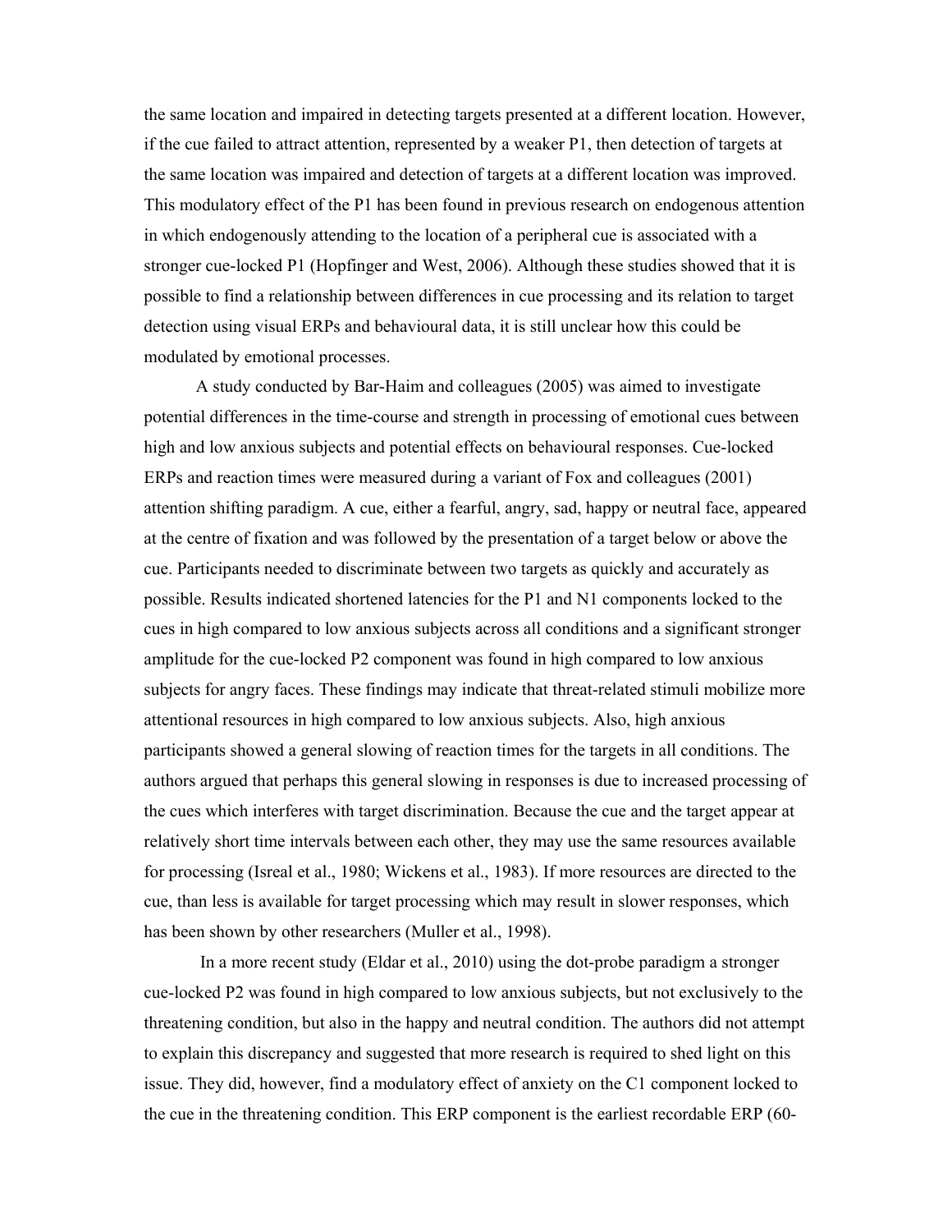the same location and impaired in detecting targets presented at a different location. However, if the cue failed to attract attention, represented by a weaker P1, then detection of targets at the same location was impaired and detection of targets at a different location was improved. This modulatory effect of the P1 has been found in previous research on endogenous attention in which endogenously attending to the location of a peripheral cue is associated with a stronger cue-locked P1 (Hopfinger and West, 2006). Although these studies showed that it is possible to find a relationship between differences in cue processing and its relation to target detection using visual ERPs and behavioural data, it is still unclear how this could be modulated by emotional processes.

A study conducted by Bar-Haim and colleagues (2005) was aimed to investigate potential differences in the time-course and strength in processing of emotional cues between high and low anxious subjects and potential effects on behavioural responses. Cue-locked ERPs and reaction times were measured during a variant of Fox and colleagues (2001) attention shifting paradigm. A cue, either a fearful, angry, sad, happy or neutral face, appeared at the centre of fixation and was followed by the presentation of a target below or above the cue. Participants needed to discriminate between two targets as quickly and accurately as possible. Results indicated shortened latencies for the P1 and N1 components locked to the cues in high compared to low anxious subjects across all conditions and a significant stronger amplitude for the cue-locked P2 component was found in high compared to low anxious subjects for angry faces. These findings may indicate that threat-related stimuli mobilize more attentional resources in high compared to low anxious subjects. Also, high anxious participants showed a general slowing of reaction times for the targets in all conditions. The authors argued that perhaps this general slowing in responses is due to increased processing of the cues which interferes with target discrimination. Because the cue and the target appear at relatively short time intervals between each other, they may use the same resources available for processing (Isreal et al., 1980; Wickens et al., 1983). If more resources are directed to the cue, than less is available for target processing which may result in slower responses, which has been shown by other researchers (Muller et al., 1998).

In a more recent study (Eldar et al., 2010) using the dot-probe paradigm a stronger cue-locked P2 was found in high compared to low anxious subjects, but not exclusively to the threatening condition, but also in the happy and neutral condition. The authors did not attempt to explain this discrepancy and suggested that more research is required to shed light on this issue. They did, however, find a modulatory effect of anxiety on the C1 component locked to the cue in the threatening condition. This ERP component is the earliest recordable ERP (60-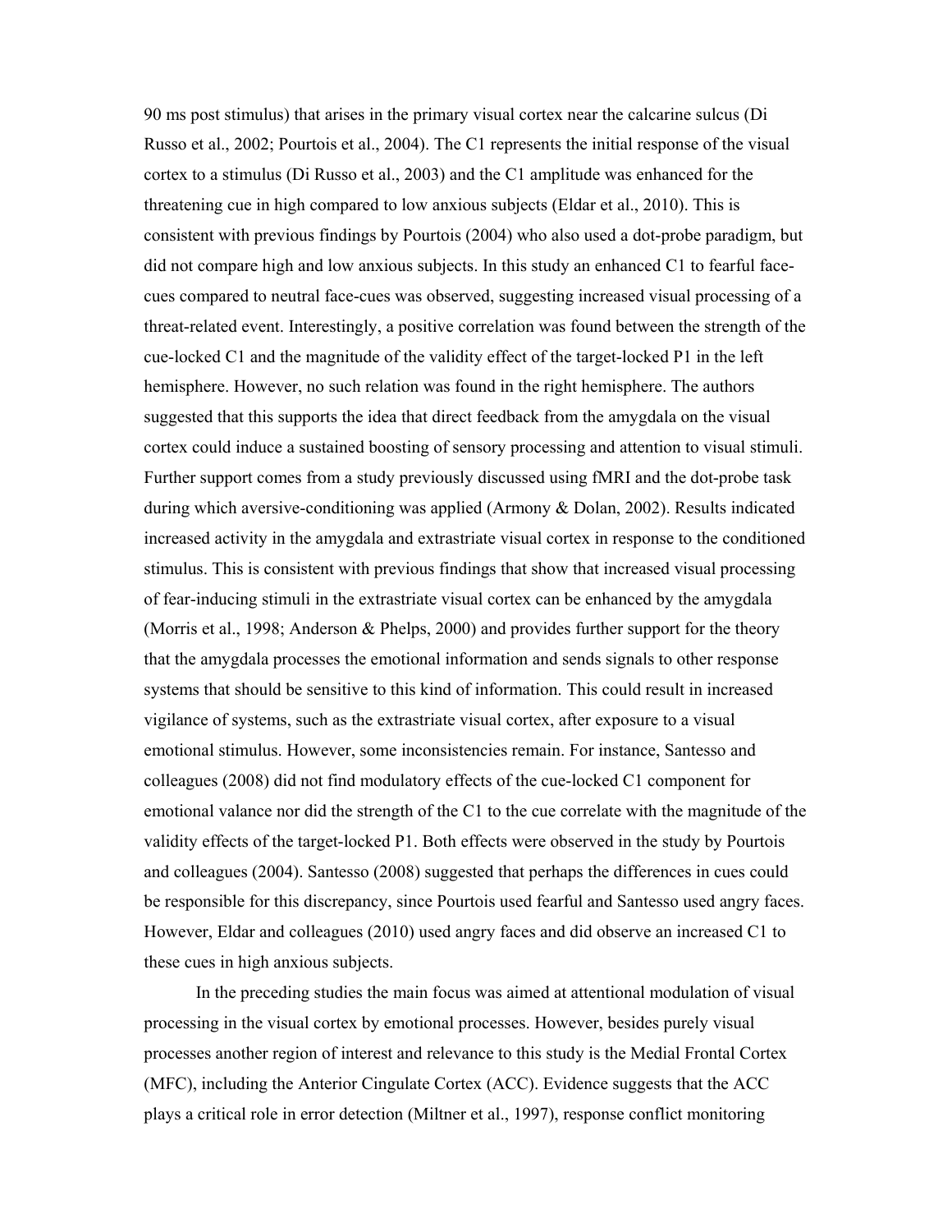90 ms post stimulus) that arises in the primary visual cortex near the calcarine sulcus (Di Russo et al., 2002; Pourtois et al., 2004). The C1 represents the initial response of the visual cortex to a stimulus (Di Russo et al., 2003) and the C1 amplitude was enhanced for the threatening cue in high compared to low anxious subjects (Eldar et al., 2010). This is consistent with previous findings by Pourtois (2004) who also used a dot-probe paradigm, but did not compare high and low anxious subjects. In this study an enhanced C1 to fearful face-cues compared to neutral face-cues was observed, suggesting increased visual processing of a threat-related event. Interestingly, a positive correlation was found between the strength of the cue-locked C1 and the magnitude of the validity effect of the target-locked P1 in the left hemisphere. However, no such relation was found in the right hemisphere. The authors suggested that this supports the idea that direct feedback from the amygdala on the visual cortex could induce a sustained boosting of sensory processing and attention to visual stimuli. Further support comes from a study previously discussed using fMRI and the dot-probe task during which aversive-conditioning was applied (Armony & Dolan, 2002). Results indicated increased activity in the amygdala and extrastriate visual cortex in response to the conditioned stimulus. This is consistent with previous findings that show that increased visual processing of fear-inducing stimuli in the extrastriate visual cortex can be enhanced by the amygdala (Morris et al., 1998; Anderson & Phelps, 2000) and provides further support for the theory that the amygdala processes the emotional information and sends signals to other response systems that should be sensitive to this kind of information. This could result in increased vigilance of systems, such as the extrastriate visual cortex, after exposure to a visual emotional stimulus. However, some inconsistencies remain. For instance, Santesso and colleagues (2008) did not find modulatory effects of the cue-locked C1 component for emotional valance nor did the strength of the C1 to the cue correlate with the magnitude of the validity effects of the target-locked P1. Both effects were observed in the study by Pourtois and colleagues (2004). Santesso (2008) suggested that perhaps the differences in cues could be responsible for this discrepancy, since Pourtois used fearful and Santesso used angry faces. However, Eldar and colleagues (2010) used angry faces and did observe an increased C1 to these cues in high anxious subjects.

In the preceding studies the main focus was aimed at attentional modulation of visual processing in the visual cortex by emotional processes. However, besides purely visual processes another region of interest and relevance to this study is the Medial Frontal Cortex (MFC), including the Anterior Cingulate Cortex (ACC). Evidence suggests that the ACC plays a critical role in error detection (Miltner et al., 1997), response conflict monitoring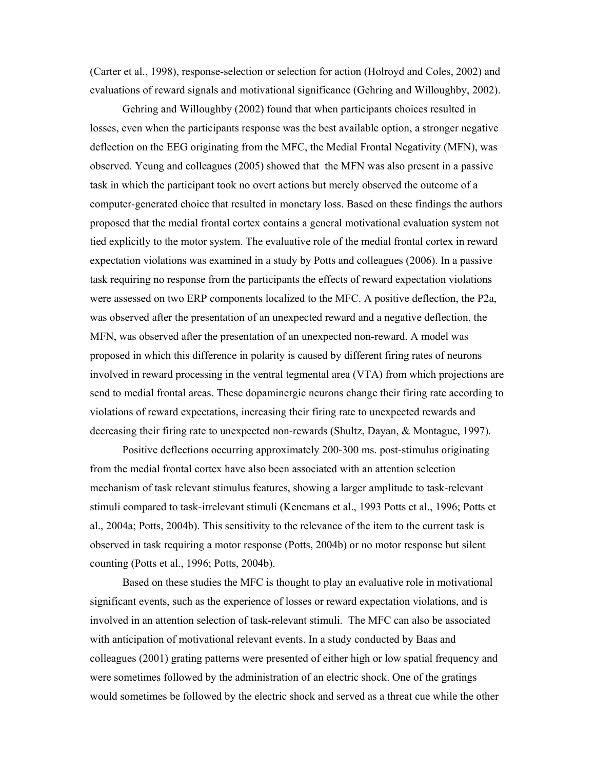(Carter et al., 1998), response-selection or selection for action (Holroyd and Coles, 2002) and evaluations of reward signals and motivational significance (Gehring and Willoughby, 2002).

Gehring and Willoughby (2002) found that when participants choices resulted in losses, even when the participants response was the best available option, a stronger negative deflection on the EEG originating from the MFC, the Medial Frontal Negativity (MFN), was observed. Yeung and colleagues (2005) showed that the MFN was also present in a passive task in which the participant took no overt actions but merely observed the outcome of a computer-generated choice that resulted in monetary loss. Based on these findings the authors proposed that the medial frontal cortex contains a general motivational evaluation system not tied explicitly to the motor system. The evaluative role of the medial frontal cortex in reward expectation violations was examined in a study by Potts and colleagues (2006). In a passive task requiring no response from the participants the effects of reward expectation violations were assessed on two ERP components localized to the MFC. A positive deflection, the P2a, was observed after the presentation of an unexpected reward and a negative deflection, the MFN, was observed after the presentation of an unexpected non-reward. A model was proposed in which this difference in polarity is caused by different firing rates of neurons involved in reward processing in the ventral tegmental area (VTA) from which projections are send to medial frontal areas. These dopaminergic neurons change their firing rate according to violations of reward expectations, increasing their firing rate to unexpected rewards and decreasing their firing rate to unexpected non-rewards (Shultz, Dayan, & Montague, 1997).

Positive deflections occurring approximately 200-300 ms. post-stimulus originating from the medial frontal cortex have also been associated with an attention selection mechanism of task relevant stimulus features, showing a larger amplitude to task-relevant stimuli compared to task-irrelevant stimuli (Kenemans et al., 1993 Potts et al., 1996; Potts et al., 2004a; Potts, 2004b). This sensitivity to the relevance of the item to the current task is observed in task requiring a motor response (Potts, 2004b) or no motor response but silent counting (Potts et al., 1996; Potts, 2004b).

Based on these studies the MFC is thought to play an evaluative role in motivational significant events, such as the experience of losses or reward expectation violations, and is involved in an attention selection of task-relevant stimuli. The MFC can also be associated with anticipation of motivational relevant events. In a study conducted by Baas and colleagues (2001) grating patterns were presented of either high or low spatial frequency and were sometimes followed by the administration of an electric shock. One of the gratings would sometimes be followed by the electric shock and served as a threat cue while the other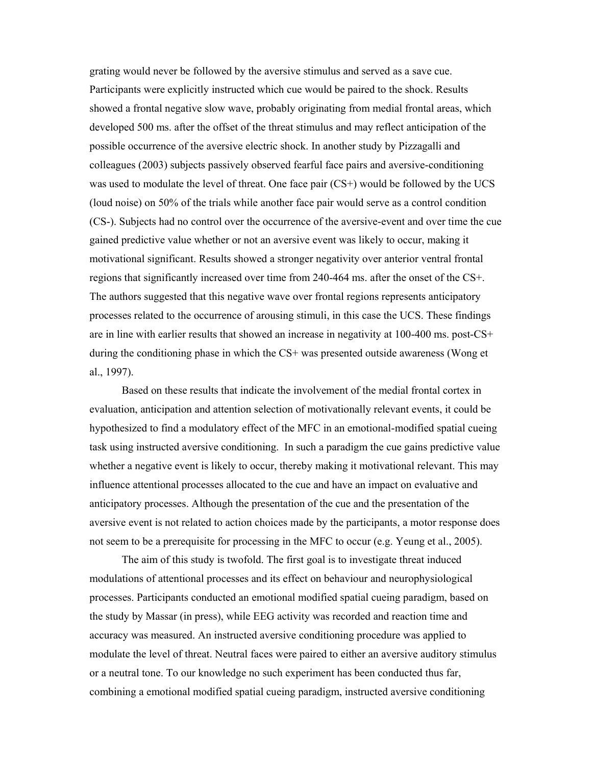grating would never be followed by the aversive stimulus and served as a save cue. Participants were explicitly instructed which cue would be paired to the shock. Results showed a frontal negative slow wave, probably originating from medial frontal areas, which developed 500 ms. after the offset of the threat stimulus and may reflect anticipation of the possible occurrence of the aversive electric shock. In another study by Pizzagalli and colleagues (2003) subjects passively observed fearful face pairs and aversive-conditioning was used to modulate the level of threat. One face pair (CS+) would be followed by the UCS (loud noise) on 50% of the trials while another face pair would serve as a control condition (CS-). Subjects had no control over the occurrence of the aversive-event and over time the cue gained predictive value whether or not an aversive event was likely to occur, making it motivational significant. Results showed a stronger negativity over anterior ventral frontal regions that significantly increased over time from 240-464 ms. after the onset of the CS+. The authors suggested that this negative wave over frontal regions represents anticipatory processes related to the occurrence of arousing stimuli, in this case the UCS. These findings are in line with earlier results that showed an increase in negativity at 100-400 ms. post-CS+ during the conditioning phase in which the CS+ was presented outside awareness (Wong et al., 1997).

Based on these results that indicate the involvement of the medial frontal cortex in evaluation, anticipation and attention selection of motivationally relevant events, it could be hypothesized to find a modulatory effect of the MFC in an emotional-modified spatial cueing task using instructed aversive conditioning. In such a paradigm the cue gains predictive value whether a negative event is likely to occur, thereby making it motivational relevant. This may influence attentional processes allocated to the cue and have an impact on evaluative and anticipatory processes. Although the presentation of the cue and the presentation of the aversive event is not related to action choices made by the participants, a motor response does not seem to be a prerequisite for processing in the MFC to occur (e.g. Yeung et al., 2005).

The aim of this study is twofold. The first goal is to investigate threat induced modulations of attentional processes and its effect on behaviour and neurophysiological processes. Participants conducted an emotional modified spatial cueing paradigm, based on the study by Massar (in press), while EEG activity was recorded and reaction time and accuracy was measured. An instructed aversive conditioning procedure was applied to modulate the level of threat. Neutral faces were paired to either an aversive auditory stimulus or a neutral tone. To our knowledge no such experiment has been conducted thus far, combining a emotional modified spatial cueing paradigm, instructed aversive conditioning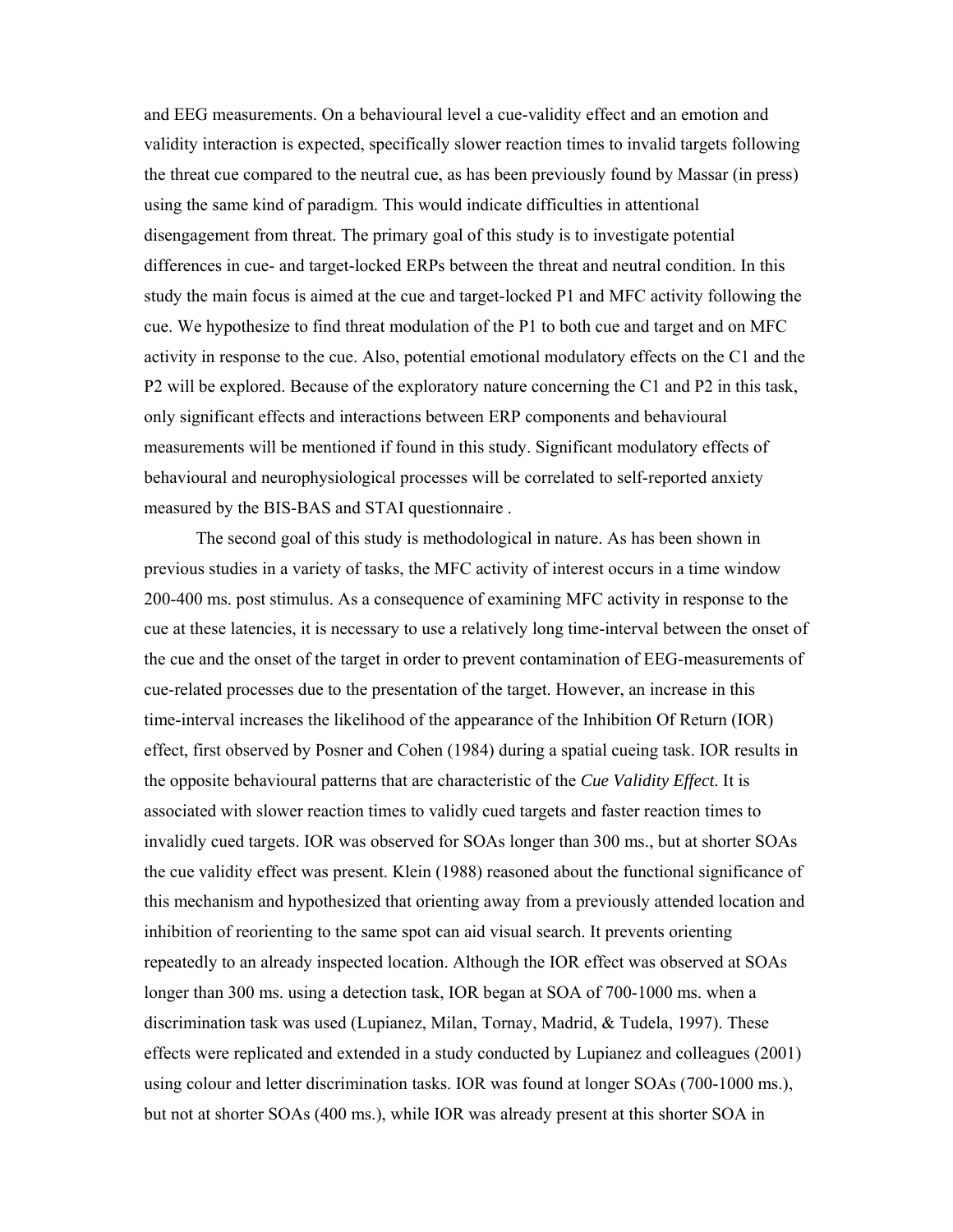and EEG measurements. On a behavioural level a cue-validity effect and an emotion and validity interaction is expected, specifically slower reaction times to invalid targets following the threat cue compared to the neutral cue, as has been previously found by Massar (in press) using the same kind of paradigm. This would indicate difficulties in attentional disengagement from threat. The primary goal of this study is to investigate potential differences in cue- and target-locked ERPs between the threat and neutral condition. In this study the main focus is aimed at the cue and target-locked P1 and MFC activity following the cue. We hypothesize to find threat modulation of the P1 to both cue and target and on MFC activity in response to the cue. Also, potential emotional modulatory effects on the C1 and the P2 will be explored. Because of the exploratory nature concerning the C1 and P2 in this task, only significant effects and interactions between ERP components and behavioural measurements will be mentioned if found in this study. Significant modulatory effects of behavioural and neurophysiological processes will be correlated to self-reported anxiety measured by the BIS-BAS and STAI questionnaire .

The second goal of this study is methodological in nature. As has been shown in previous studies in a variety of tasks, the MFC activity of interest occurs in a time window 200-400 ms. post stimulus. As a consequence of examining MFC activity in response to the cue at these latencies, it is necessary to use a relatively long time-interval between the onset of the cue and the onset of the target in order to prevent contamination of EEG-measurements of cue-related processes due to the presentation of the target. However, an increase in this time-interval increases the likelihood of the appearance of the Inhibition Of Return (IOR) effect, first observed by Posner and Cohen (1984) during a spatial cueing task. IOR results in the opposite behavioural patterns that are characteristic of the *Cue Validity Effect*. It is associated with slower reaction times to validly cued targets and faster reaction times to invalidly cued targets. IOR was observed for SOAs longer than 300 ms., but at shorter SOAs the cue validity effect was present. Klein (1988) reasoned about the functional significance of this mechanism and hypothesized that orienting away from a previously attended location and inhibition of reorienting to the same spot can aid visual search. It prevents orienting repeatedly to an already inspected location. Although the IOR effect was observed at SOAs longer than 300 ms. using a detection task, IOR began at SOA of 700-1000 ms. when a discrimination task was used (Lupianez, Milan, Tornay, Madrid, & Tudela, 1997). These effects were replicated and extended in a study conducted by Lupianez and colleagues (2001) using colour and letter discrimination tasks. IOR was found at longer SOAs (700-1000 ms.), but not at shorter SOAs (400 ms.), while IOR was already present at this shorter SOA in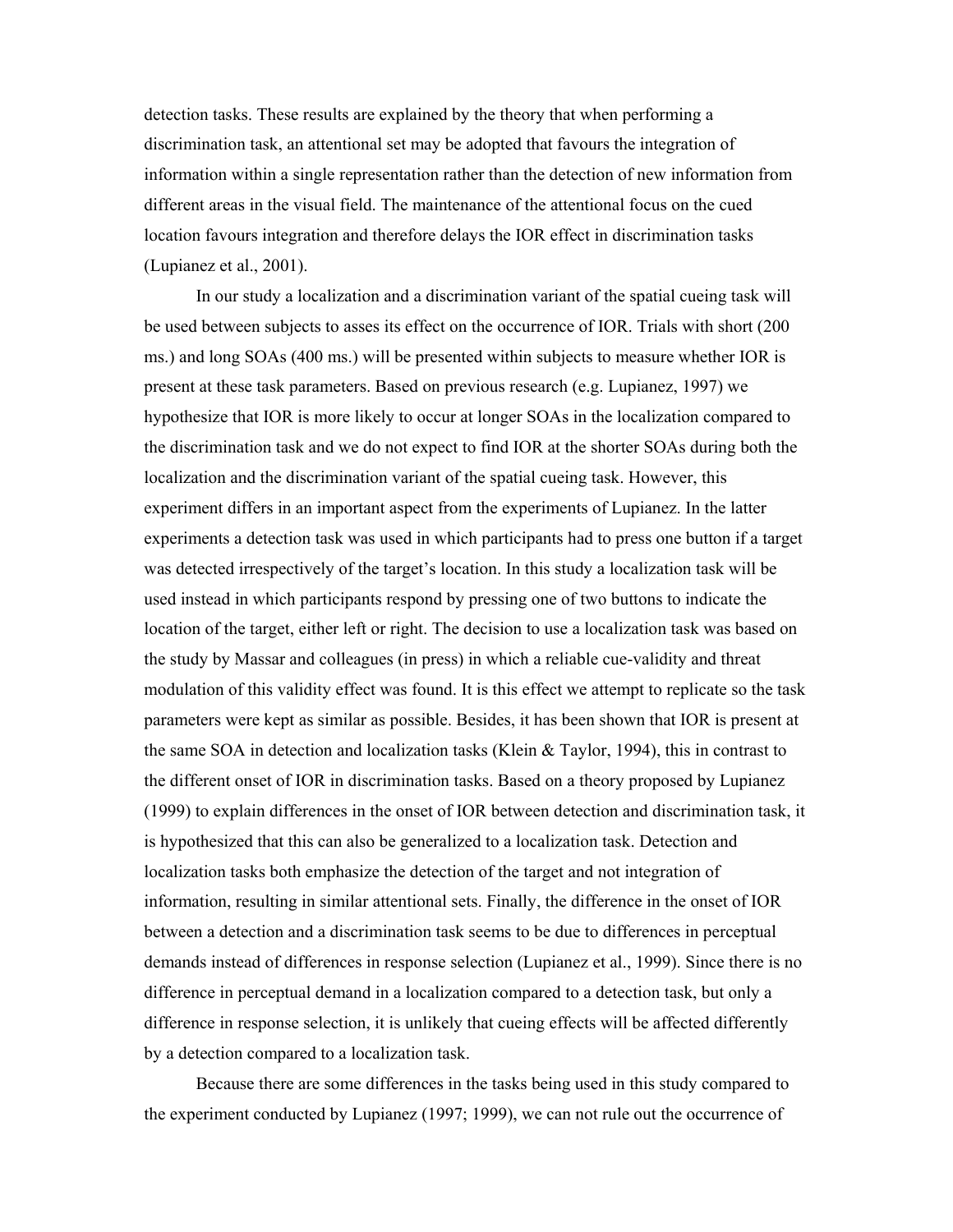detection tasks. These results are explained by the theory that when performing a discrimination task, an attentional set may be adopted that favours the integration of information within a single representation rather than the detection of new information from different areas in the visual field. The maintenance of the attentional focus on the cued location favours integration and therefore delays the IOR effect in discrimination tasks (Lupianez et al., 2001).

In our study a localization and a discrimination variant of the spatial cueing task will be used between subjects to asses its effect on the occurrence of IOR. Trials with short (200 ms.) and long SOAs (400 ms.) will be presented within subjects to measure whether IOR is present at these task parameters. Based on previous research (e.g. Lupianez, 1997) we hypothesize that IOR is more likely to occur at longer SOAs in the localization compared to the discrimination task and we do not expect to find IOR at the shorter SOAs during both the localization and the discrimination variant of the spatial cueing task. However, this experiment differs in an important aspect from the experiments of Lupianez. In the latter experiments a detection task was used in which participants had to press one button if a target was detected irrespectively of the target's location. In this study a localization task will be used instead in which participants respond by pressing one of two buttons to indicate the location of the target, either left or right. The decision to use a localization task was based on the study by Massar and colleagues (in press) in which a reliable cue-validity and threat modulation of this validity effect was found. It is this effect we attempt to replicate so the task parameters were kept as similar as possible. Besides, it has been shown that IOR is present at the same SOA in detection and localization tasks (Klein & Taylor, 1994), this in contrast to the different onset of IOR in discrimination tasks. Based on a theory proposed by Lupianez (1999) to explain differences in the onset of IOR between detection and discrimination task, it is hypothesized that this can also be generalized to a localization task. Detection and localization tasks both emphasize the detection of the target and not integration of information, resulting in similar attentional sets. Finally, the difference in the onset of IOR between a detection and a discrimination task seems to be due to differences in perceptual demands instead of differences in response selection (Lupianez et al., 1999). Since there is no difference in perceptual demand in a localization compared to a detection task, but only a difference in response selection, it is unlikely that cueing effects will be affected differently by a detection compared to a localization task.

Because there are some differences in the tasks being used in this study compared to the experiment conducted by Lupianez (1997; 1999), we can not rule out the occurrence of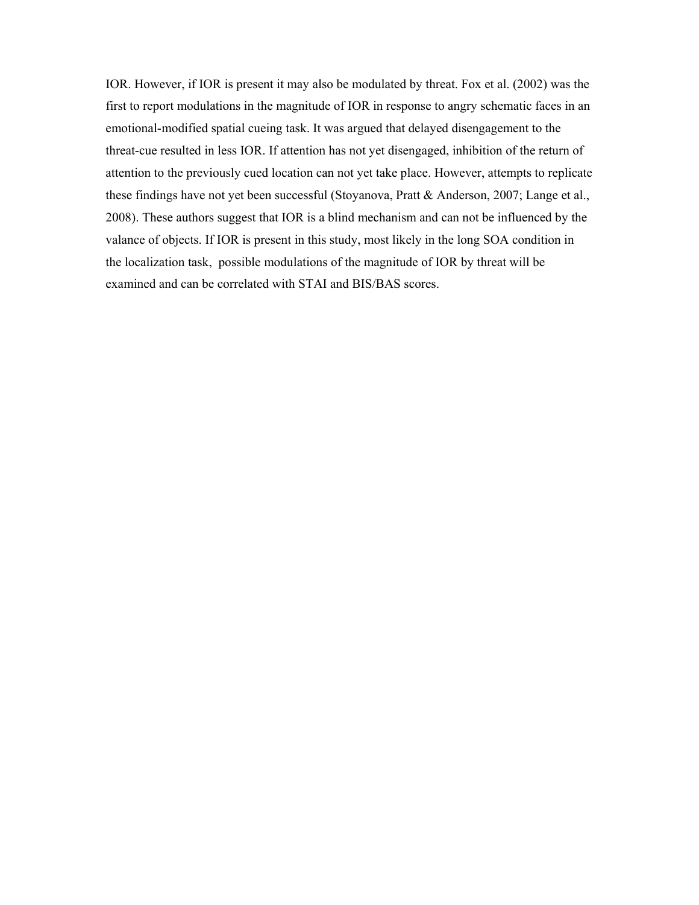IOR. However, if IOR is present it may also be modulated by threat. Fox et al. (2002) was the first to report modulations in the magnitude of IOR in response to angry schematic faces in an emotional-modified spatial cueing task. It was argued that delayed disengagement to the threat-cue resulted in less IOR. If attention has not yet disengaged, inhibition of the return of attention to the previously cued location can not yet take place. However, attempts to replicate these findings have not yet been successful (Stoyanova, Pratt & Anderson, 2007; Lange et al., 2008). These authors suggest that IOR is a blind mechanism and can not be influenced by the valance of objects. If IOR is present in this study, most likely in the long SOA condition in the localization task,  possible modulations of the magnitude of IOR by threat will be examined and can be correlated with STAI and BIS/BAS scores.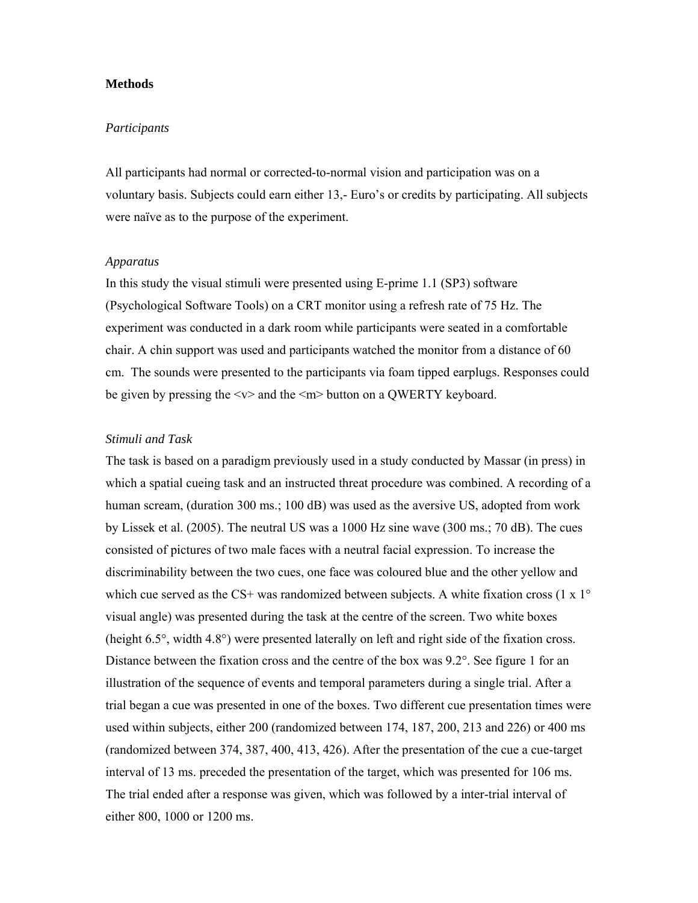**Methods**

*Participants*

All participants had normal or corrected-to-normal vision and participation was on a voluntary basis. Subjects could earn either 13,- Euro's or credits by participating. All subjects were naïve as to the purpose of the experiment.

*Apparatus*

In this study the visual stimuli were presented using E-prime 1.1 (SP3) software (Psychological Software Tools) on a CRT monitor using a refresh rate of 75 Hz. The experiment was conducted in a dark room while participants were seated in a comfortable chair. A chin support was used and participants watched the monitor from a distance of 60 cm. The sounds were presented to the participants via foam tipped earplugs. Responses could be given by pressing the <v> and the <m> button on a QWERTY keyboard.

*Stimuli and Task*

The task is based on a paradigm previously used in a study conducted by Massar (in press) in which a spatial cueing task and an instructed threat procedure was combined. A recording of a human scream, (duration 300 ms.; 100 dB) was used as the aversive US, adopted from work by Lissek et al. (2005). The neutral US was a 1000 Hz sine wave (300 ms.; 70 dB). The cues consisted of pictures of two male faces with a neutral facial expression. To increase the discriminability between the two cues, one face was coloured blue and the other yellow and which cue served as the CS+ was randomized between subjects. A white fixation cross (1 x 1° visual angle) was presented during the task at the centre of the screen. Two white boxes (height 6.5°, width 4.8°) were presented laterally on left and right side of the fixation cross. Distance between the fixation cross and the centre of the box was 9.2°. See figure 1 for an illustration of the sequence of events and temporal parameters during a single trial. After a trial began a cue was presented in one of the boxes. Two different cue presentation times were used within subjects, either 200 (randomized between 174, 187, 200, 213 and 226) or 400 ms (randomized between 374, 387, 400, 413, 426). After the presentation of the cue a cue-target interval of 13 ms. preceded the presentation of the target, which was presented for 106 ms. The trial ended after a response was given, which was followed by a inter-trial interval of either 800, 1000 or 1200 ms.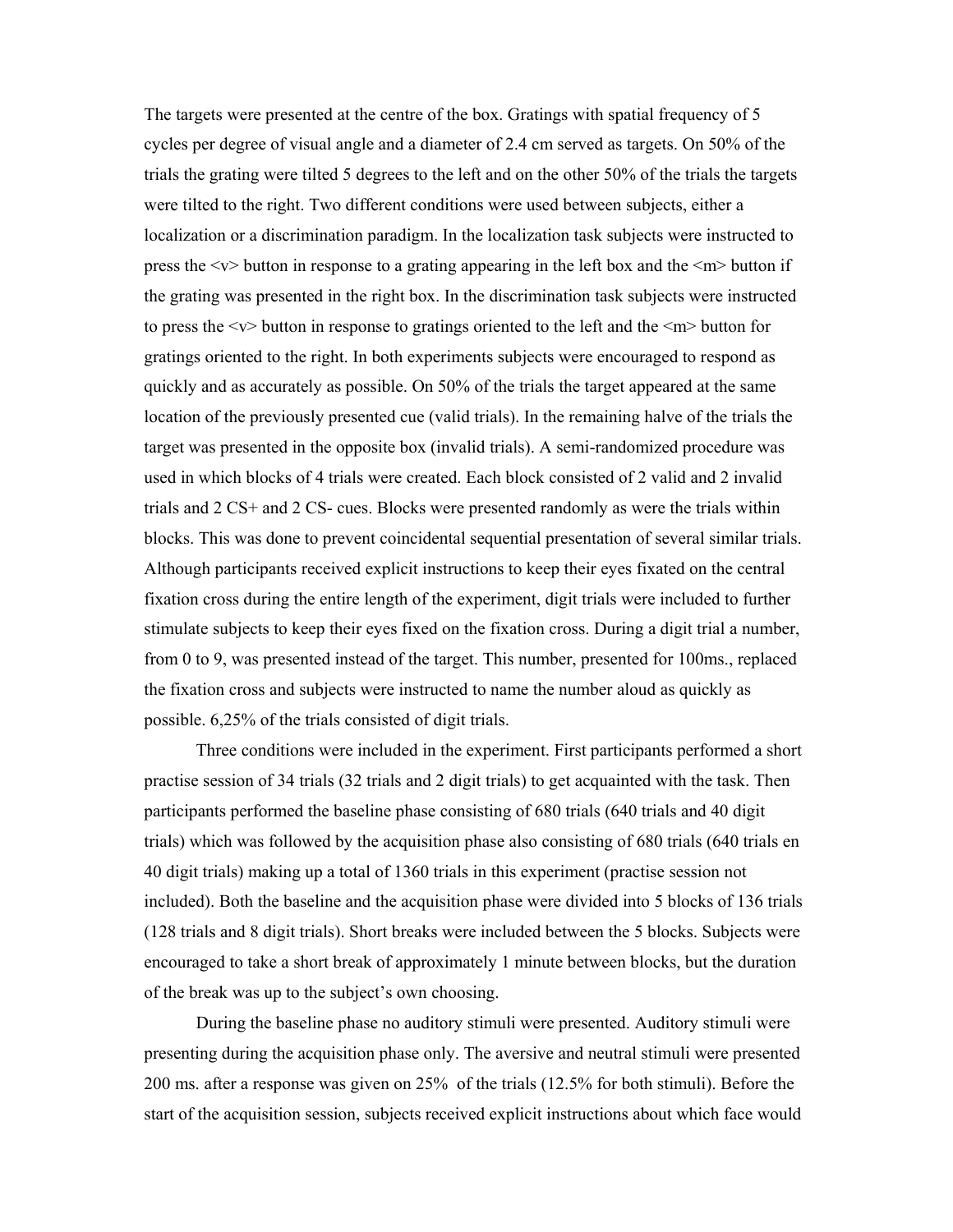The targets were presented at the centre of the box. Gratings with spatial frequency of 5 cycles per degree of visual angle and a diameter of 2.4 cm served as targets. On 50% of the trials the grating were tilted 5 degrees to the left and on the other 50% of the trials the targets were tilted to the right. Two different conditions were used between subjects, either a localization or a discrimination paradigm. In the localization task subjects were instructed to press the <v> button in response to a grating appearing in the left box and the <m> button if the grating was presented in the right box. In the discrimination task subjects were instructed to press the <v> button in response to gratings oriented to the left and the <m> button for gratings oriented to the right. In both experiments subjects were encouraged to respond as quickly and as accurately as possible. On 50% of the trials the target appeared at the same location of the previously presented cue (valid trials). In the remaining halve of the trials the target was presented in the opposite box (invalid trials). A semi-randomized procedure was used in which blocks of 4 trials were created. Each block consisted of 2 valid and 2 invalid trials and 2 CS+ and 2 CS- cues. Blocks were presented randomly as were the trials within blocks. This was done to prevent coincidental sequential presentation of several similar trials. Although participants received explicit instructions to keep their eyes fixated on the central fixation cross during the entire length of the experiment, digit trials were included to further stimulate subjects to keep their eyes fixed on the fixation cross. During a digit trial a number, from 0 to 9, was presented instead of the target. This number, presented for 100ms., replaced the fixation cross and subjects were instructed to name the number aloud as quickly as possible. 6,25% of the trials consisted of digit trials.

Three conditions were included in the experiment. First participants performed a short practise session of 34 trials (32 trials and 2 digit trials) to get acquainted with the task. Then participants performed the baseline phase consisting of 680 trials (640 trials and 40 digit trials) which was followed by the acquisition phase also consisting of 680 trials (640 trials en 40 digit trials) making up a total of 1360 trials in this experiment (practise session not included). Both the baseline and the acquisition phase were divided into 5 blocks of 136 trials (128 trials and 8 digit trials). Short breaks were included between the 5 blocks. Subjects were encouraged to take a short break of approximately 1 minute between blocks, but the duration of the break was up to the subject's own choosing.

During the baseline phase no auditory stimuli were presented. Auditory stimuli were presenting during the acquisition phase only. The aversive and neutral stimuli were presented 200 ms. after a response was given on 25% of the trials (12.5% for both stimuli). Before the start of the acquisition session, subjects received explicit instructions about which face would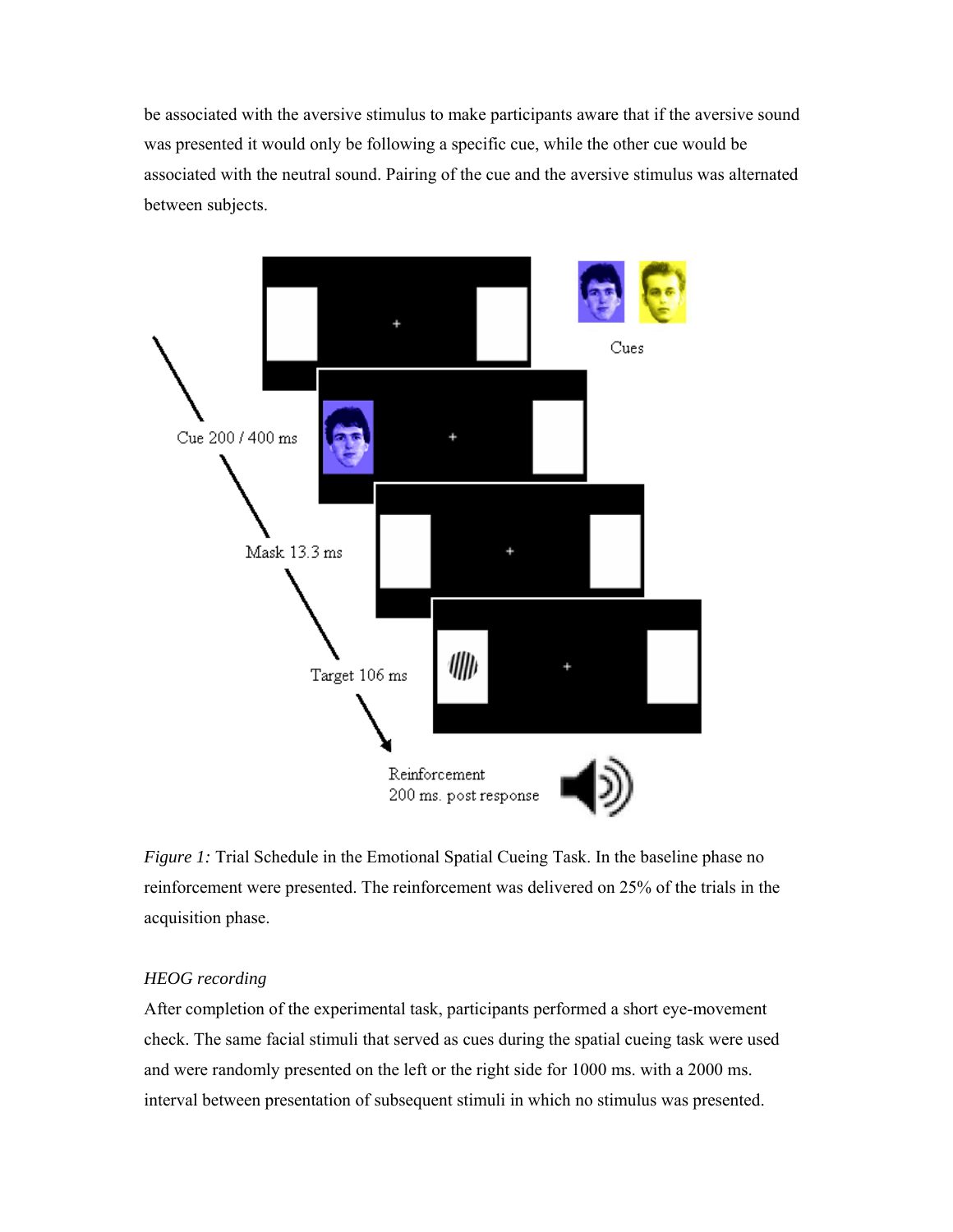be associated with the aversive stimulus to make participants aware that if the aversive sound was presented it would only be following a specific cue, while the other cue would be associated with the neutral sound. Pairing of the cue and the aversive stimulus was alternated between subjects.

*Figure 1:* Trial Schedule in the Emotional Spatial Cueing Task. In the baseline phase no reinforcement were presented. The reinforcement was delivered on 25% of the trials in the acquisition phase.

*HEOG recording*

After completion of the experimental task, participants performed a short eye-movement check. The same facial stimuli that served as cues during the spatial cueing task were used and were randomly presented on the left or the right side for 1000 ms. with a 2000 ms. interval between presentation of subsequent stimuli in which no stimulus was presented.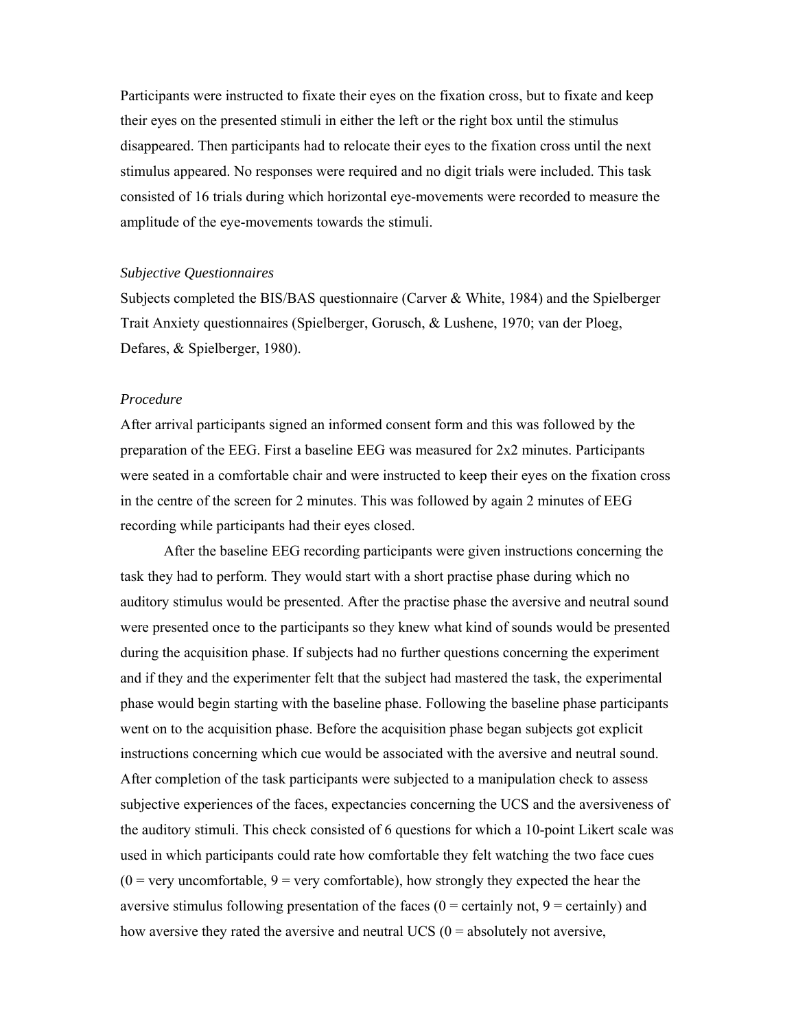Participants were instructed to fixate their eyes on the fixation cross, but to fixate and keep their eyes on the presented stimuli in either the left or the right box until the stimulus disappeared. Then participants had to relocate their eyes to the fixation cross until the next stimulus appeared. No responses were required and no digit trials were included. This task consisted of 16 trials during which horizontal eye-movements were recorded to measure the amplitude of the eye-movements towards the stimuli.

*Subjective Questionnaires*

Subjects completed the BIS/BAS questionnaire (Carver & White, 1984) and the Spielberger Trait Anxiety questionnaires (Spielberger, Gorusch, & Lushene, 1970; van der Ploeg, Defares, & Spielberger, 1980).

*Procedure*

After arrival participants signed an informed consent form and this was followed by the preparation of the EEG. First a baseline EEG was measured for 2x2 minutes. Participants were seated in a comfortable chair and were instructed to keep their eyes on the fixation cross in the centre of the screen for 2 minutes. This was followed by again 2 minutes of EEG recording while participants had their eyes closed.

After the baseline EEG recording participants were given instructions concerning the task they had to perform. They would start with a short practise phase during which no auditory stimulus would be presented. After the practise phase the aversive and neutral sound were presented once to the participants so they knew what kind of sounds would be presented during the acquisition phase. If subjects had no further questions concerning the experiment and if they and the experimenter felt that the subject had mastered the task, the experimental phase would begin starting with the baseline phase. Following the baseline phase participants went on to the acquisition phase. Before the acquisition phase began subjects got explicit instructions concerning which cue would be associated with the aversive and neutral sound. After completion of the task participants were subjected to a manipulation check to assess subjective experiences of the faces, expectancies concerning the UCS and the aversiveness of the auditory stimuli. This check consisted of 6 questions for which a 10-point Likert scale was used in which participants could rate how comfortable they felt watching the two face cues (0 = very uncomfortable, 9 = very comfortable), how strongly they expected the hear the aversive stimulus following presentation of the faces (0 = certainly not, 9 = certainly) and how aversive they rated the aversive and neutral UCS (0 = absolutely not aversive,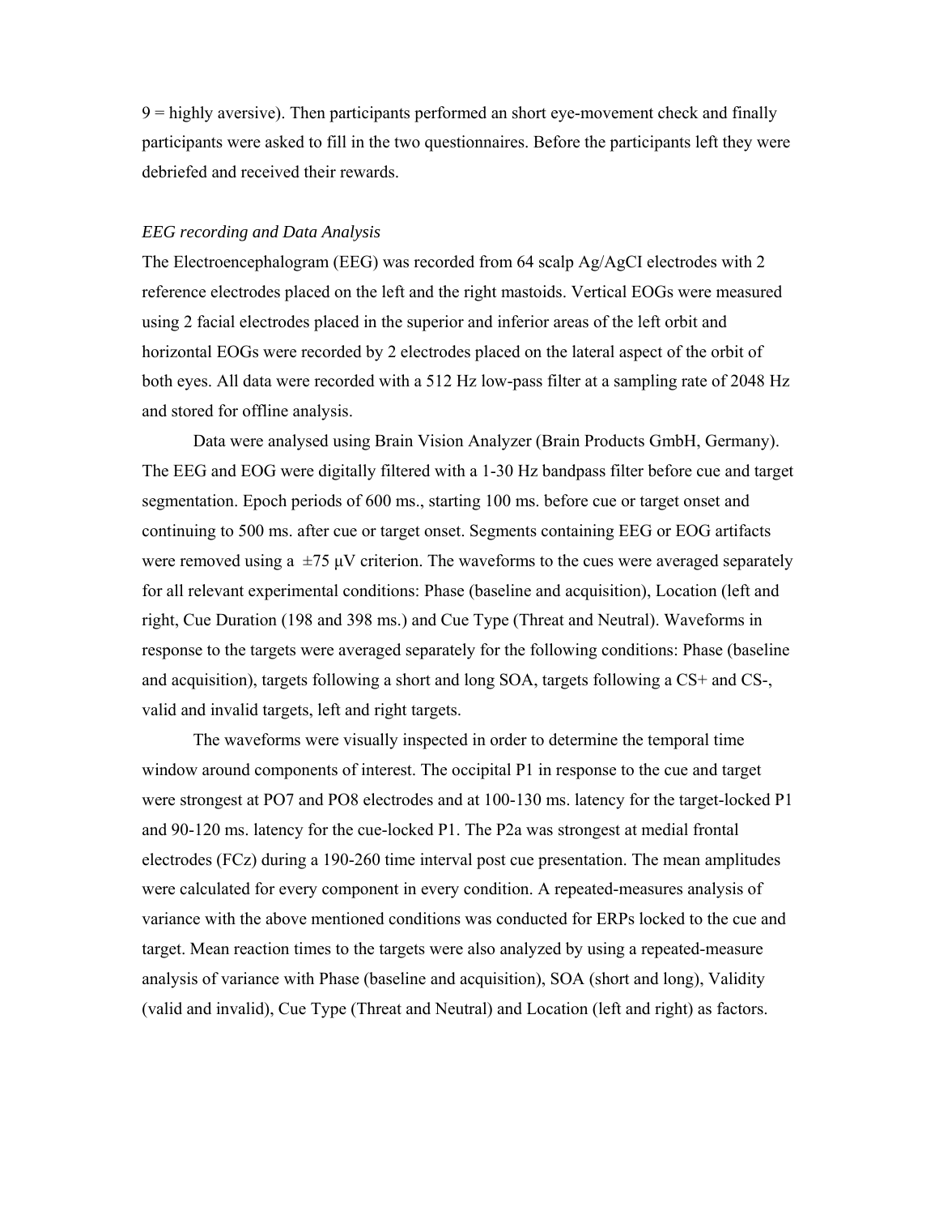9 = highly aversive). Then participants performed an short eye-movement check and finally participants were asked to fill in the two questionnaires. Before the participants left they were debriefed and received their rewards.

*EEG recording and Data Analysis*

The Electroencephalogram (EEG) was recorded from 64 scalp Ag/AgCI electrodes with 2 reference electrodes placed on the left and the right mastoids. Vertical EOGs were measured using 2 facial electrodes placed in the superior and inferior areas of the left orbit and horizontal EOGs were recorded by 2 electrodes placed on the lateral aspect of the orbit of both eyes. All data were recorded with a 512 Hz low-pass filter at a sampling rate of 2048 Hz and stored for offline analysis.

Data were analysed using Brain Vision Analyzer (Brain Products GmbH, Germany). The EEG and EOG were digitally filtered with a 1-30 Hz bandpass filter before cue and target segmentation. Epoch periods of 600 ms., starting 100 ms. before cue or target onset and continuing to 500 ms. after cue or target onset. Segments containing EEG or EOG artifacts were removed using a $\pm 75$ μV criterion. The waveforms to the cues were averaged separately for all relevant experimental conditions: Phase (baseline and acquisition), Location (left and right, Cue Duration (198 and 398 ms.) and Cue Type (Threat and Neutral). Waveforms in response to the targets were averaged separately for the following conditions: Phase (baseline and acquisition), targets following a short and long SOA, targets following a CS+ and CS-, valid and invalid targets, left and right targets.

The waveforms were visually inspected in order to determine the temporal time window around components of interest. The occipital P1 in response to the cue and target were strongest at PO7 and PO8 electrodes and at 100-130 ms. latency for the target-locked P1 and 90-120 ms. latency for the cue-locked P1. The P2a was strongest at medial frontal electrodes (FCz) during a 190-260 time interval post cue presentation. The mean amplitudes were calculated for every component in every condition. A repeated-measures analysis of variance with the above mentioned conditions was conducted for ERPs locked to the cue and target. Mean reaction times to the targets were also analyzed by using a repeated-measure analysis of variance with Phase (baseline and acquisition), SOA (short and long), Validity (valid and invalid), Cue Type (Threat and Neutral) and Location (left and right) as factors.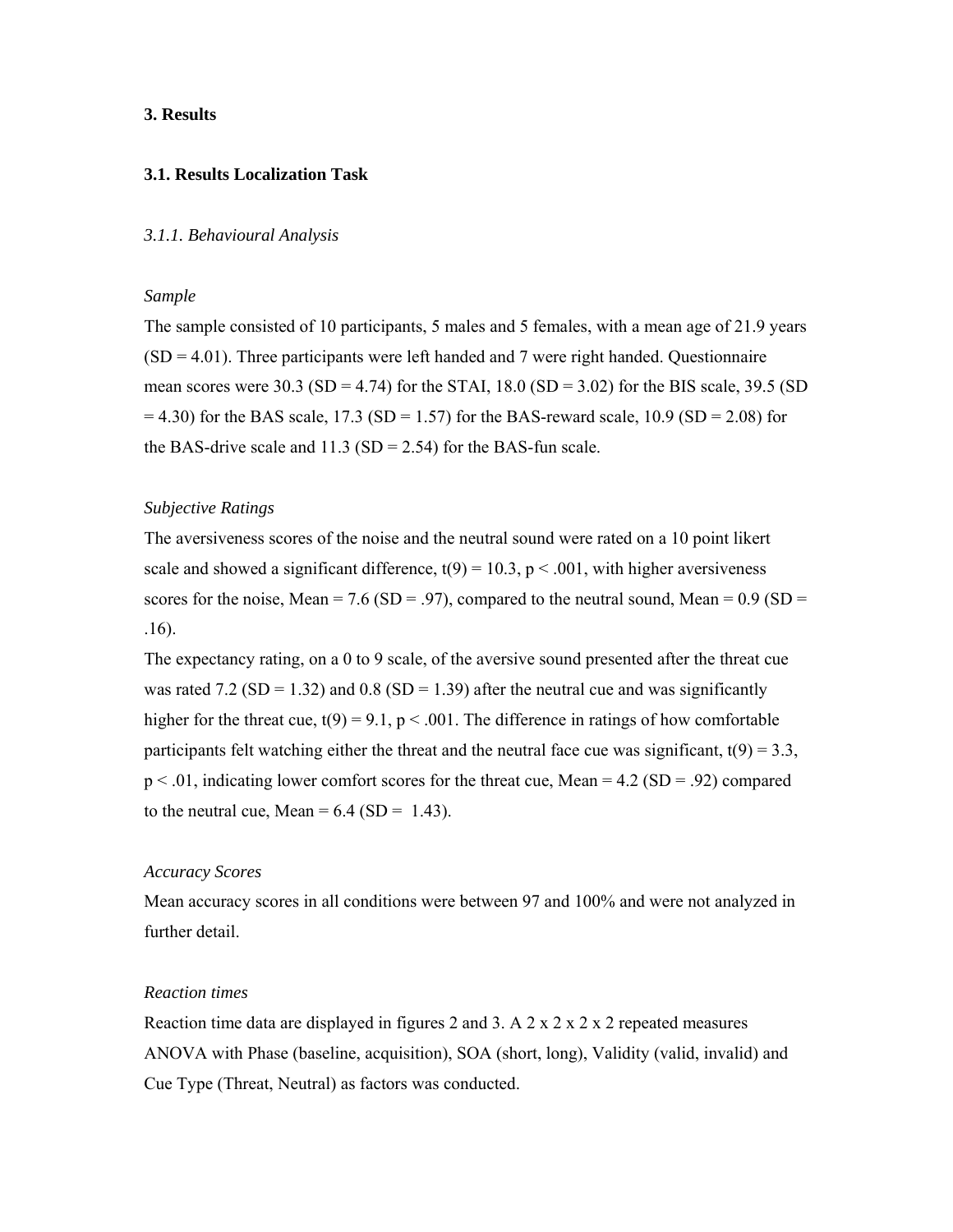# 3. Results

## 3.1. Results Localization Task

### *3.1.1. Behavioural Analysis*

*Sample*

The sample consisted of 10 participants, 5 males and 5 females, with a mean age of 21.9 years (SD = 4.01). Three participants were left handed and 7 were right handed. Questionnaire mean scores were 30.3 (SD = 4.74) for the STAI, 18.0 (SD = 3.02) for the BIS scale, 39.5 (SD = 4.30) for the BAS scale, 17.3 (SD = 1.57) for the BAS-reward scale, 10.9 (SD = 2.08) for the BAS-drive scale and 11.3 (SD = 2.54) for the BAS-fun scale.

*Subjective Ratings*

The aversiveness scores of the noise and the neutral sound were rated on a 10 point likert scale and showed a significant difference, $t(9) = 10.3$, $p < .001$, with higher aversiveness scores for the noise, Mean = 7.6 (SD = .97), compared to the neutral sound, Mean = 0.9 (SD = .16).

The expectancy rating, on a 0 to 9 scale, of the aversive sound presented after the threat cue was rated 7.2 (SD = 1.32) and 0.8 (SD = 1.39) after the neutral cue and was significantly higher for the threat cue, $t(9) = 9.1$, $p < .001$. The difference in ratings of how comfortable participants felt watching either the threat and the neutral face cue was significant, $t(9) = 3.3$, $p < .01$, indicating lower comfort scores for the threat cue, Mean = 4.2 (SD = .92) compared to the neutral cue, Mean = 6.4 (SD = 1.43).

*Accuracy Scores*

Mean accuracy scores in all conditions were between 97 and 100% and were not analyzed in further detail.

*Reaction times*

Reaction time data are displayed in figures 2 and 3. A 2 x 2 x 2 x 2 repeated measures ANOVA with Phase (baseline, acquisition), SOA (short, long), Validity (valid, invalid) and Cue Type (Threat, Neutral) as factors was conducted.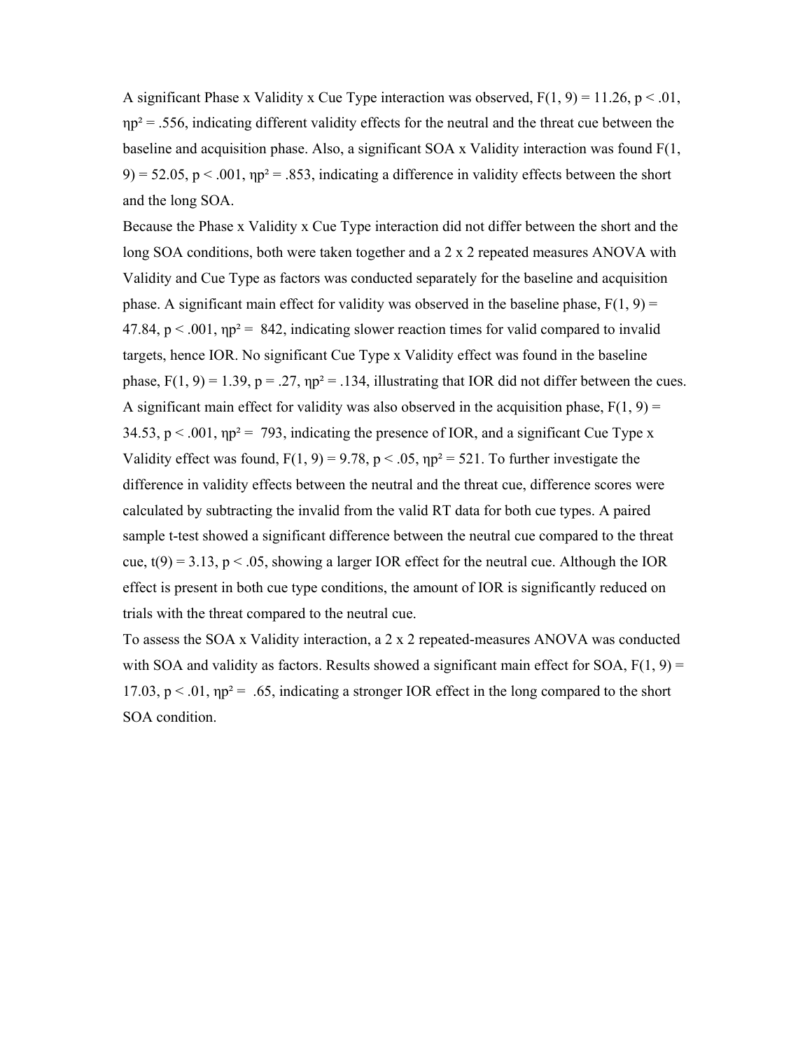A significant Phase x Validity x Cue Type interaction was observed, $F(1, 9) = 11.26$, $p < .01$, $\eta p^2 = .556$, indicating different validity effects for the neutral and the threat cue between the baseline and acquisition phase. Also, a significant SOA x Validity interaction was found $F(1, 9) = 52.05$, $p < .001$, $\eta p^2 = .853$, indicating a difference in validity effects between the short and the long SOA.

Because the Phase x Validity x Cue Type interaction did not differ between the short and the long SOA conditions, both were taken together and a 2 x 2 repeated measures ANOVA with Validity and Cue Type as factors was conducted separately for the baseline and acquisition phase. A significant main effect for validity was observed in the baseline phase, $F(1, 9) = 47.84$, $p < .001$, $\eta p^2 = 842$, indicating slower reaction times for valid compared to invalid targets, hence IOR. No significant Cue Type x Validity effect was found in the baseline phase, $F(1, 9) = 1.39$, $p = .27$, $\eta p^2 = .134$, illustrating that IOR did not differ between the cues. A significant main effect for validity was also observed in the acquisition phase, $F(1, 9) = 34.53$, $p < .001$, $\eta p^2 = 793$, indicating the presence of IOR, and a significant Cue Type x Validity effect was found, $F(1, 9) = 9.78$, $p < .05$, $\eta p^2 = 521$. To further investigate the difference in validity effects between the neutral and the threat cue, difference scores were calculated by subtracting the invalid from the valid RT data for both cue types. A paired sample t-test showed a significant difference between the neutral cue compared to the threat cue, $t(9) = 3.13$, $p < .05$, showing a larger IOR effect for the neutral cue. Although the IOR effect is present in both cue type conditions, the amount of IOR is significantly reduced on trials with the threat compared to the neutral cue.

To assess the SOA x Validity interaction, a 2 x 2 repeated-measures ANOVA was conducted with SOA and validity as factors. Results showed a significant main effect for SOA, $F(1, 9) = 17.03$, $p < .01$, $\eta p^2 = .65$, indicating a stronger IOR effect in the long compared to the short SOA condition.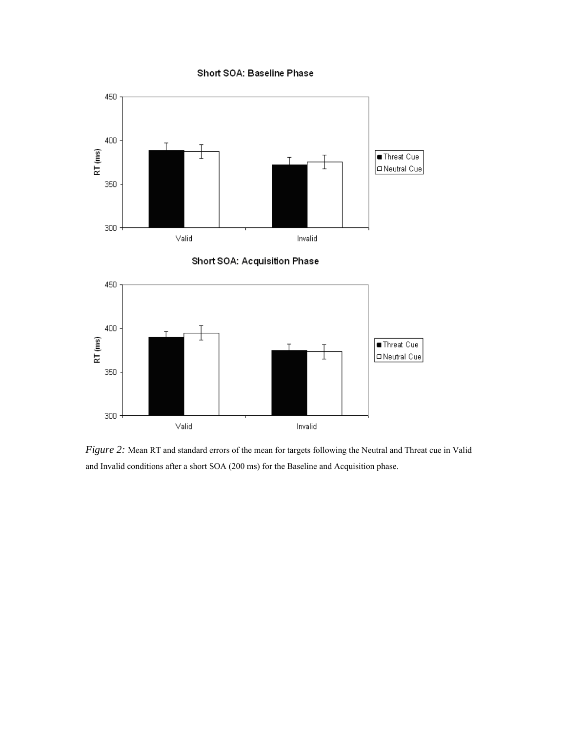*Figure 2:* Mean RT and standard errors of the mean for targets following the Neutral and Threat cue in Valid and Invalid conditions after a short SOA (200 ms) for the Baseline and Acquisition phase.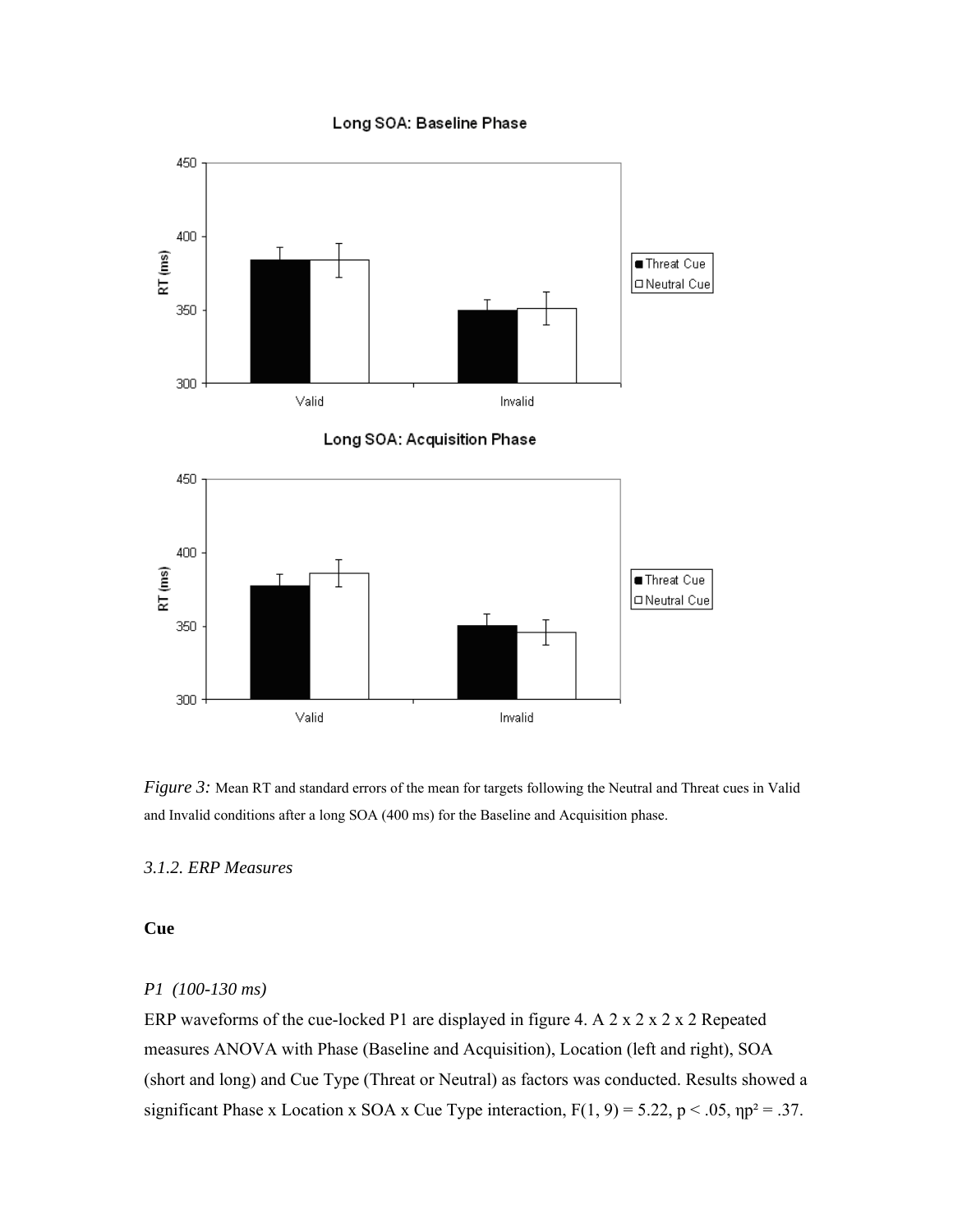*Figure 3:* Mean RT and standard errors of the mean for targets following the Neutral and Threat cues in Valid and Invalid conditions after a long SOA (400 ms) for the Baseline and Acquisition phase.

### *3.1.2. ERP Measures*

**Cue**

*P1 (100-130 ms)*

ERP waveforms of the cue-locked P1 are displayed in figure 4. A 2 x 2 x 2 x 2 Repeated measures ANOVA with Phase (Baseline and Acquisition), Location (left and right), SOA (short and long) and Cue Type (Threat or Neutral) as factors was conducted. Results showed a significant Phase x Location x SOA x Cue Type interaction, $F(1, 9) = 5.22$, $p < .05$, $\eta p^2 = .37$.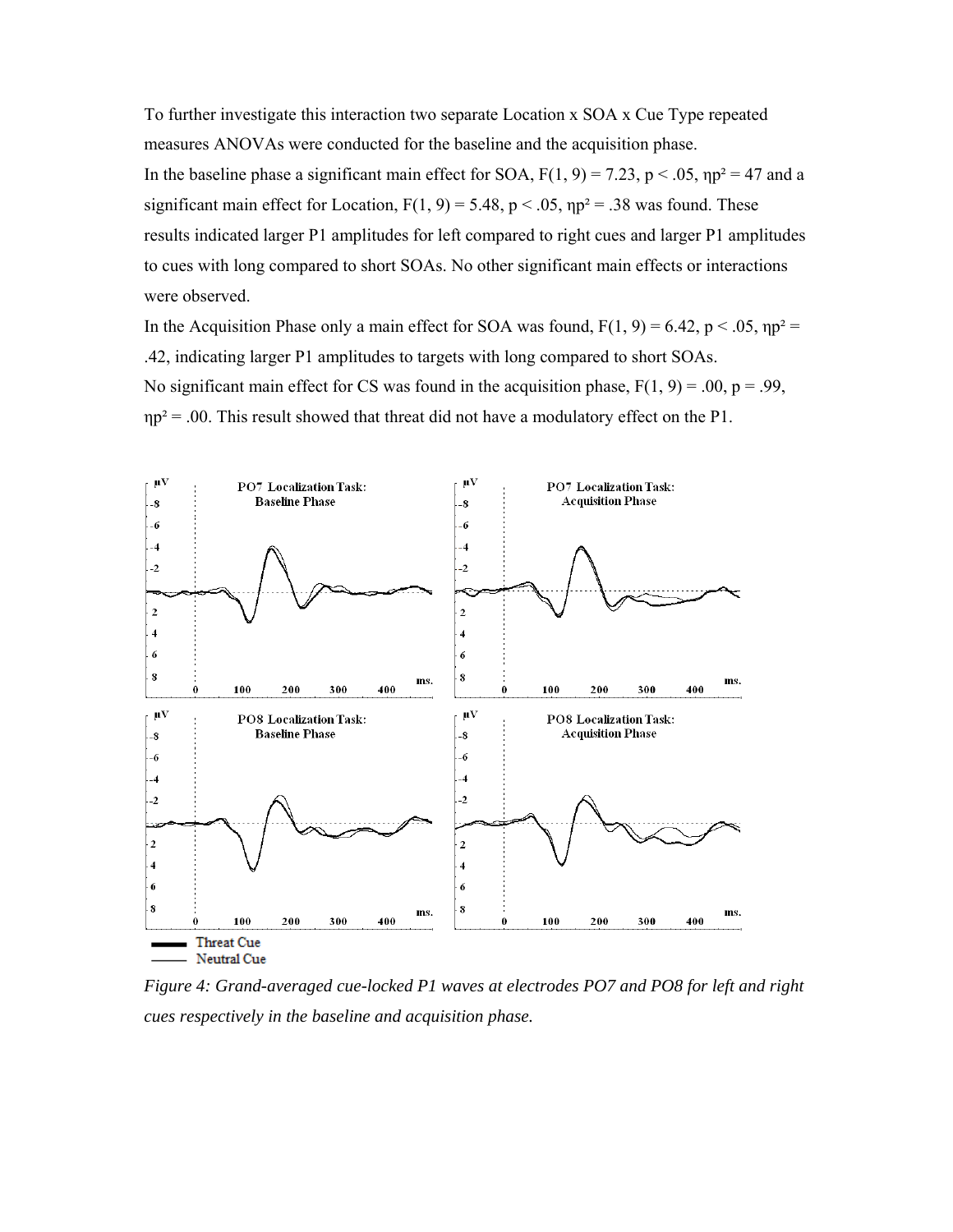To further investigate this interaction two separate Location x SOA x Cue Type repeated measures ANOVAs were conducted for the baseline and the acquisition phase.

In the baseline phase a significant main effect for SOA, $F(1, 9) = 7.23$, $p < .05$, $\eta p^2 = 47$ and a significant main effect for Location, $F(1, 9) = 5.48$, $p < .05$, $\eta p^2 = .38$ was found. These results indicated larger P1 amplitudes for left compared to right cues and larger P1 amplitudes to cues with long compared to short SOAs. No other significant main effects or interactions were observed.

In the Acquisition Phase only a main effect for SOA was found, $F(1, 9) = 6.42$, $p < .05$, $\eta p^2 = .42$, indicating larger P1 amplitudes to targets with long compared to short SOAs.

No significant main effect for CS was found in the acquisition phase, $F(1, 9) = .00$, $p = .99$, $\eta p^2 = .00$. This result showed that threat did not have a modulatory effect on the P1.

*Figure 4: Grand-averaged cue-locked P1 waves at electrodes PO7 and PO8 for left and right cues respectively in the baseline and acquisition phase.*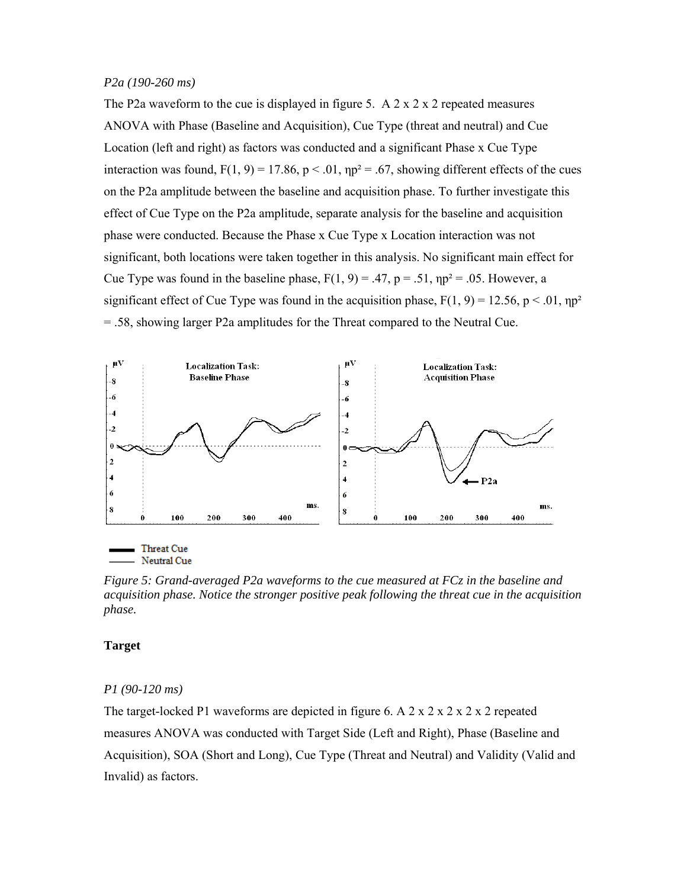*P2a (190-260 ms)*

The P2a waveform to the cue is displayed in figure 5. A 2 x 2 x 2 repeated measures ANOVA with Phase (Baseline and Acquisition), Cue Type (threat and neutral) and Cue Location (left and right) as factors was conducted and a significant Phase x Cue Type interaction was found, $F(1, 9) = 17.86$, $p < .01$, $\eta p^2 = .67$, showing different effects of the cues on the P2a amplitude between the baseline and acquisition phase. To further investigate this effect of Cue Type on the P2a amplitude, separate analysis for the baseline and acquisition phase were conducted. Because the Phase x Cue Type x Location interaction was not significant, both locations were taken together in this analysis. No significant main effect for Cue Type was found in the baseline phase, $F(1, 9) = .47$, $p = .51$, $\eta p^2 = .05$. However, a significant effect of Cue Type was found in the acquisition phase, $F(1, 9) = 12.56$, $p < .01$, $\eta p^2 = .58$, showing larger P2a amplitudes for the Threat compared to the Neutral Cue.

*Figure 5: Grand-averaged P2a waveforms to the cue measured at FCz in the baseline and acquisition phase. Notice the stronger positive peak following the threat cue in the acquisition phase.*

**Target**

*P1 (90-120 ms)*

The target-locked P1 waveforms are depicted in figure 6. A 2 x 2 x 2 x 2 x 2 repeated measures ANOVA was conducted with Target Side (Left and Right), Phase (Baseline and Acquisition), SOA (Short and Long), Cue Type (Threat and Neutral) and Validity (Valid and Invalid) as factors.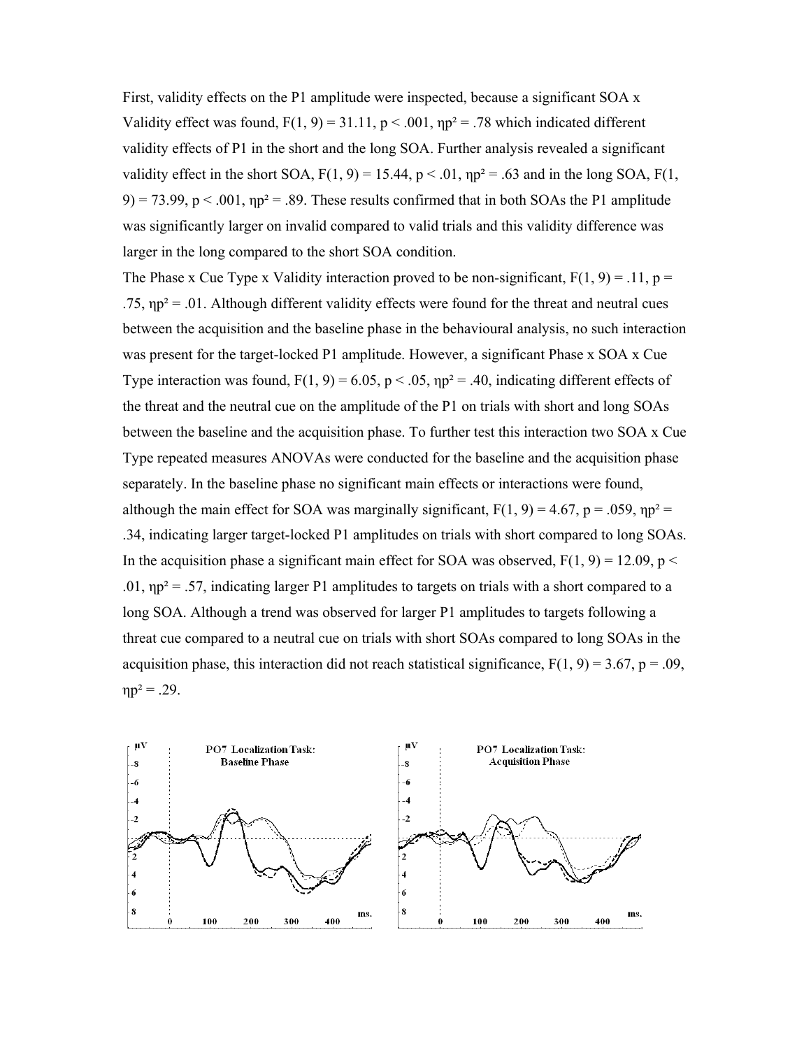First, validity effects on the P1 amplitude were inspected, because a significant SOA x Validity effect was found, $F(1, 9) = 31.11$, $p < .001$, $\eta p^2 = .78$ which indicated different validity effects of P1 in the short and the long SOA. Further analysis revealed a significant validity effect in the short SOA, $F(1, 9) = 15.44$, $p < .01$, $\eta p^2 = .63$ and in the long SOA, $F(1, 9) = 73.99$, $p < .001$, $\eta p^2 = .89$. These results confirmed that in both SOAs the P1 amplitude was significantly larger on invalid compared to valid trials and this validity difference was larger in the long compared to the short SOA condition.

The Phase x Cue Type x Validity interaction proved to be non-significant, $F(1, 9) = .11$, $p = .75$, $\eta p^2 = .01$. Although different validity effects were found for the threat and neutral cues between the acquisition and the baseline phase in the behavioural analysis, no such interaction was present for the target-locked P1 amplitude. However, a significant Phase x SOA x Cue Type interaction was found, $F(1, 9) = 6.05$, $p < .05$, $\eta p^2 = .40$, indicating different effects of the threat and the neutral cue on the amplitude of the P1 on trials with short and long SOAs between the baseline and the acquisition phase. To further test this interaction two SOA x Cue Type repeated measures ANOVAs were conducted for the baseline and the acquisition phase separately. In the baseline phase no significant main effects or interactions were found, although the main effect for SOA was marginally significant, $F(1, 9) = 4.67$, $p = .059$, $\eta p^2 = .34$, indicating larger target-locked P1 amplitudes on trials with short compared to long SOAs. In the acquisition phase a significant main effect for SOA was observed, $F(1, 9) = 12.09$, $p < .01$, $\eta p^2 = .57$, indicating larger P1 amplitudes to targets on trials with a short compared to a long SOA. Although a trend was observed for larger P1 amplitudes to targets following a threat cue compared to a neutral cue on trials with short SOAs compared to long SOAs in the acquisition phase, this interaction did not reach statistical significance, $F(1, 9) = 3.67$, $p = .09$, $\eta p^2 = .29$.

PO7 Localization Task: Baseline Phase

PO7 Localization Task: Acquisition Phase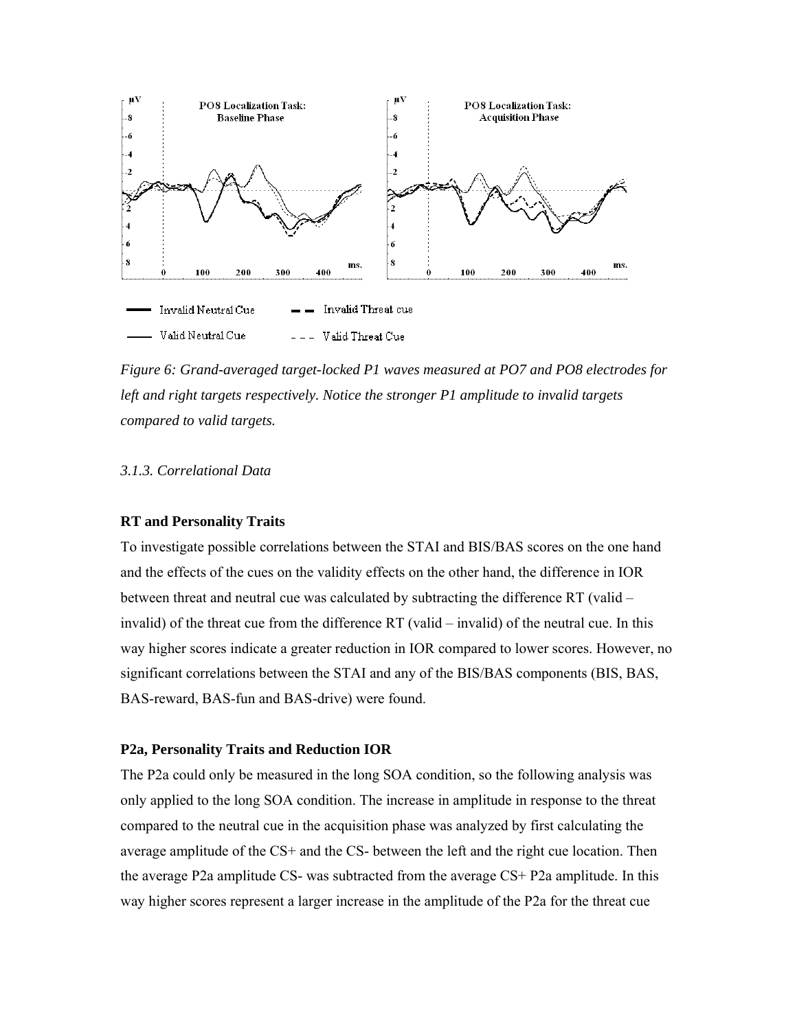*Figure 6: Grand-averaged target-locked P1 waves measured at PO7 and PO8 electrodes for left and right targets respectively. Notice the stronger P1 amplitude to invalid targets compared to valid targets.*

*3.1.3. Correlational Data*

**RT and Personality Traits**

To investigate possible correlations between the STAI and BIS/BAS scores on the one hand and the effects of the cues on the validity effects on the other hand, the difference in IOR between threat and neutral cue was calculated by subtracting the difference RT (valid – invalid) of the threat cue from the difference RT (valid – invalid) of the neutral cue. In this way higher scores indicate a greater reduction in IOR compared to lower scores. However, no significant correlations between the STAI and any of the BIS/BAS components (BIS, BAS, BAS-reward, BAS-fun and BAS-drive) were found.

**P2a, Personality Traits and Reduction IOR**

The P2a could only be measured in the long SOA condition, so the following analysis was only applied to the long SOA condition. The increase in amplitude in response to the threat compared to the neutral cue in the acquisition phase was analyzed by first calculating the average amplitude of the CS+ and the CS- between the left and the right cue location. Then the average P2a amplitude CS- was subtracted from the average CS+ P2a amplitude. In this way higher scores represent a larger increase in the amplitude of the P2a for the threat cue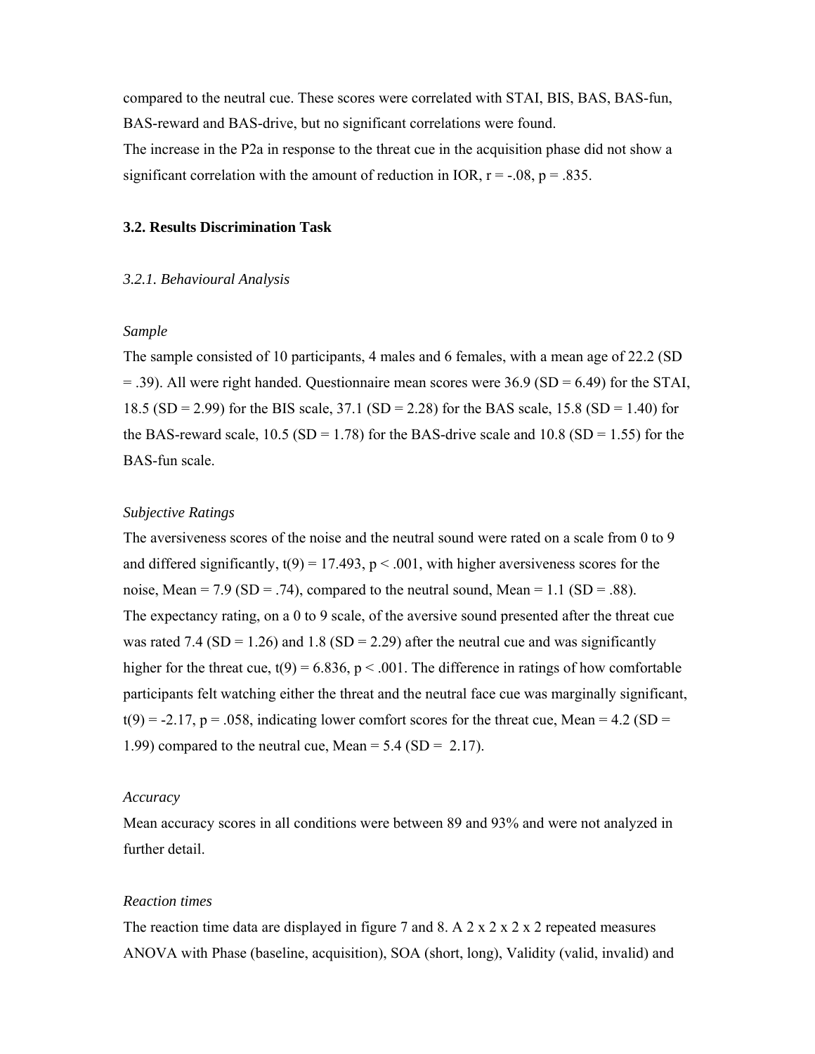compared to the neutral cue. These scores were correlated with STAI, BIS, BAS, BAS-fun, BAS-reward and BAS-drive, but no significant correlations were found.
The increase in the P2a in response to the threat cue in the acquisition phase did not show a significant correlation with the amount of reduction in IOR, $r = -.08$, $p = .835$.

### 3.2. Results Discrimination Task

#### *3.2.1. Behavioural Analysis*

*Sample*

The sample consisted of 10 participants, 4 males and 6 females, with a mean age of 22.2 (SD = .39). All were right handed. Questionnaire mean scores were 36.9 (SD = 6.49) for the STAI, 18.5 (SD = 2.99) for the BIS scale, 37.1 (SD = 2.28) for the BAS scale, 15.8 (SD = 1.40) for the BAS-reward scale, 10.5 (SD = 1.78) for the BAS-drive scale and 10.8 (SD = 1.55) for the BAS-fun scale.

*Subjective Ratings*

The aversiveness scores of the noise and the neutral sound were rated on a scale from 0 to 9 and differed significantly, $t(9) = 17.493$, $p < .001$, with higher aversiveness scores for the noise, Mean = 7.9 (SD = .74), compared to the neutral sound, Mean = 1.1 (SD = .88).
The expectancy rating, on a 0 to 9 scale, of the aversive sound presented after the threat cue was rated 7.4 (SD = 1.26) and 1.8 (SD = 2.29) after the neutral cue and was significantly higher for the threat cue, $t(9) = 6.836$, $p < .001$. The difference in ratings of how comfortable participants felt watching either the threat and the neutral face cue was marginally significant, $t(9) = -2.17$, $p = .058$, indicating lower comfort scores for the threat cue, Mean = 4.2 (SD = 1.99) compared to the neutral cue, Mean = 5.4 (SD = 2.17).

*Accuracy*

Mean accuracy scores in all conditions were between 89 and 93% and were not analyzed in further detail.

*Reaction times*

The reaction time data are displayed in figure 7 and 8. A 2 x 2 x 2 x 2 repeated measures ANOVA with Phase (baseline, acquisition), SOA (short, long), Validity (valid, invalid) and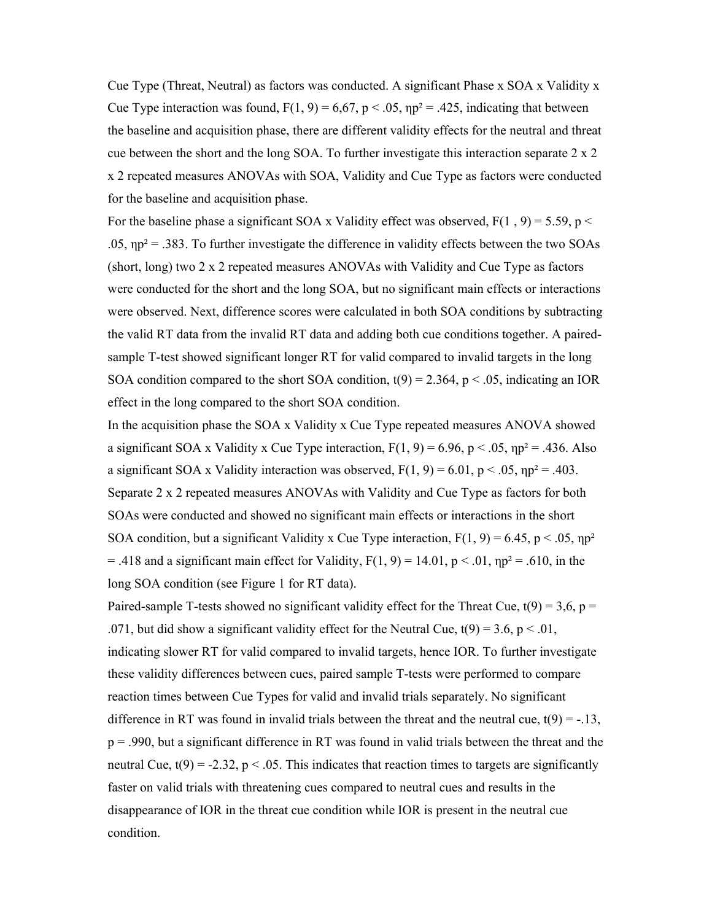Cue Type (Threat, Neutral) as factors was conducted. A significant Phase x SOA x Validity x Cue Type interaction was found, $F(1, 9) = 6{,}67$, $p < .05$, $\eta p^2 = .425$, indicating that between the baseline and acquisition phase, there are different validity effects for the neutral and threat cue between the short and the long SOA. To further investigate this interaction separate 2 x 2 x 2 repeated measures ANOVAs with SOA, Validity and Cue Type as factors were conducted for the baseline and acquisition phase.

For the baseline phase a significant SOA x Validity effect was observed, $F(1 , 9) = 5.59$, $p < .05$, $\eta p^2 = .383$. To further investigate the difference in validity effects between the two SOAs (short, long) two 2 x 2 repeated measures ANOVAs with Validity and Cue Type as factors were conducted for the short and the long SOA, but no significant main effects or interactions were observed. Next, difference scores were calculated in both SOA conditions by subtracting the valid RT data from the invalid RT data and adding both cue conditions together. A paired-sample T-test showed significant longer RT for valid compared to invalid targets in the long SOA condition compared to the short SOA condition, $t(9) = 2.364$, $p < .05$, indicating an IOR effect in the long compared to the short SOA condition.

In the acquisition phase the SOA x Validity x Cue Type repeated measures ANOVA showed a significant SOA x Validity x Cue Type interaction, $F(1, 9) = 6.96$, $p < .05$, $\eta p^2 = .436$. Also a significant SOA x Validity interaction was observed, $F(1, 9) = 6.01$, $p < .05$, $\eta p^2 = .403$. Separate 2 x 2 repeated measures ANOVAs with Validity and Cue Type as factors for both SOAs were conducted and showed no significant main effects or interactions in the short SOA condition, but a significant Validity x Cue Type interaction, $F(1, 9) = 6.45$, $p < .05$, $\eta p^2 = .418$ and a significant main effect for Validity, $F(1, 9) = 14.01$, $p < .01$, $\eta p^2 = .610$, in the long SOA condition (see Figure 1 for RT data).

Paired-sample T-tests showed no significant validity effect for the Threat Cue, $t(9) = 3{,}6$, $p = .071$, but did show a significant validity effect for the Neutral Cue, $t(9) = 3.6$, $p < .01$, indicating slower RT for valid compared to invalid targets, hence IOR. To further investigate these validity differences between cues, paired sample T-tests were performed to compare reaction times between Cue Types for valid and invalid trials separately. No significant difference in RT was found in invalid trials between the threat and the neutral cue, $t(9) = -.13$, $p = .990$, but a significant difference in RT was found in valid trials between the threat and the neutral Cue, $t(9) = -2.32$, $p < .05$. This indicates that reaction times to targets are significantly faster on valid trials with threatening cues compared to neutral cues and results in the disappearance of IOR in the threat cue condition while IOR is present in the neutral cue condition.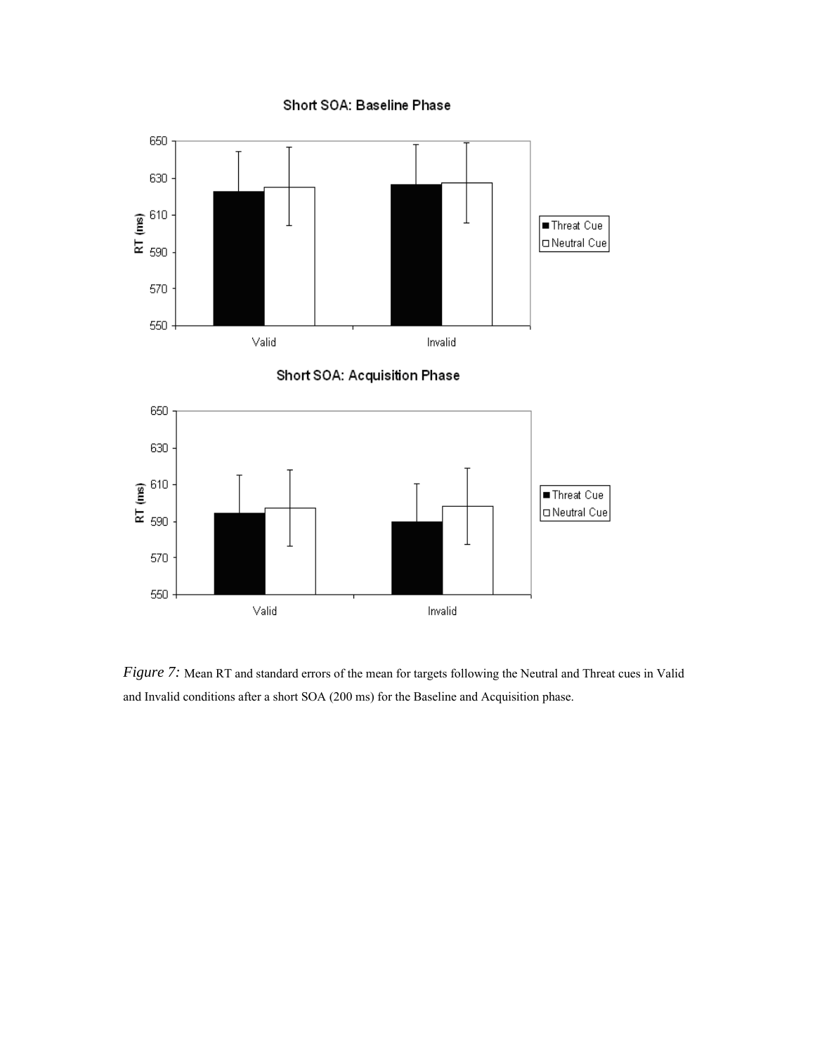*Figure 7:* Mean RT and standard errors of the mean for targets following the Neutral and Threat cues in Valid and Invalid conditions after a short SOA (200 ms) for the Baseline and Acquisition phase.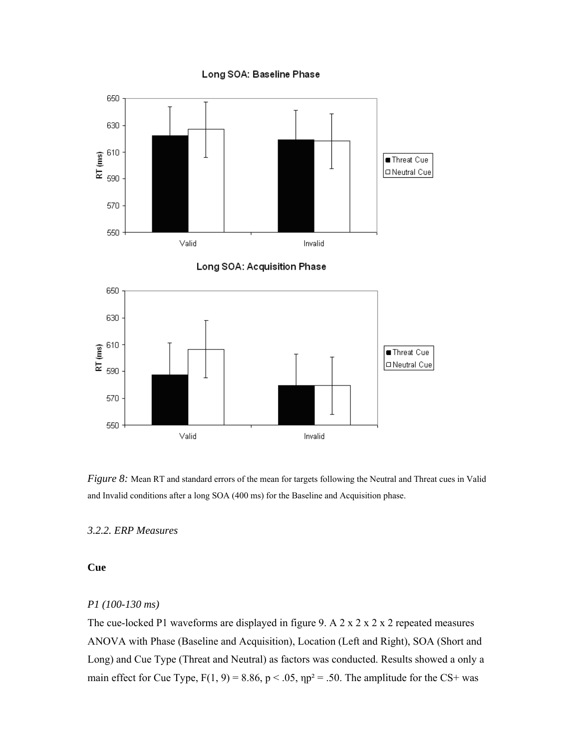*Figure 8:* Mean RT and standard errors of the mean for targets following the Neutral and Threat cues in Valid and Invalid conditions after a long SOA (400 ms) for the Baseline and Acquisition phase.

### *3.2.2. ERP Measures*

**Cue**

*P1 (100-130 ms)*

The cue-locked P1 waveforms are displayed in figure 9. A 2 x 2 x 2 x 2 repeated measures ANOVA with Phase (Baseline and Acquisition), Location (Left and Right), SOA (Short and Long) and Cue Type (Threat and Neutral) as factors was conducted. Results showed a only a main effect for Cue Type, $F(1, 9) = 8.86$, $p < .05$, $\eta p^2 = .50$. The amplitude for the CS+ was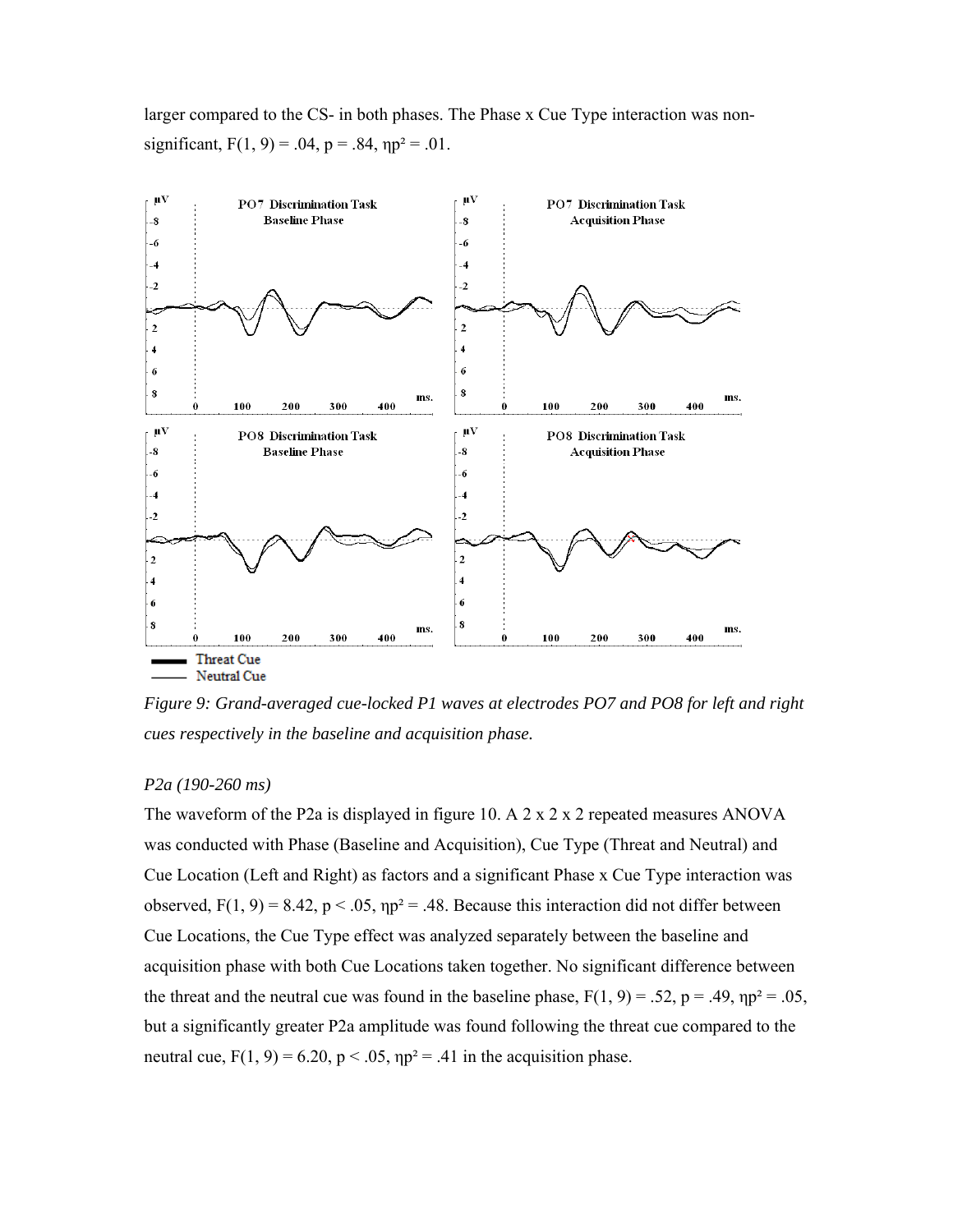larger compared to the CS- in both phases. The Phase x Cue Type interaction was non-significant, $F(1, 9) = .04$, $p = .84$, $\eta p^2 = .01$.

*Figure 9: Grand-averaged cue-locked P1 waves at electrodes PO7 and PO8 for left and right cues respectively in the baseline and acquisition phase.*

*P2a (190-260 ms)*

The waveform of the P2a is displayed in figure 10. A 2 x 2 x 2 repeated measures ANOVA was conducted with Phase (Baseline and Acquisition), Cue Type (Threat and Neutral) and Cue Location (Left and Right) as factors and a significant Phase x Cue Type interaction was observed, $F(1, 9) = 8.42$, $p < .05$, $\eta p^2 = .48$. Because this interaction did not differ between Cue Locations, the Cue Type effect was analyzed separately between the baseline and acquisition phase with both Cue Locations taken together. No significant difference between the threat and the neutral cue was found in the baseline phase, $F(1, 9) = .52$, $p = .49$, $\eta p^2 = .05$, but a significantly greater P2a amplitude was found following the threat cue compared to the neutral cue, $F(1, 9) = 6.20$, $p < .05$, $\eta p^2 = .41$ in the acquisition phase.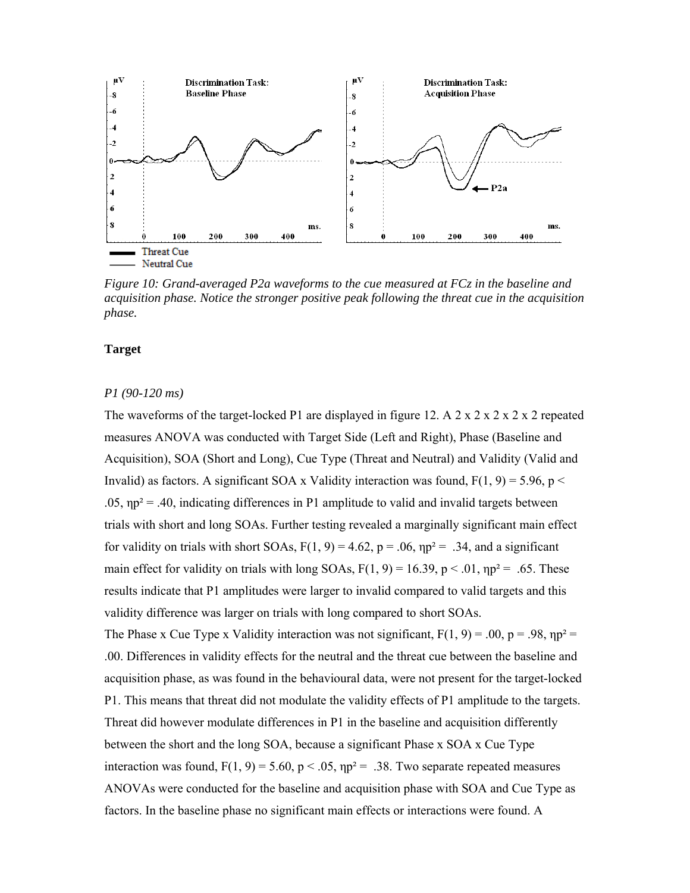*Figure 10: Grand-averaged P2a waveforms to the cue measured at FCz in the baseline and acquisition phase. Notice the stronger positive peak following the threat cue in the acquisition phase.*

**Target**

*P1 (90-120 ms)*

The waveforms of the target-locked P1 are displayed in figure 12. A 2 x 2 x 2 x 2 x 2 repeated measures ANOVA was conducted with Target Side (Left and Right), Phase (Baseline and Acquisition), SOA (Short and Long), Cue Type (Threat and Neutral) and Validity (Valid and Invalid) as factors. A significant SOA x Validity interaction was found, $F(1, 9) = 5.96$, $p < .05$, $\eta p^2 = .40$, indicating differences in P1 amplitude to valid and invalid targets between trials with short and long SOAs. Further testing revealed a marginally significant main effect for validity on trials with short SOAs, $F(1, 9) = 4.62$, $p = .06$, $\eta p^2 = .34$, and a significant main effect for validity on trials with long SOAs, $F(1, 9) = 16.39$, $p < .01$, $\eta p^2 = .65$. These results indicate that P1 amplitudes were larger to invalid compared to valid targets and this validity difference was larger on trials with long compared to short SOAs.

The Phase x Cue Type x Validity interaction was not significant, $F(1, 9) = .00$, $p = .98$, $\eta p^2 = .00$. Differences in validity effects for the neutral and the threat cue between the baseline and acquisition phase, as was found in the behavioural data, were not present for the target-locked P1. This means that threat did not modulate the validity effects of P1 amplitude to the targets. Threat did however modulate differences in P1 in the baseline and acquisition differently between the short and the long SOA, because a significant Phase x SOA x Cue Type interaction was found, $F(1, 9) = 5.60$, $p < .05$, $\eta p^2 = .38$. Two separate repeated measures ANOVAs were conducted for the baseline and acquisition phase with SOA and Cue Type as factors. In the baseline phase no significant main effects or interactions were found. A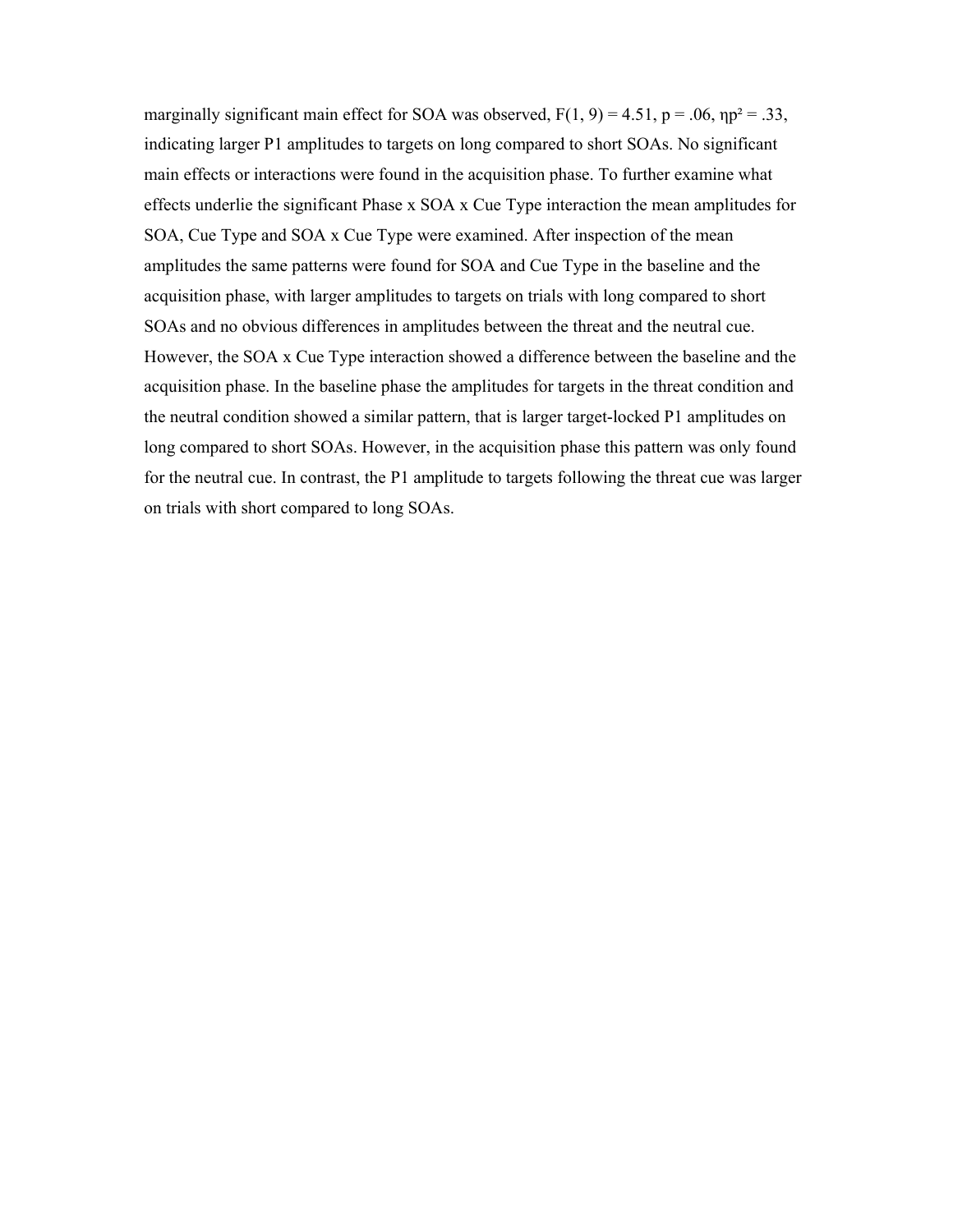marginally significant main effect for SOA was observed, $F(1, 9) = 4.51$, $p = .06$, $\eta p^2 = .33$, indicating larger P1 amplitudes to targets on long compared to short SOAs. No significant main effects or interactions were found in the acquisition phase. To further examine what effects underlie the significant Phase x SOA x Cue Type interaction the mean amplitudes for SOA, Cue Type and SOA x Cue Type were examined. After inspection of the mean amplitudes the same patterns were found for SOA and Cue Type in the baseline and the acquisition phase, with larger amplitudes to targets on trials with long compared to short SOAs and no obvious differences in amplitudes between the threat and the neutral cue. However, the SOA x Cue Type interaction showed a difference between the baseline and the acquisition phase. In the baseline phase the amplitudes for targets in the threat condition and the neutral condition showed a similar pattern, that is larger target-locked P1 amplitudes on long compared to short SOAs. However, in the acquisition phase this pattern was only found for the neutral cue. In contrast, the P1 amplitude to targets following the threat cue was larger on trials with short compared to long SOAs.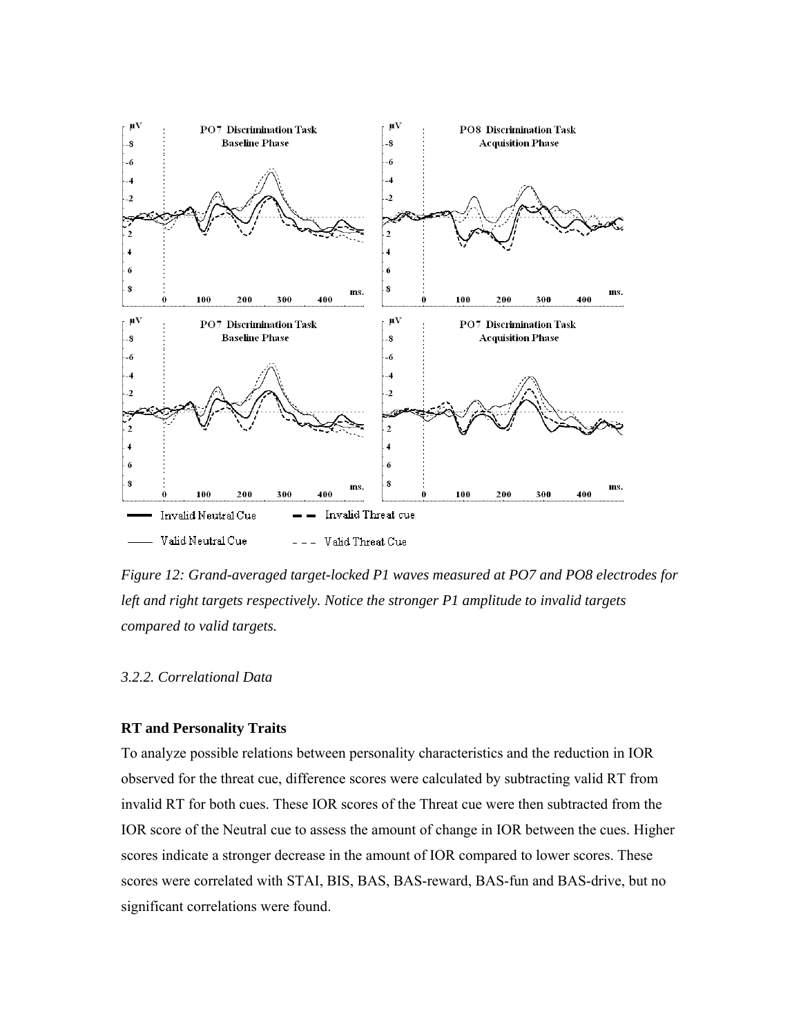*Figure 12: Grand-averaged target-locked P1 waves measured at PO7 and PO8 electrodes for left and right targets respectively. Notice the stronger P1 amplitude to invalid targets compared to valid targets.*

### *3.2.2. Correlational Data*

**RT and Personality Traits**

To analyze possible relations between personality characteristics and the reduction in IOR observed for the threat cue, difference scores were calculated by subtracting valid RT from invalid RT for both cues. These IOR scores of the Threat cue were then subtracted from the IOR score of the Neutral cue to assess the amount of change in IOR between the cues. Higher scores indicate a stronger decrease in the amount of IOR compared to lower scores. These scores were correlated with STAI, BIS, BAS, BAS-reward, BAS-fun and BAS-drive, but no significant correlations were found.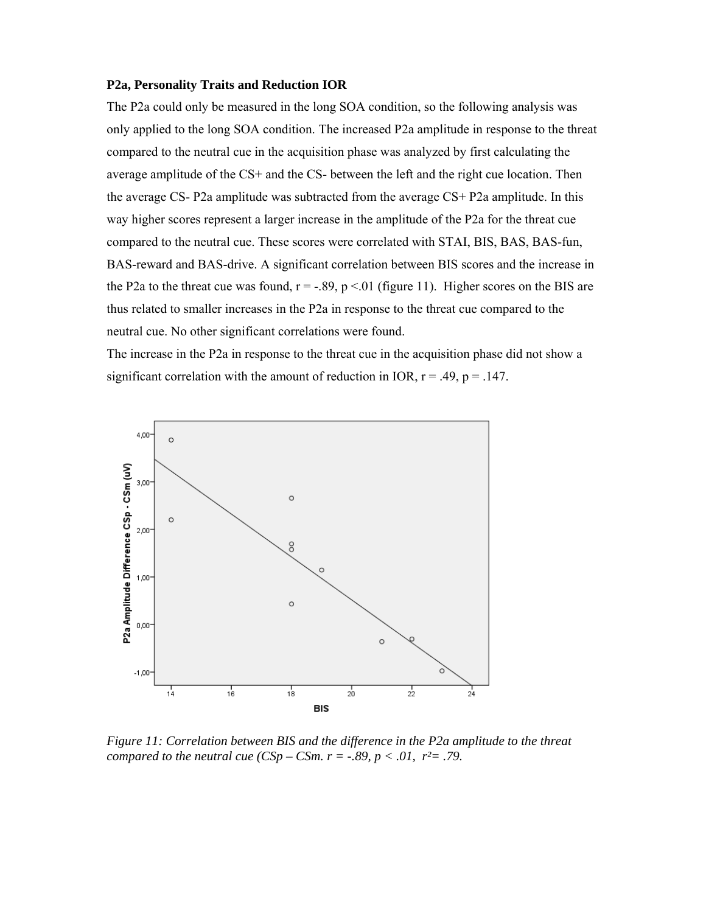**P2a, Personality Traits and Reduction IOR**

The P2a could only be measured in the long SOA condition, so the following analysis was only applied to the long SOA condition. The increased P2a amplitude in response to the threat compared to the neutral cue in the acquisition phase was analyzed by first calculating the average amplitude of the CS+ and the CS- between the left and the right cue location. Then the average CS- P2a amplitude was subtracted from the average CS+ P2a amplitude. In this way higher scores represent a larger increase in the amplitude of the P2a for the threat cue compared to the neutral cue. These scores were correlated with STAI, BIS, BAS, BAS-fun, BAS-reward and BAS-drive. A significant correlation between BIS scores and the increase in the P2a to the threat cue was found, $r = -.89$, $p < .01$ (figure 11). Higher scores on the BIS are thus related to smaller increases in the P2a in response to the threat cue compared to the neutral cue. No other significant correlations were found.

The increase in the P2a in response to the threat cue in the acquisition phase did not show a significant correlation with the amount of reduction in IOR, $r = .49$, $p = .147$.

*Figure 11: Correlation between BIS and the difference in the P2a amplitude to the threat compared to the neutral cue (CSp – CSm. $r = -.89$, $p < .01$, $r^2 = .79$.*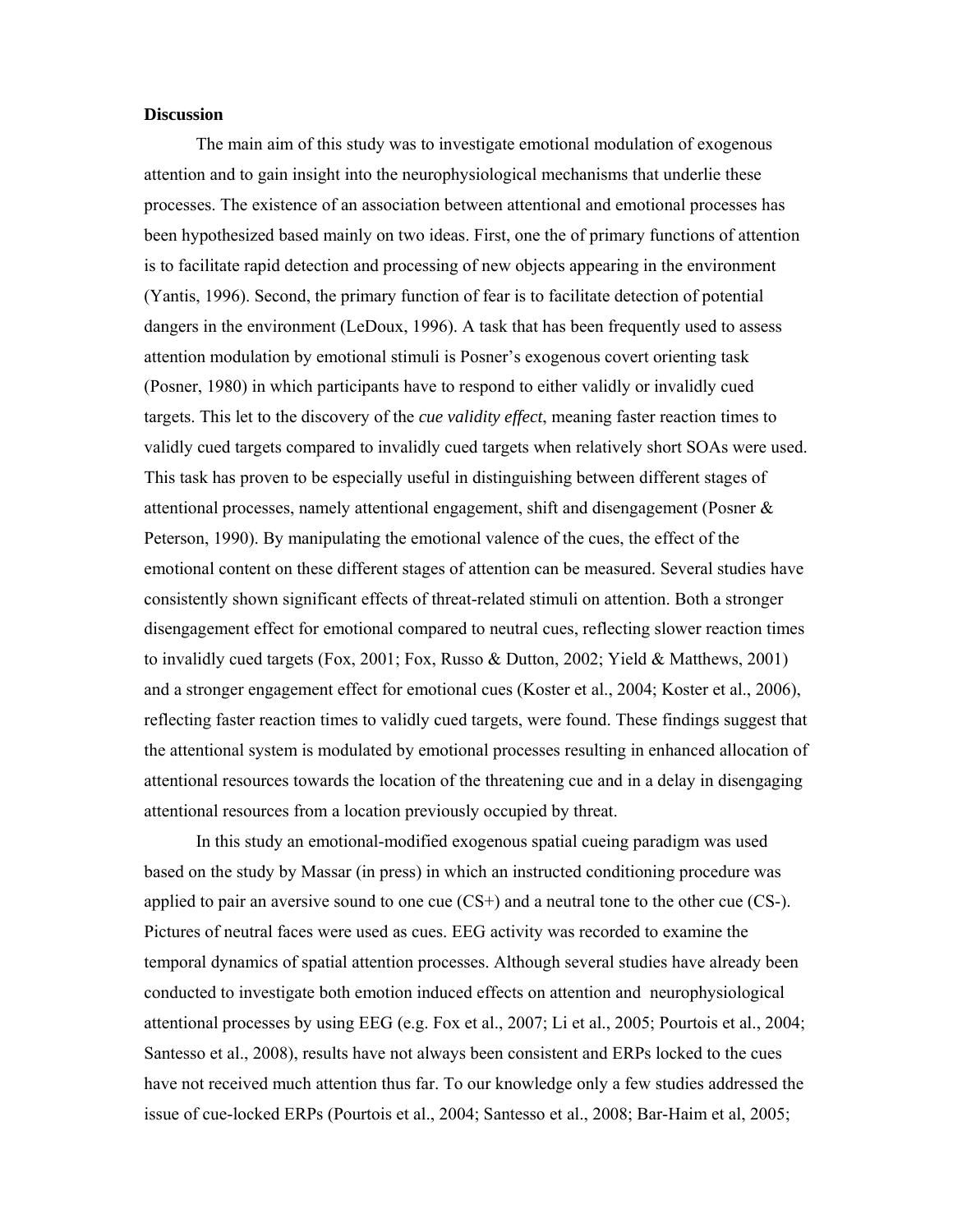**Discussion**

The main aim of this study was to investigate emotional modulation of exogenous attention and to gain insight into the neurophysiological mechanisms that underlie these processes. The existence of an association between attentional and emotional processes has been hypothesized based mainly on two ideas. First, one the of primary functions of attention is to facilitate rapid detection and processing of new objects appearing in the environment (Yantis, 1996). Second, the primary function of fear is to facilitate detection of potential dangers in the environment (LeDoux, 1996). A task that has been frequently used to assess attention modulation by emotional stimuli is Posner's exogenous covert orienting task (Posner, 1980) in which participants have to respond to either validly or invalidly cued targets. This let to the discovery of the *cue validity effect*, meaning faster reaction times to validly cued targets compared to invalidly cued targets when relatively short SOAs were used. This task has proven to be especially useful in distinguishing between different stages of attentional processes, namely attentional engagement, shift and disengagement (Posner & Peterson, 1990). By manipulating the emotional valence of the cues, the effect of the emotional content on these different stages of attention can be measured. Several studies have consistently shown significant effects of threat-related stimuli on attention. Both a stronger disengagement effect for emotional compared to neutral cues, reflecting slower reaction times to invalidly cued targets (Fox, 2001; Fox, Russo & Dutton, 2002; Yield & Matthews, 2001) and a stronger engagement effect for emotional cues (Koster et al., 2004; Koster et al., 2006), reflecting faster reaction times to validly cued targets, were found. These findings suggest that the attentional system is modulated by emotional processes resulting in enhanced allocation of attentional resources towards the location of the threatening cue and in a delay in disengaging attentional resources from a location previously occupied by threat.

In this study an emotional-modified exogenous spatial cueing paradigm was used based on the study by Massar (in press) in which an instructed conditioning procedure was applied to pair an aversive sound to one cue (CS+) and a neutral tone to the other cue (CS-). Pictures of neutral faces were used as cues. EEG activity was recorded to examine the temporal dynamics of spatial attention processes. Although several studies have already been conducted to investigate both emotion induced effects on attention and neurophysiological attentional processes by using EEG (e.g. Fox et al., 2007; Li et al., 2005; Pourtois et al., 2004; Santesso et al., 2008), results have not always been consistent and ERPs locked to the cues have not received much attention thus far. To our knowledge only a few studies addressed the issue of cue-locked ERPs (Pourtois et al., 2004; Santesso et al., 2008; Bar-Haim et al, 2005;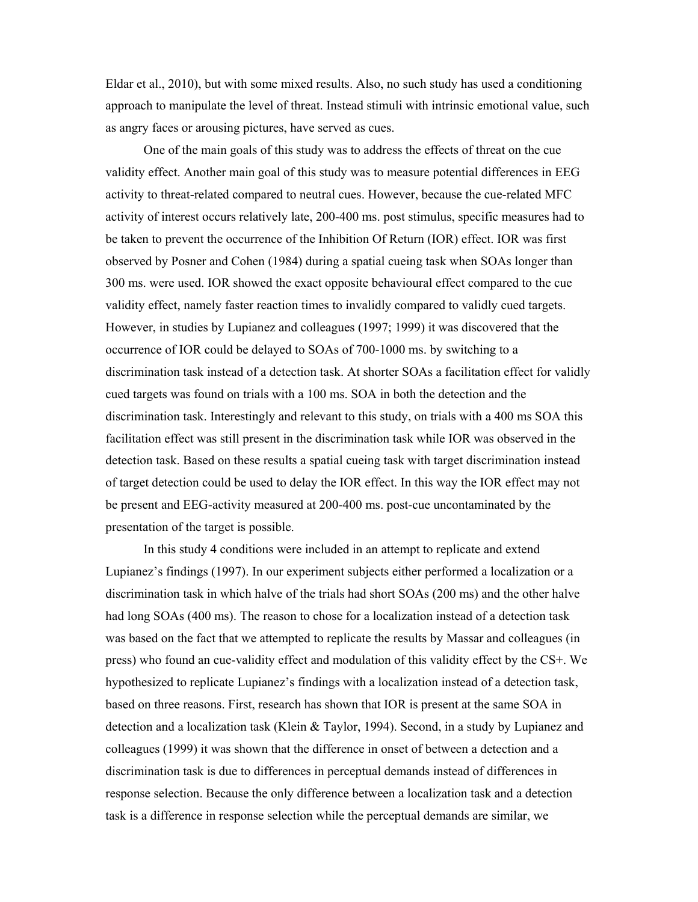Eldar et al., 2010), but with some mixed results. Also, no such study has used a conditioning approach to manipulate the level of threat. Instead stimuli with intrinsic emotional value, such as angry faces or arousing pictures, have served as cues.

One of the main goals of this study was to address the effects of threat on the cue validity effect. Another main goal of this study was to measure potential differences in EEG activity to threat-related compared to neutral cues. However, because the cue-related MFC activity of interest occurs relatively late, 200-400 ms. post stimulus, specific measures had to be taken to prevent the occurrence of the Inhibition Of Return (IOR) effect. IOR was first observed by Posner and Cohen (1984) during a spatial cueing task when SOAs longer than 300 ms. were used. IOR showed the exact opposite behavioural effect compared to the cue validity effect, namely faster reaction times to invalidly compared to validly cued targets. However, in studies by Lupianez and colleagues (1997; 1999) it was discovered that the occurrence of IOR could be delayed to SOAs of 700-1000 ms. by switching to a discrimination task instead of a detection task. At shorter SOAs a facilitation effect for validly cued targets was found on trials with a 100 ms. SOA in both the detection and the discrimination task. Interestingly and relevant to this study, on trials with a 400 ms SOA this facilitation effect was still present in the discrimination task while IOR was observed in the detection task. Based on these results a spatial cueing task with target discrimination instead of target detection could be used to delay the IOR effect. In this way the IOR effect may not be present and EEG-activity measured at 200-400 ms. post-cue uncontaminated by the presentation of the target is possible.

In this study 4 conditions were included in an attempt to replicate and extend Lupianez's findings (1997). In our experiment subjects either performed a localization or a discrimination task in which halve of the trials had short SOAs (200 ms) and the other halve had long SOAs (400 ms). The reason to chose for a localization instead of a detection task was based on the fact that we attempted to replicate the results by Massar and colleagues (in press) who found an cue-validity effect and modulation of this validity effect by the CS+. We hypothesized to replicate Lupianez's findings with a localization instead of a detection task, based on three reasons. First, research has shown that IOR is present at the same SOA in detection and a localization task (Klein & Taylor, 1994). Second, in a study by Lupianez and colleagues (1999) it was shown that the difference in onset of between a detection and a discrimination task is due to differences in perceptual demands instead of differences in response selection. Because the only difference between a localization task and a detection task is a difference in response selection while the perceptual demands are similar, we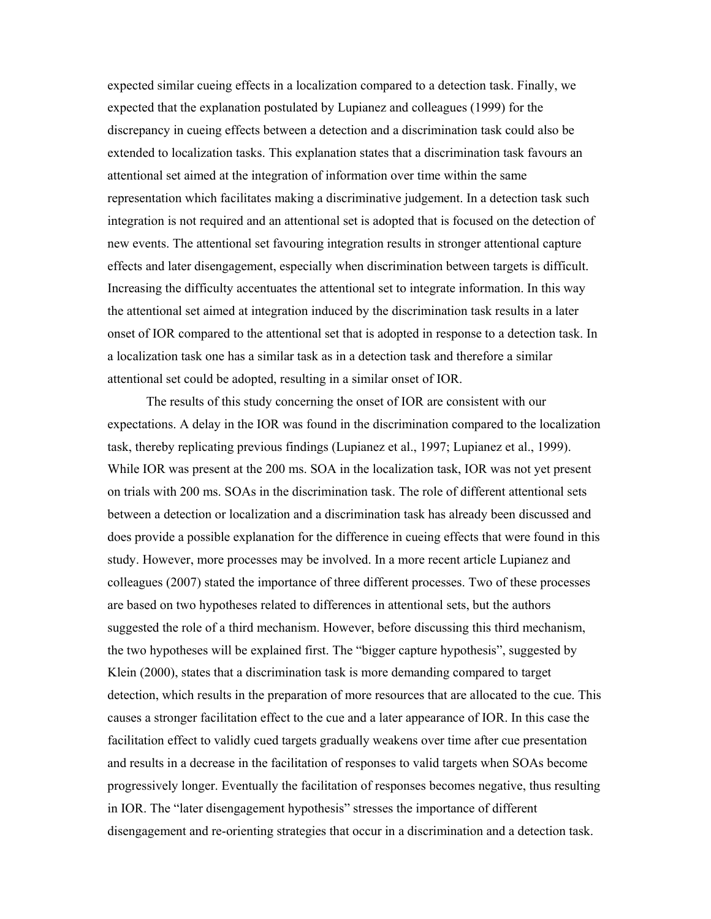expected similar cueing effects in a localization compared to a detection task. Finally, we expected that the explanation postulated by Lupianez and colleagues (1999) for the discrepancy in cueing effects between a detection and a discrimination task could also be extended to localization tasks. This explanation states that a discrimination task favours an attentional set aimed at the integration of information over time within the same representation which facilitates making a discriminative judgement. In a detection task such integration is not required and an attentional set is adopted that is focused on the detection of new events. The attentional set favouring integration results in stronger attentional capture effects and later disengagement, especially when discrimination between targets is difficult. Increasing the difficulty accentuates the attentional set to integrate information. In this way the attentional set aimed at integration induced by the discrimination task results in a later onset of IOR compared to the attentional set that is adopted in response to a detection task. In a localization task one has a similar task as in a detection task and therefore a similar attentional set could be adopted, resulting in a similar onset of IOR.

The results of this study concerning the onset of IOR are consistent with our expectations. A delay in the IOR was found in the discrimination compared to the localization task, thereby replicating previous findings (Lupianez et al., 1997; Lupianez et al., 1999). While IOR was present at the 200 ms. SOA in the localization task, IOR was not yet present on trials with 200 ms. SOAs in the discrimination task. The role of different attentional sets between a detection or localization and a discrimination task has already been discussed and does provide a possible explanation for the difference in cueing effects that were found in this study. However, more processes may be involved. In a more recent article Lupianez and colleagues (2007) stated the importance of three different processes. Two of these processes are based on two hypotheses related to differences in attentional sets, but the authors suggested the role of a third mechanism. However, before discussing this third mechanism, the two hypotheses will be explained first. The "bigger capture hypothesis", suggested by Klein (2000), states that a discrimination task is more demanding compared to target detection, which results in the preparation of more resources that are allocated to the cue. This causes a stronger facilitation effect to the cue and a later appearance of IOR. In this case the facilitation effect to validly cued targets gradually weakens over time after cue presentation and results in a decrease in the facilitation of responses to valid targets when SOAs become progressively longer. Eventually the facilitation of responses becomes negative, thus resulting in IOR. The "later disengagement hypothesis" stresses the importance of different disengagement and re-orienting strategies that occur in a discrimination and a detection task.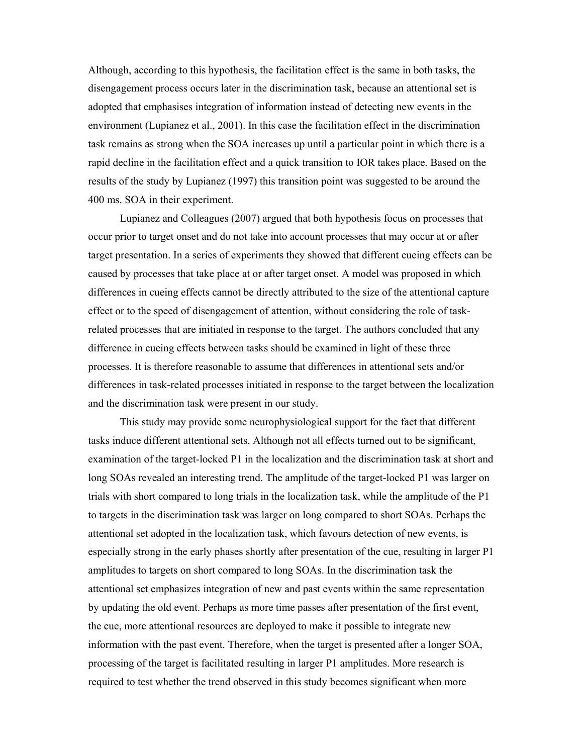Although, according to this hypothesis, the facilitation effect is the same in both tasks, the disengagement process occurs later in the discrimination task, because an attentional set is adopted that emphasises integration of information instead of detecting new events in the environment (Lupianez et al., 2001). In this case the facilitation effect in the discrimination task remains as strong when the SOA increases up until a particular point in which there is a rapid decline in the facilitation effect and a quick transition to IOR takes place. Based on the results of the study by Lupianez (1997) this transition point was suggested to be around the 400 ms. SOA in their experiment.

Lupianez and Colleagues (2007) argued that both hypothesis focus on processes that occur prior to target onset and do not take into account processes that may occur at or after target presentation. In a series of experiments they showed that different cueing effects can be caused by processes that take place at or after target onset. A model was proposed in which differences in cueing effects cannot be directly attributed to the size of the attentional capture effect or to the speed of disengagement of attention, without considering the role of task-related processes that are initiated in response to the target. The authors concluded that any difference in cueing effects between tasks should be examined in light of these three processes. It is therefore reasonable to assume that differences in attentional sets and/or differences in task-related processes initiated in response to the target between the localization and the discrimination task were present in our study.

This study may provide some neurophysiological support for the fact that different tasks induce different attentional sets. Although not all effects turned out to be significant, examination of the target-locked P1 in the localization and the discrimination task at short and long SOAs revealed an interesting trend. The amplitude of the target-locked P1 was larger on trials with short compared to long trials in the localization task, while the amplitude of the P1 to targets in the discrimination task was larger on long compared to short SOAs. Perhaps the attentional set adopted in the localization task, which favours detection of new events, is especially strong in the early phases shortly after presentation of the cue, resulting in larger P1 amplitudes to targets on short compared to long SOAs. In the discrimination task the attentional set emphasizes integration of new and past events within the same representation by updating the old event. Perhaps as more time passes after presentation of the first event, the cue, more attentional resources are deployed to make it possible to integrate new information with the past event. Therefore, when the target is presented after a longer SOA, processing of the target is facilitated resulting in larger P1 amplitudes. More research is required to test whether the trend observed in this study becomes significant when more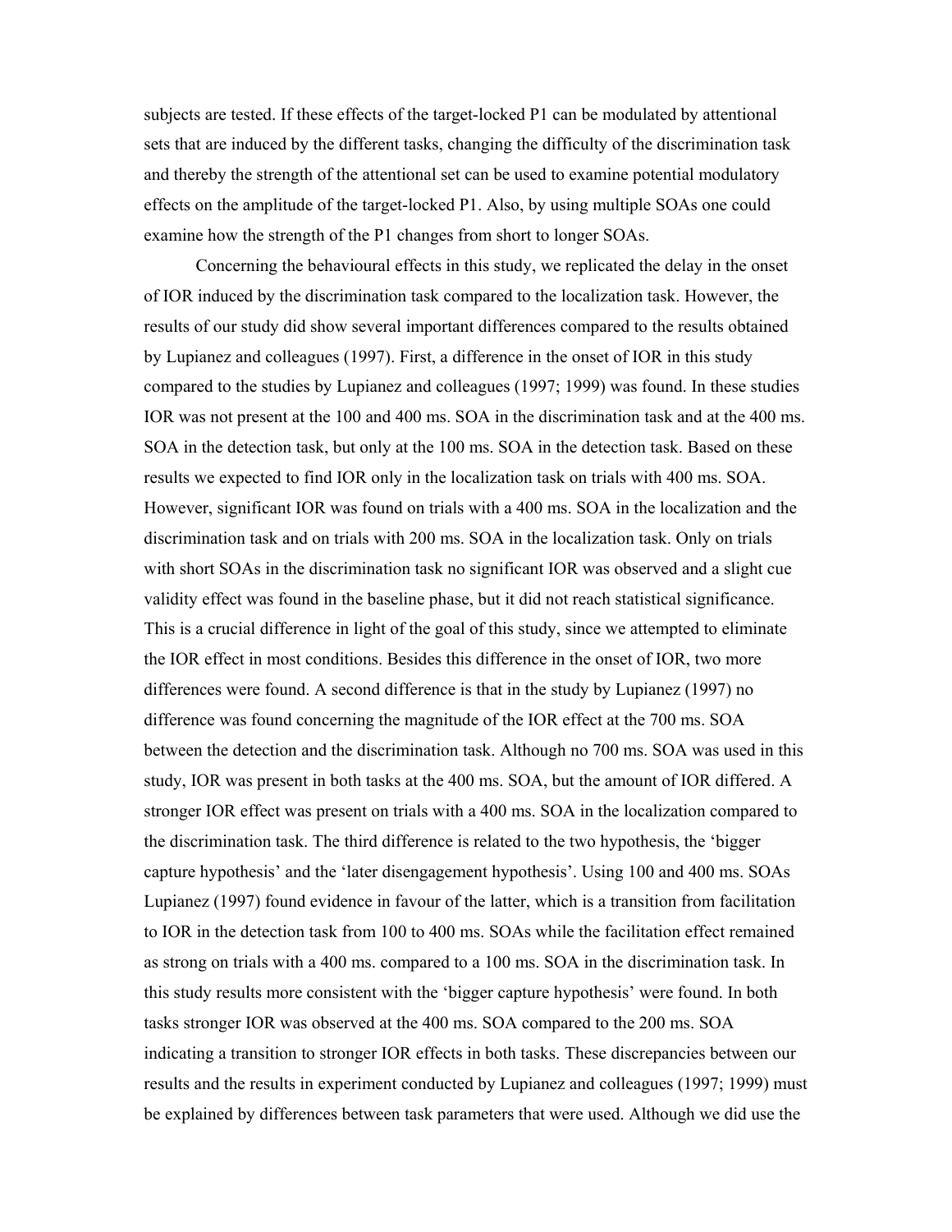subjects are tested. If these effects of the target-locked P1 can be modulated by attentional sets that are induced by the different tasks, changing the difficulty of the discrimination task and thereby the strength of the attentional set can be used to examine potential modulatory effects on the amplitude of the target-locked P1. Also, by using multiple SOAs one could examine how the strength of the P1 changes from short to longer SOAs.

Concerning the behavioural effects in this study, we replicated the delay in the onset of IOR induced by the discrimination task compared to the localization task. However, the results of our study did show several important differences compared to the results obtained by Lupianez and colleagues (1997). First, a difference in the onset of IOR in this study compared to the studies by Lupianez and colleagues (1997; 1999) was found. In these studies IOR was not present at the 100 and 400 ms. SOA in the discrimination task and at the 400 ms. SOA in the detection task, but only at the 100 ms. SOA in the detection task. Based on these results we expected to find IOR only in the localization task on trials with 400 ms. SOA. However, significant IOR was found on trials with a 400 ms. SOA in the localization and the discrimination task and on trials with 200 ms. SOA in the localization task. Only on trials with short SOAs in the discrimination task no significant IOR was observed and a slight cue validity effect was found in the baseline phase, but it did not reach statistical significance. This is a crucial difference in light of the goal of this study, since we attempted to eliminate the IOR effect in most conditions. Besides this difference in the onset of IOR, two more differences were found. A second difference is that in the study by Lupianez (1997) no difference was found concerning the magnitude of the IOR effect at the 700 ms. SOA between the detection and the discrimination task. Although no 700 ms. SOA was used in this study, IOR was present in both tasks at the 400 ms. SOA, but the amount of IOR differed. A stronger IOR effect was present on trials with a 400 ms. SOA in the localization compared to the discrimination task. The third difference is related to the two hypothesis, the 'bigger capture hypothesis' and the 'later disengagement hypothesis'. Using 100 and 400 ms. SOAs Lupianez (1997) found evidence in favour of the latter, which is a transition from facilitation to IOR in the detection task from 100 to 400 ms. SOAs while the facilitation effect remained as strong on trials with a 400 ms. compared to a 100 ms. SOA in the discrimination task. In this study results more consistent with the 'bigger capture hypothesis' were found. In both tasks stronger IOR was observed at the 400 ms. SOA compared to the 200 ms. SOA indicating a transition to stronger IOR effects in both tasks. These discrepancies between our results and the results in experiment conducted by Lupianez and colleagues (1997; 1999) must be explained by differences between task parameters that were used. Although we did use the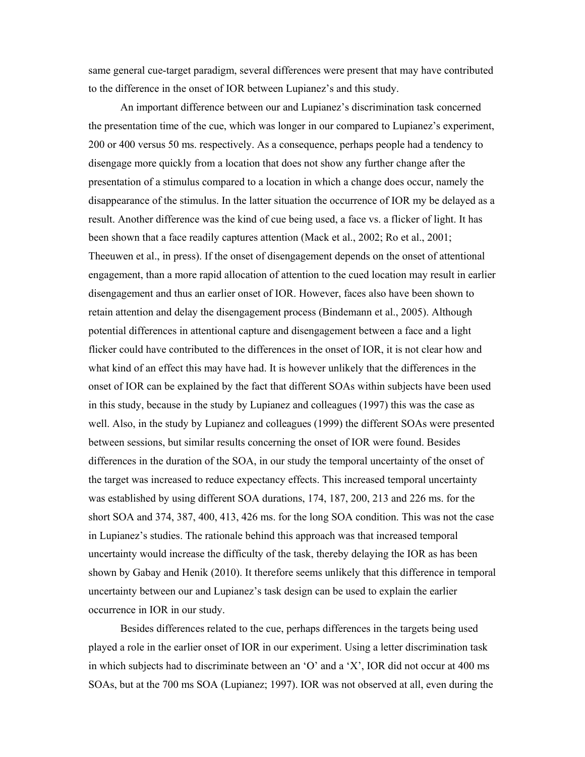same general cue-target paradigm, several differences were present that may have contributed to the difference in the onset of IOR between Lupianez's and this study.

An important difference between our and Lupianez's discrimination task concerned the presentation time of the cue, which was longer in our compared to Lupianez's experiment, 200 or 400 versus 50 ms. respectively. As a consequence, perhaps people had a tendency to disengage more quickly from a location that does not show any further change after the presentation of a stimulus compared to a location in which a change does occur, namely the disappearance of the stimulus. In the latter situation the occurrence of IOR my be delayed as a result. Another difference was the kind of cue being used, a face vs. a flicker of light. It has been shown that a face readily captures attention (Mack et al., 2002; Ro et al., 2001; Theeuwen et al., in press). If the onset of disengagement depends on the onset of attentional engagement, than a more rapid allocation of attention to the cued location may result in earlier disengagement and thus an earlier onset of IOR. However, faces also have been shown to retain attention and delay the disengagement process (Bindemann et al., 2005). Although potential differences in attentional capture and disengagement between a face and a light flicker could have contributed to the differences in the onset of IOR, it is not clear how and what kind of an effect this may have had. It is however unlikely that the differences in the onset of IOR can be explained by the fact that different SOAs within subjects have been used in this study, because in the study by Lupianez and colleagues (1997) this was the case as well. Also, in the study by Lupianez and colleagues (1999) the different SOAs were presented between sessions, but similar results concerning the onset of IOR were found. Besides differences in the duration of the SOA, in our study the temporal uncertainty of the onset of the target was increased to reduce expectancy effects. This increased temporal uncertainty was established by using different SOA durations, 174, 187, 200, 213 and 226 ms. for the short SOA and 374, 387, 400, 413, 426 ms. for the long SOA condition. This was not the case in Lupianez's studies. The rationale behind this approach was that increased temporal uncertainty would increase the difficulty of the task, thereby delaying the IOR as has been shown by Gabay and Henik (2010). It therefore seems unlikely that this difference in temporal uncertainty between our and Lupianez's task design can be used to explain the earlier occurrence in IOR in our study.

Besides differences related to the cue, perhaps differences in the targets being used played a role in the earlier onset of IOR in our experiment. Using a letter discrimination task in which subjects had to discriminate between an 'O' and a 'X', IOR did not occur at 400 ms SOAs, but at the 700 ms SOA (Lupianez; 1997). IOR was not observed at all, even during the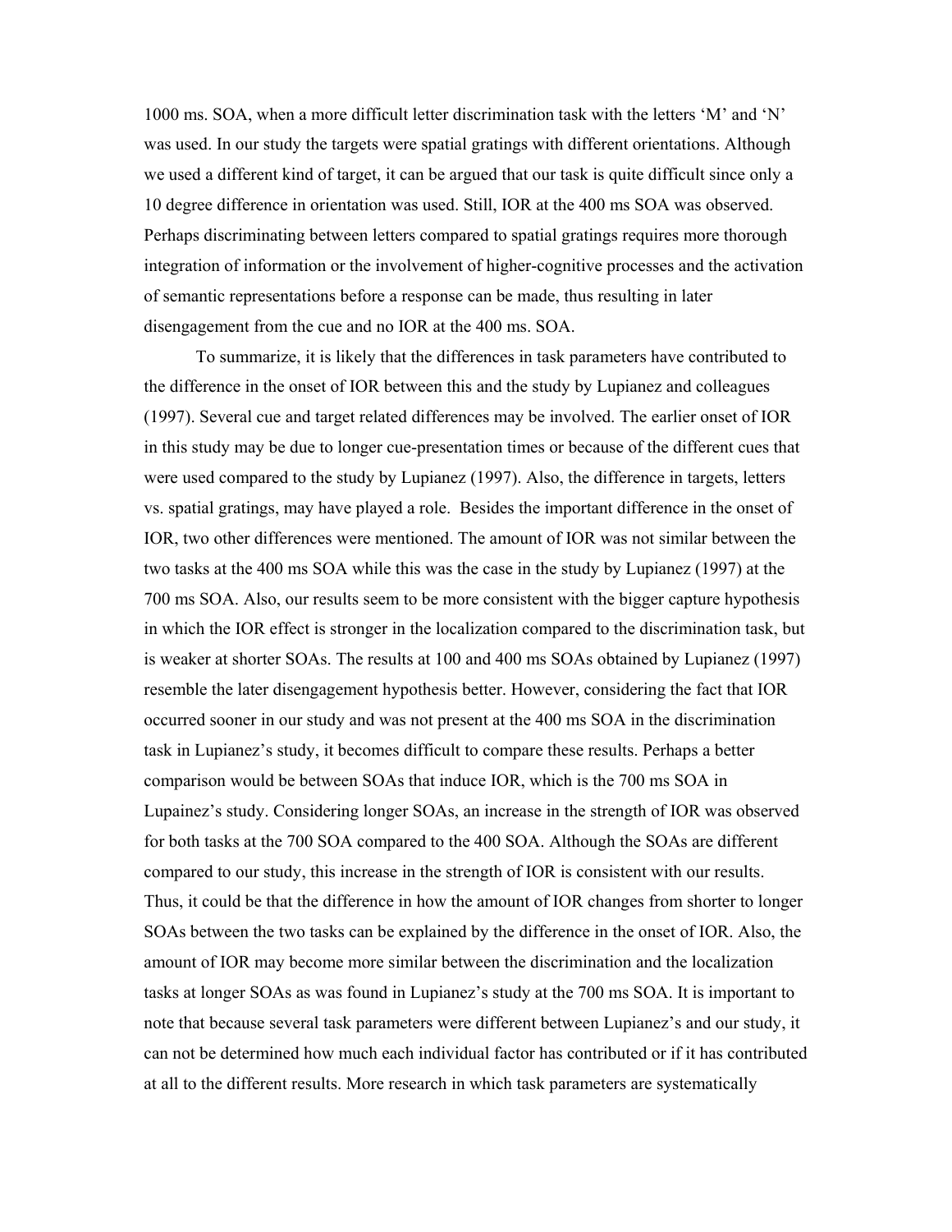1000 ms. SOA, when a more difficult letter discrimination task with the letters 'M' and 'N' was used. In our study the targets were spatial gratings with different orientations. Although we used a different kind of target, it can be argued that our task is quite difficult since only a 10 degree difference in orientation was used. Still, IOR at the 400 ms SOA was observed. Perhaps discriminating between letters compared to spatial gratings requires more thorough integration of information or the involvement of higher-cognitive processes and the activation of semantic representations before a response can be made, thus resulting in later disengagement from the cue and no IOR at the 400 ms. SOA.

To summarize, it is likely that the differences in task parameters have contributed to the difference in the onset of IOR between this and the study by Lupianez and colleagues (1997). Several cue and target related differences may be involved. The earlier onset of IOR in this study may be due to longer cue-presentation times or because of the different cues that were used compared to the study by Lupianez (1997). Also, the difference in targets, letters vs. spatial gratings, may have played a role. Besides the important difference in the onset of IOR, two other differences were mentioned. The amount of IOR was not similar between the two tasks at the 400 ms SOA while this was the case in the study by Lupianez (1997) at the 700 ms SOA. Also, our results seem to be more consistent with the bigger capture hypothesis in which the IOR effect is stronger in the localization compared to the discrimination task, but is weaker at shorter SOAs. The results at 100 and 400 ms SOAs obtained by Lupianez (1997) resemble the later disengagement hypothesis better. However, considering the fact that IOR occurred sooner in our study and was not present at the 400 ms SOA in the discrimination task in Lupianez's study, it becomes difficult to compare these results. Perhaps a better comparison would be between SOAs that induce IOR, which is the 700 ms SOA in Lupainez's study. Considering longer SOAs, an increase in the strength of IOR was observed for both tasks at the 700 SOA compared to the 400 SOA. Although the SOAs are different compared to our study, this increase in the strength of IOR is consistent with our results. Thus, it could be that the difference in how the amount of IOR changes from shorter to longer SOAs between the two tasks can be explained by the difference in the onset of IOR. Also, the amount of IOR may become more similar between the discrimination and the localization tasks at longer SOAs as was found in Lupianez's study at the 700 ms SOA. It is important to note that because several task parameters were different between Lupianez's and our study, it can not be determined how much each individual factor has contributed or if it has contributed at all to the different results. More research in which task parameters are systematically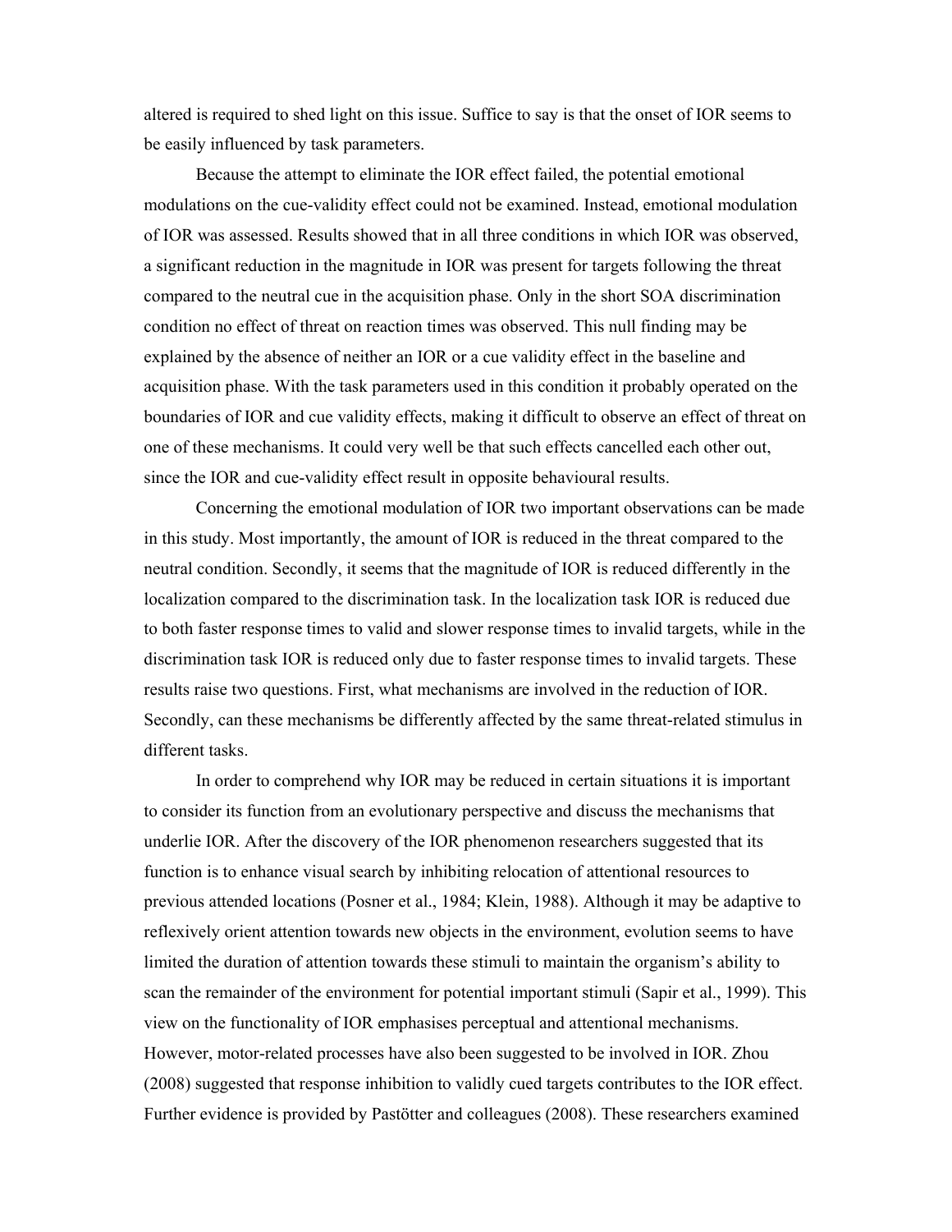altered is required to shed light on this issue. Suffice to say is that the onset of IOR seems to be easily influenced by task parameters.

Because the attempt to eliminate the IOR effect failed, the potential emotional modulations on the cue-validity effect could not be examined. Instead, emotional modulation of IOR was assessed. Results showed that in all three conditions in which IOR was observed, a significant reduction in the magnitude in IOR was present for targets following the threat compared to the neutral cue in the acquisition phase. Only in the short SOA discrimination condition no effect of threat on reaction times was observed. This null finding may be explained by the absence of neither an IOR or a cue validity effect in the baseline and acquisition phase. With the task parameters used in this condition it probably operated on the boundaries of IOR and cue validity effects, making it difficult to observe an effect of threat on one of these mechanisms. It could very well be that such effects cancelled each other out, since the IOR and cue-validity effect result in opposite behavioural results.

Concerning the emotional modulation of IOR two important observations can be made in this study. Most importantly, the amount of IOR is reduced in the threat compared to the neutral condition. Secondly, it seems that the magnitude of IOR is reduced differently in the localization compared to the discrimination task. In the localization task IOR is reduced due to both faster response times to valid and slower response times to invalid targets, while in the discrimination task IOR is reduced only due to faster response times to invalid targets. These results raise two questions. First, what mechanisms are involved in the reduction of IOR. Secondly, can these mechanisms be differently affected by the same threat-related stimulus in different tasks.

In order to comprehend why IOR may be reduced in certain situations it is important to consider its function from an evolutionary perspective and discuss the mechanisms that underlie IOR. After the discovery of the IOR phenomenon researchers suggested that its function is to enhance visual search by inhibiting relocation of attentional resources to previous attended locations (Posner et al., 1984; Klein, 1988). Although it may be adaptive to reflexively orient attention towards new objects in the environment, evolution seems to have limited the duration of attention towards these stimuli to maintain the organism's ability to scan the remainder of the environment for potential important stimuli (Sapir et al., 1999). This view on the functionality of IOR emphasises perceptual and attentional mechanisms. However, motor-related processes have also been suggested to be involved in IOR. Zhou (2008) suggested that response inhibition to validly cued targets contributes to the IOR effect. Further evidence is provided by Pastötter and colleagues (2008). These researchers examined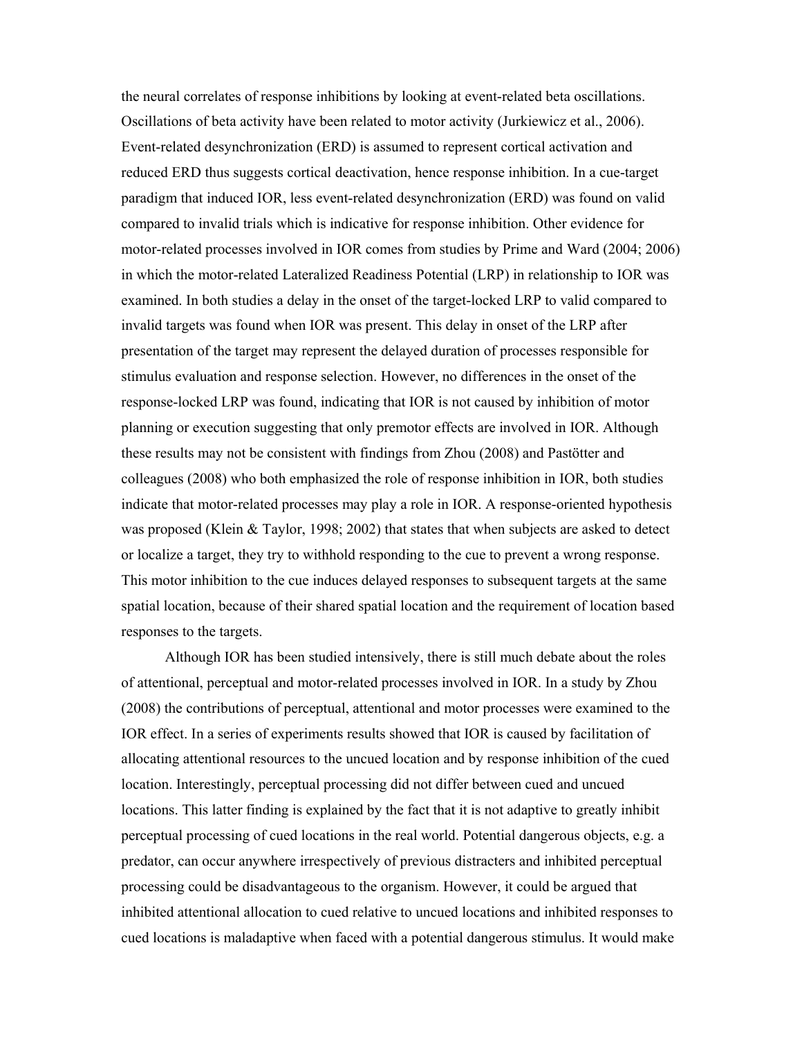the neural correlates of response inhibitions by looking at event-related beta oscillations. Oscillations of beta activity have been related to motor activity (Jurkiewicz et al., 2006). Event-related desynchronization (ERD) is assumed to represent cortical activation and reduced ERD thus suggests cortical deactivation, hence response inhibition. In a cue-target paradigm that induced IOR, less event-related desynchronization (ERD) was found on valid compared to invalid trials which is indicative for response inhibition. Other evidence for motor-related processes involved in IOR comes from studies by Prime and Ward (2004; 2006) in which the motor-related Lateralized Readiness Potential (LRP) in relationship to IOR was examined. In both studies a delay in the onset of the target-locked LRP to valid compared to invalid targets was found when IOR was present. This delay in onset of the LRP after presentation of the target may represent the delayed duration of processes responsible for stimulus evaluation and response selection. However, no differences in the onset of the response-locked LRP was found, indicating that IOR is not caused by inhibition of motor planning or execution suggesting that only premotor effects are involved in IOR. Although these results may not be consistent with findings from Zhou (2008) and Pastötter and colleagues (2008) who both emphasized the role of response inhibition in IOR, both studies indicate that motor-related processes may play a role in IOR. A response-oriented hypothesis was proposed (Klein & Taylor, 1998; 2002) that states that when subjects are asked to detect or localize a target, they try to withhold responding to the cue to prevent a wrong response. This motor inhibition to the cue induces delayed responses to subsequent targets at the same spatial location, because of their shared spatial location and the requirement of location based responses to the targets.

Although IOR has been studied intensively, there is still much debate about the roles of attentional, perceptual and motor-related processes involved in IOR. In a study by Zhou (2008) the contributions of perceptual, attentional and motor processes were examined to the IOR effect. In a series of experiments results showed that IOR is caused by facilitation of allocating attentional resources to the uncued location and by response inhibition of the cued location. Interestingly, perceptual processing did not differ between cued and uncued locations. This latter finding is explained by the fact that it is not adaptive to greatly inhibit perceptual processing of cued locations in the real world. Potential dangerous objects, e.g. a predator, can occur anywhere irrespectively of previous distracters and inhibited perceptual processing could be disadvantageous to the organism. However, it could be argued that inhibited attentional allocation to cued relative to uncued locations and inhibited responses to cued locations is maladaptive when faced with a potential dangerous stimulus. It would make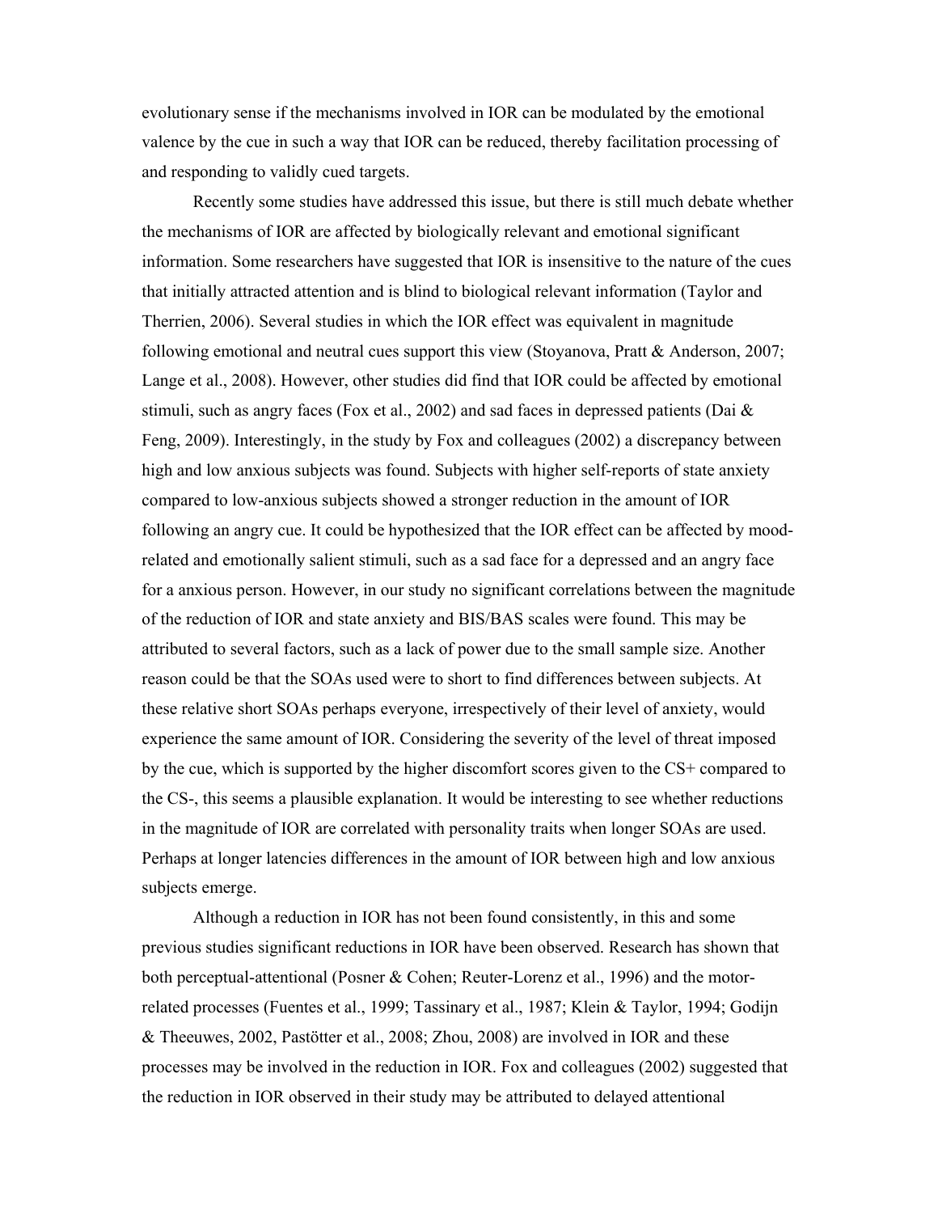evolutionary sense if the mechanisms involved in IOR can be modulated by the emotional valence by the cue in such a way that IOR can be reduced, thereby facilitation processing of and responding to validly cued targets.

Recently some studies have addressed this issue, but there is still much debate whether the mechanisms of IOR are affected by biologically relevant and emotional significant information. Some researchers have suggested that IOR is insensitive to the nature of the cues that initially attracted attention and is blind to biological relevant information (Taylor and Therrien, 2006). Several studies in which the IOR effect was equivalent in magnitude following emotional and neutral cues support this view (Stoyanova, Pratt & Anderson, 2007; Lange et al., 2008). However, other studies did find that IOR could be affected by emotional stimuli, such as angry faces (Fox et al., 2002) and sad faces in depressed patients (Dai & Feng, 2009). Interestingly, in the study by Fox and colleagues (2002) a discrepancy between high and low anxious subjects was found. Subjects with higher self-reports of state anxiety compared to low-anxious subjects showed a stronger reduction in the amount of IOR following an angry cue. It could be hypothesized that the IOR effect can be affected by mood-related and emotionally salient stimuli, such as a sad face for a depressed and an angry face for a anxious person. However, in our study no significant correlations between the magnitude of the reduction of IOR and state anxiety and BIS/BAS scales were found. This may be attributed to several factors, such as a lack of power due to the small sample size. Another reason could be that the SOAs used were to short to find differences between subjects. At these relative short SOAs perhaps everyone, irrespectively of their level of anxiety, would experience the same amount of IOR. Considering the severity of the level of threat imposed by the cue, which is supported by the higher discomfort scores given to the CS+ compared to the CS-, this seems a plausible explanation. It would be interesting to see whether reductions in the magnitude of IOR are correlated with personality traits when longer SOAs are used. Perhaps at longer latencies differences in the amount of IOR between high and low anxious subjects emerge.

Although a reduction in IOR has not been found consistently, in this and some previous studies significant reductions in IOR have been observed. Research has shown that both perceptual-attentional (Posner & Cohen; Reuter-Lorenz et al., 1996) and the motor-related processes (Fuentes et al., 1999; Tassinary et al., 1987; Klein & Taylor, 1994; Godijn & Theeuwes, 2002, Pastötter et al., 2008; Zhou, 2008) are involved in IOR and these processes may be involved in the reduction in IOR. Fox and colleagues (2002) suggested that the reduction in IOR observed in their study may be attributed to delayed attentional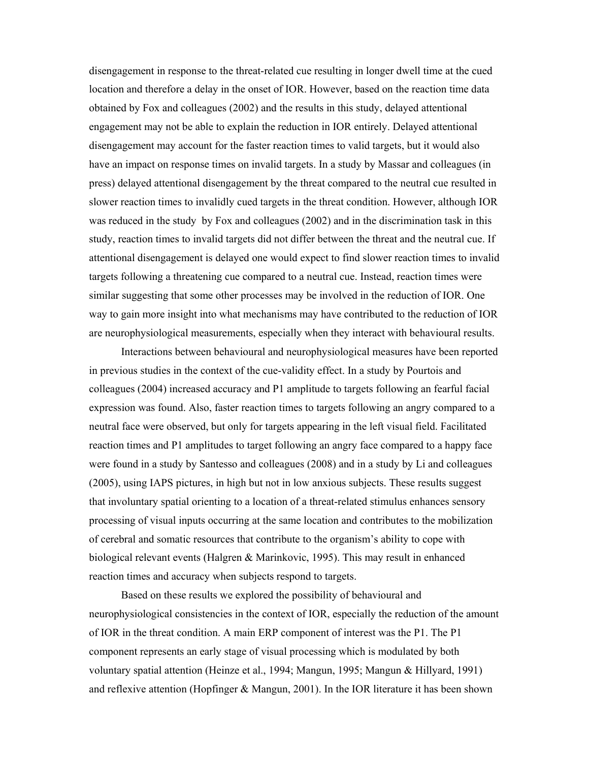disengagement in response to the threat-related cue resulting in longer dwell time at the cued location and therefore a delay in the onset of IOR. However, based on the reaction time data obtained by Fox and colleagues (2002) and the results in this study, delayed attentional engagement may not be able to explain the reduction in IOR entirely. Delayed attentional disengagement may account for the faster reaction times to valid targets, but it would also have an impact on response times on invalid targets. In a study by Massar and colleagues (in press) delayed attentional disengagement by the threat compared to the neutral cue resulted in slower reaction times to invalidly cued targets in the threat condition. However, although IOR was reduced in the study by Fox and colleagues (2002) and in the discrimination task in this study, reaction times to invalid targets did not differ between the threat and the neutral cue. If attentional disengagement is delayed one would expect to find slower reaction times to invalid targets following a threatening cue compared to a neutral cue. Instead, reaction times were similar suggesting that some other processes may be involved in the reduction of IOR. One way to gain more insight into what mechanisms may have contributed to the reduction of IOR are neurophysiological measurements, especially when they interact with behavioural results.

Interactions between behavioural and neurophysiological measures have been reported in previous studies in the context of the cue-validity effect. In a study by Pourtois and colleagues (2004) increased accuracy and P1 amplitude to targets following an fearful facial expression was found. Also, faster reaction times to targets following an angry compared to a neutral face were observed, but only for targets appearing in the left visual field. Facilitated reaction times and P1 amplitudes to target following an angry face compared to a happy face were found in a study by Santesso and colleagues (2008) and in a study by Li and colleagues (2005), using IAPS pictures, in high but not in low anxious subjects. These results suggest that involuntary spatial orienting to a location of a threat-related stimulus enhances sensory processing of visual inputs occurring at the same location and contributes to the mobilization of cerebral and somatic resources that contribute to the organism's ability to cope with biological relevant events (Halgren & Marinkovic, 1995). This may result in enhanced reaction times and accuracy when subjects respond to targets.

Based on these results we explored the possibility of behavioural and neurophysiological consistencies in the context of IOR, especially the reduction of the amount of IOR in the threat condition. A main ERP component of interest was the P1. The P1 component represents an early stage of visual processing which is modulated by both voluntary spatial attention (Heinze et al., 1994; Mangun, 1995; Mangun & Hillyard, 1991) and reflexive attention (Hopfinger & Mangun, 2001). In the IOR literature it has been shown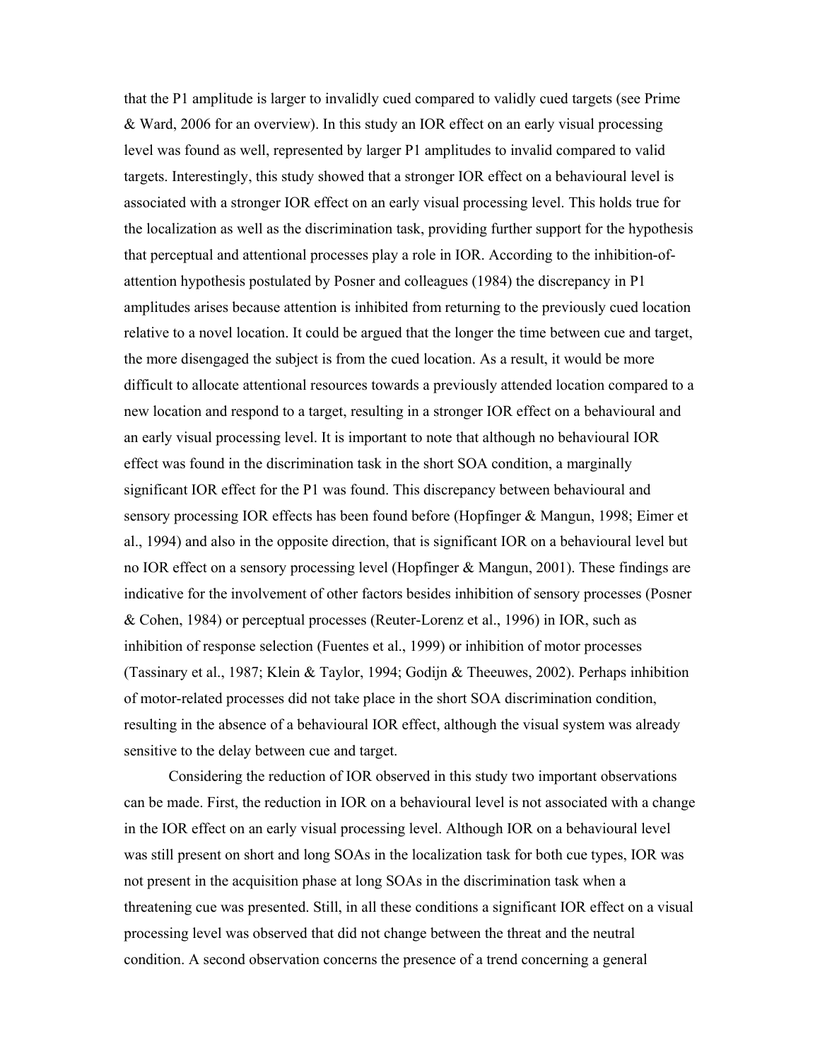that the P1 amplitude is larger to invalidly cued compared to validly cued targets (see Prime & Ward, 2006 for an overview). In this study an IOR effect on an early visual processing level was found as well, represented by larger P1 amplitudes to invalid compared to valid targets. Interestingly, this study showed that a stronger IOR effect on a behavioural level is associated with a stronger IOR effect on an early visual processing level. This holds true for the localization as well as the discrimination task, providing further support for the hypothesis that perceptual and attentional processes play a role in IOR. According to the inhibition-of-attention hypothesis postulated by Posner and colleagues (1984) the discrepancy in P1 amplitudes arises because attention is inhibited from returning to the previously cued location relative to a novel location. It could be argued that the longer the time between cue and target, the more disengaged the subject is from the cued location. As a result, it would be more difficult to allocate attentional resources towards a previously attended location compared to a new location and respond to a target, resulting in a stronger IOR effect on a behavioural and an early visual processing level. It is important to note that although no behavioural IOR effect was found in the discrimination task in the short SOA condition, a marginally significant IOR effect for the P1 was found. This discrepancy between behavioural and sensory processing IOR effects has been found before (Hopfinger & Mangun, 1998; Eimer et al., 1994) and also in the opposite direction, that is significant IOR on a behavioural level but no IOR effect on a sensory processing level (Hopfinger & Mangun, 2001). These findings are indicative for the involvement of other factors besides inhibition of sensory processes (Posner & Cohen, 1984) or perceptual processes (Reuter-Lorenz et al., 1996) in IOR, such as inhibition of response selection (Fuentes et al., 1999) or inhibition of motor processes (Tassinary et al., 1987; Klein & Taylor, 1994; Godijn & Theeuwes, 2002). Perhaps inhibition of motor-related processes did not take place in the short SOA discrimination condition, resulting in the absence of a behavioural IOR effect, although the visual system was already sensitive to the delay between cue and target.

Considering the reduction of IOR observed in this study two important observations can be made. First, the reduction in IOR on a behavioural level is not associated with a change in the IOR effect on an early visual processing level. Although IOR on a behavioural level was still present on short and long SOAs in the localization task for both cue types, IOR was not present in the acquisition phase at long SOAs in the discrimination task when a threatening cue was presented. Still, in all these conditions a significant IOR effect on a visual processing level was observed that did not change between the threat and the neutral condition. A second observation concerns the presence of a trend concerning a general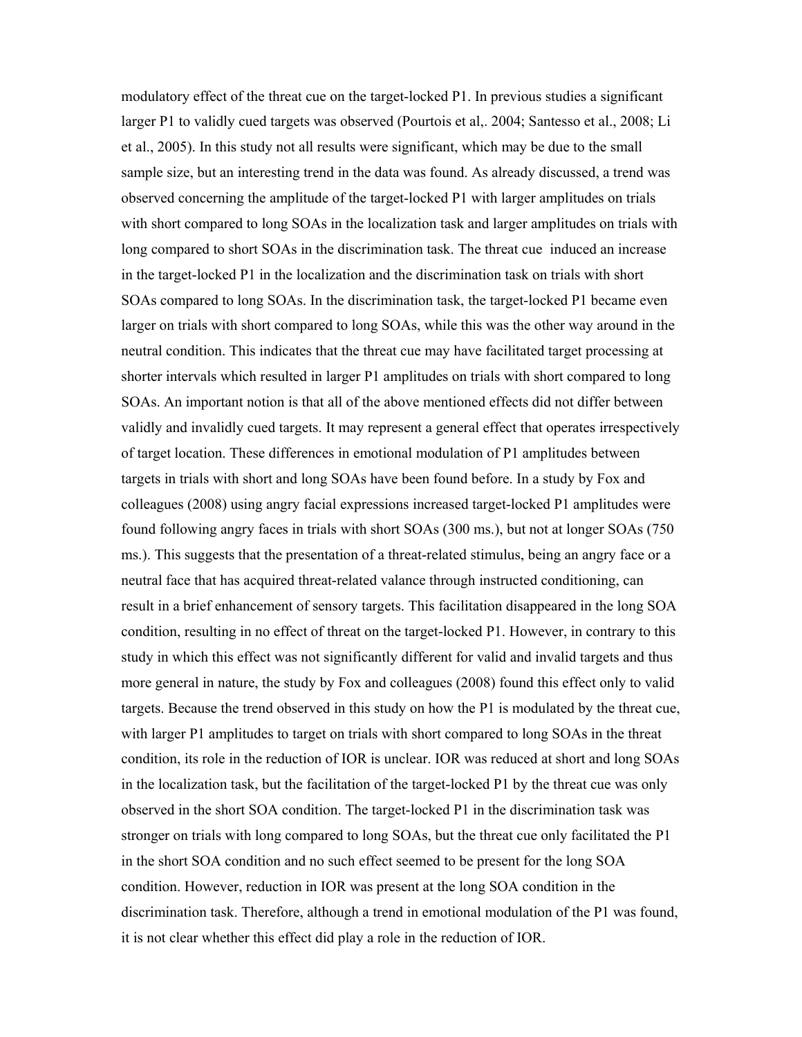modulatory effect of the threat cue on the target-locked P1. In previous studies a significant larger P1 to validly cued targets was observed (Pourtois et al,. 2004; Santesso et al., 2008; Li et al., 2005). In this study not all results were significant, which may be due to the small sample size, but an interesting trend in the data was found. As already discussed, a trend was observed concerning the amplitude of the target-locked P1 with larger amplitudes on trials with short compared to long SOAs in the localization task and larger amplitudes on trials with long compared to short SOAs in the discrimination task. The threat cue induced an increase in the target-locked P1 in the localization and the discrimination task on trials with short SOAs compared to long SOAs. In the discrimination task, the target-locked P1 became even larger on trials with short compared to long SOAs, while this was the other way around in the neutral condition. This indicates that the threat cue may have facilitated target processing at shorter intervals which resulted in larger P1 amplitudes on trials with short compared to long SOAs. An important notion is that all of the above mentioned effects did not differ between validly and invalidly cued targets. It may represent a general effect that operates irrespectively of target location. These differences in emotional modulation of P1 amplitudes between targets in trials with short and long SOAs have been found before. In a study by Fox and colleagues (2008) using angry facial expressions increased target-locked P1 amplitudes were found following angry faces in trials with short SOAs (300 ms.), but not at longer SOAs (750 ms.). This suggests that the presentation of a threat-related stimulus, being an angry face or a neutral face that has acquired threat-related valance through instructed conditioning, can result in a brief enhancement of sensory targets. This facilitation disappeared in the long SOA condition, resulting in no effect of threat on the target-locked P1. However, in contrary to this study in which this effect was not significantly different for valid and invalid targets and thus more general in nature, the study by Fox and colleagues (2008) found this effect only to valid targets. Because the trend observed in this study on how the P1 is modulated by the threat cue, with larger P1 amplitudes to target on trials with short compared to long SOAs in the threat condition, its role in the reduction of IOR is unclear. IOR was reduced at short and long SOAs in the localization task, but the facilitation of the target-locked P1 by the threat cue was only observed in the short SOA condition. The target-locked P1 in the discrimination task was stronger on trials with long compared to long SOAs, but the threat cue only facilitated the P1 in the short SOA condition and no such effect seemed to be present for the long SOA condition. However, reduction in IOR was present at the long SOA condition in the discrimination task. Therefore, although a trend in emotional modulation of the P1 was found, it is not clear whether this effect did play a role in the reduction of IOR.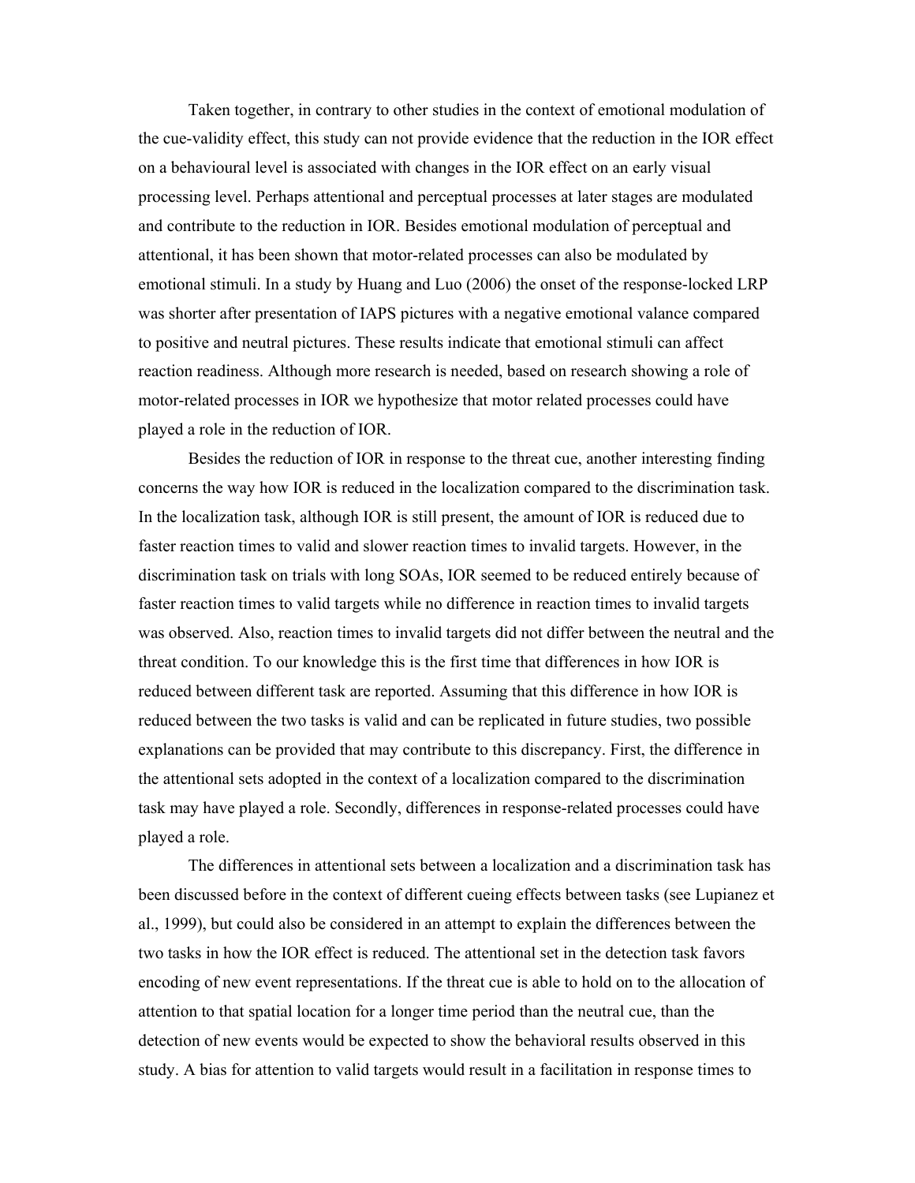Taken together, in contrary to other studies in the context of emotional modulation of the cue-validity effect, this study can not provide evidence that the reduction in the IOR effect on a behavioural level is associated with changes in the IOR effect on an early visual processing level. Perhaps attentional and perceptual processes at later stages are modulated and contribute to the reduction in IOR. Besides emotional modulation of perceptual and attentional, it has been shown that motor-related processes can also be modulated by emotional stimuli. In a study by Huang and Luo (2006) the onset of the response-locked LRP was shorter after presentation of IAPS pictures with a negative emotional valance compared to positive and neutral pictures. These results indicate that emotional stimuli can affect reaction readiness. Although more research is needed, based on research showing a role of motor-related processes in IOR we hypothesize that motor related processes could have played a role in the reduction of IOR.

Besides the reduction of IOR in response to the threat cue, another interesting finding concerns the way how IOR is reduced in the localization compared to the discrimination task. In the localization task, although IOR is still present, the amount of IOR is reduced due to faster reaction times to valid and slower reaction times to invalid targets. However, in the discrimination task on trials with long SOAs, IOR seemed to be reduced entirely because of faster reaction times to valid targets while no difference in reaction times to invalid targets was observed. Also, reaction times to invalid targets did not differ between the neutral and the threat condition. To our knowledge this is the first time that differences in how IOR is reduced between different task are reported. Assuming that this difference in how IOR is reduced between the two tasks is valid and can be replicated in future studies, two possible explanations can be provided that may contribute to this discrepancy. First, the difference in the attentional sets adopted in the context of a localization compared to the discrimination task may have played a role. Secondly, differences in response-related processes could have played a role.

The differences in attentional sets between a localization and a discrimination task has been discussed before in the context of different cueing effects between tasks (see Lupianez et al., 1999), but could also be considered in an attempt to explain the differences between the two tasks in how the IOR effect is reduced. The attentional set in the detection task favors encoding of new event representations. If the threat cue is able to hold on to the allocation of attention to that spatial location for a longer time period than the neutral cue, than the detection of new events would be expected to show the behavioral results observed in this study. A bias for attention to valid targets would result in a facilitation in response times to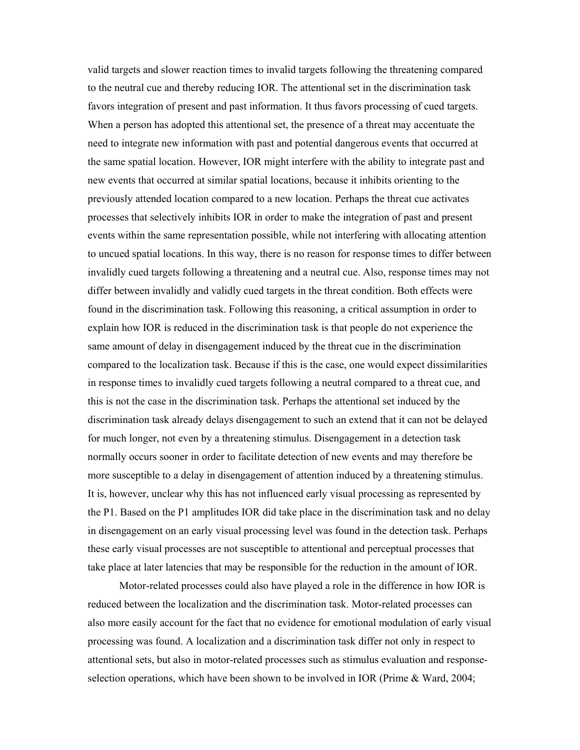valid targets and slower reaction times to invalid targets following the threatening compared to the neutral cue and thereby reducing IOR. The attentional set in the discrimination task favors integration of present and past information. It thus favors processing of cued targets. When a person has adopted this attentional set, the presence of a threat may accentuate the need to integrate new information with past and potential dangerous events that occurred at the same spatial location. However, IOR might interfere with the ability to integrate past and new events that occurred at similar spatial locations, because it inhibits orienting to the previously attended location compared to a new location. Perhaps the threat cue activates processes that selectively inhibits IOR in order to make the integration of past and present events within the same representation possible, while not interfering with allocating attention to uncued spatial locations. In this way, there is no reason for response times to differ between invalidly cued targets following a threatening and a neutral cue. Also, response times may not differ between invalidly and validly cued targets in the threat condition. Both effects were found in the discrimination task. Following this reasoning, a critical assumption in order to explain how IOR is reduced in the discrimination task is that people do not experience the same amount of delay in disengagement induced by the threat cue in the discrimination compared to the localization task. Because if this is the case, one would expect dissimilarities in response times to invalidly cued targets following a neutral compared to a threat cue, and this is not the case in the discrimination task. Perhaps the attentional set induced by the discrimination task already delays disengagement to such an extend that it can not be delayed for much longer, not even by a threatening stimulus. Disengagement in a detection task normally occurs sooner in order to facilitate detection of new events and may therefore be more susceptible to a delay in disengagement of attention induced by a threatening stimulus. It is, however, unclear why this has not influenced early visual processing as represented by the P1. Based on the P1 amplitudes IOR did take place in the discrimination task and no delay in disengagement on an early visual processing level was found in the detection task. Perhaps these early visual processes are not susceptible to attentional and perceptual processes that take place at later latencies that may be responsible for the reduction in the amount of IOR.

Motor-related processes could also have played a role in the difference in how IOR is reduced between the localization and the discrimination task. Motor-related processes can also more easily account for the fact that no evidence for emotional modulation of early visual processing was found. A localization and a discrimination task differ not only in respect to attentional sets, but also in motor-related processes such as stimulus evaluation and response-selection operations, which have been shown to be involved in IOR (Prime & Ward, 2004;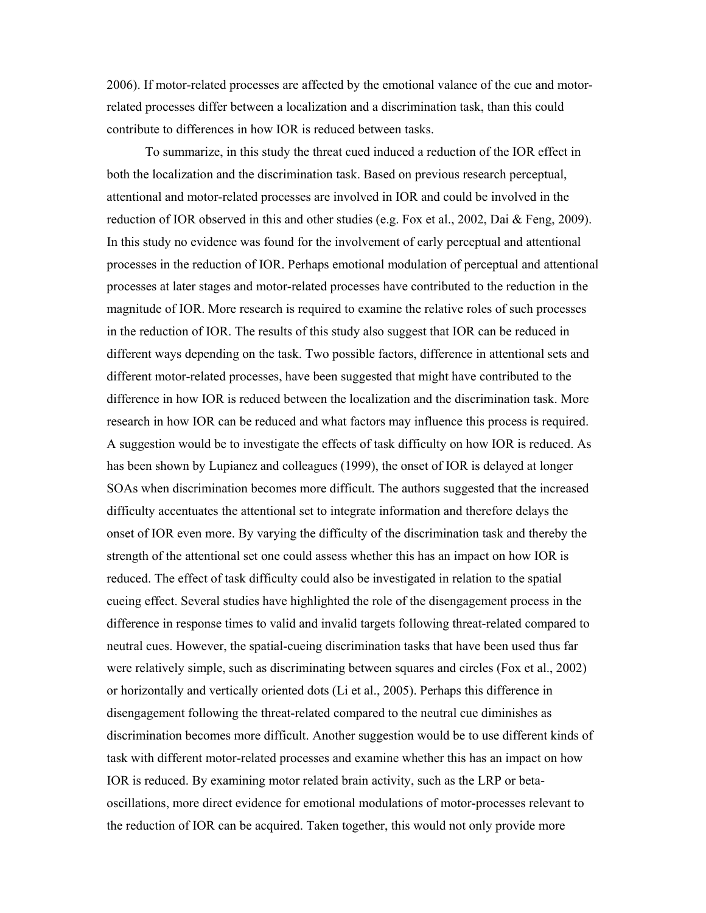2006). If motor-related processes are affected by the emotional valance of the cue and motor-related processes differ between a localization and a discrimination task, than this could contribute to differences in how IOR is reduced between tasks.

To summarize, in this study the threat cued induced a reduction of the IOR effect in both the localization and the discrimination task. Based on previous research perceptual, attentional and motor-related processes are involved in IOR and could be involved in the reduction of IOR observed in this and other studies (e.g. Fox et al., 2002, Dai & Feng, 2009). In this study no evidence was found for the involvement of early perceptual and attentional processes in the reduction of IOR. Perhaps emotional modulation of perceptual and attentional processes at later stages and motor-related processes have contributed to the reduction in the magnitude of IOR. More research is required to examine the relative roles of such processes in the reduction of IOR. The results of this study also suggest that IOR can be reduced in different ways depending on the task. Two possible factors, difference in attentional sets and different motor-related processes, have been suggested that might have contributed to the difference in how IOR is reduced between the localization and the discrimination task. More research in how IOR can be reduced and what factors may influence this process is required. A suggestion would be to investigate the effects of task difficulty on how IOR is reduced. As has been shown by Lupianez and colleagues (1999), the onset of IOR is delayed at longer SOAs when discrimination becomes more difficult. The authors suggested that the increased difficulty accentuates the attentional set to integrate information and therefore delays the onset of IOR even more. By varying the difficulty of the discrimination task and thereby the strength of the attentional set one could assess whether this has an impact on how IOR is reduced. The effect of task difficulty could also be investigated in relation to the spatial cueing effect. Several studies have highlighted the role of the disengagement process in the difference in response times to valid and invalid targets following threat-related compared to neutral cues. However, the spatial-cueing discrimination tasks that have been used thus far were relatively simple, such as discriminating between squares and circles (Fox et al., 2002) or horizontally and vertically oriented dots (Li et al., 2005). Perhaps this difference in disengagement following the threat-related compared to the neutral cue diminishes as discrimination becomes more difficult. Another suggestion would be to use different kinds of task with different motor-related processes and examine whether this has an impact on how IOR is reduced. By examining motor related brain activity, such as the LRP or beta-oscillations, more direct evidence for emotional modulations of motor-processes relevant to the reduction of IOR can be acquired. Taken together, this would not only provide more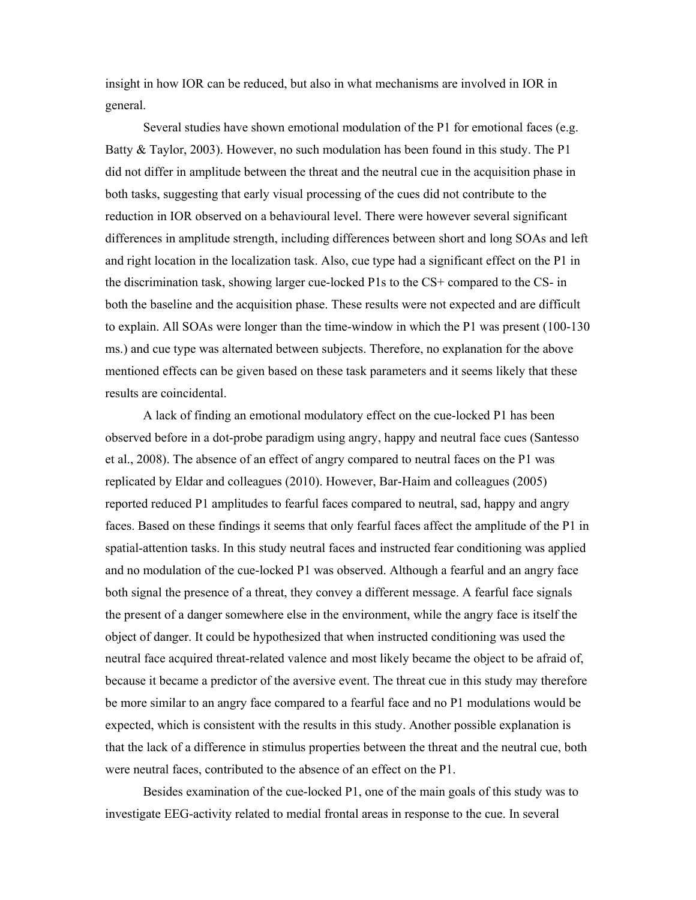insight in how IOR can be reduced, but also in what mechanisms are involved in IOR in general.

Several studies have shown emotional modulation of the P1 for emotional faces (e.g. Batty & Taylor, 2003). However, no such modulation has been found in this study. The P1 did not differ in amplitude between the threat and the neutral cue in the acquisition phase in both tasks, suggesting that early visual processing of the cues did not contribute to the reduction in IOR observed on a behavioural level. There were however several significant differences in amplitude strength, including differences between short and long SOAs and left and right location in the localization task. Also, cue type had a significant effect on the P1 in the discrimination task, showing larger cue-locked P1s to the CS+ compared to the CS- in both the baseline and the acquisition phase. These results were not expected and are difficult to explain. All SOAs were longer than the time-window in which the P1 was present (100-130 ms.) and cue type was alternated between subjects. Therefore, no explanation for the above mentioned effects can be given based on these task parameters and it seems likely that these results are coincidental.

A lack of finding an emotional modulatory effect on the cue-locked P1 has been observed before in a dot-probe paradigm using angry, happy and neutral face cues (Santesso et al., 2008). The absence of an effect of angry compared to neutral faces on the P1 was replicated by Eldar and colleagues (2010). However, Bar-Haim and colleagues (2005) reported reduced P1 amplitudes to fearful faces compared to neutral, sad, happy and angry faces. Based on these findings it seems that only fearful faces affect the amplitude of the P1 in spatial-attention tasks. In this study neutral faces and instructed fear conditioning was applied and no modulation of the cue-locked P1 was observed. Although a fearful and an angry face both signal the presence of a threat, they convey a different message. A fearful face signals the present of a danger somewhere else in the environment, while the angry face is itself the object of danger. It could be hypothesized that when instructed conditioning was used the neutral face acquired threat-related valence and most likely became the object to be afraid of, because it became a predictor of the aversive event. The threat cue in this study may therefore be more similar to an angry face compared to a fearful face and no P1 modulations would be expected, which is consistent with the results in this study. Another possible explanation is that the lack of a difference in stimulus properties between the threat and the neutral cue, both were neutral faces, contributed to the absence of an effect on the P1.

Besides examination of the cue-locked P1, one of the main goals of this study was to investigate EEG-activity related to medial frontal areas in response to the cue. In several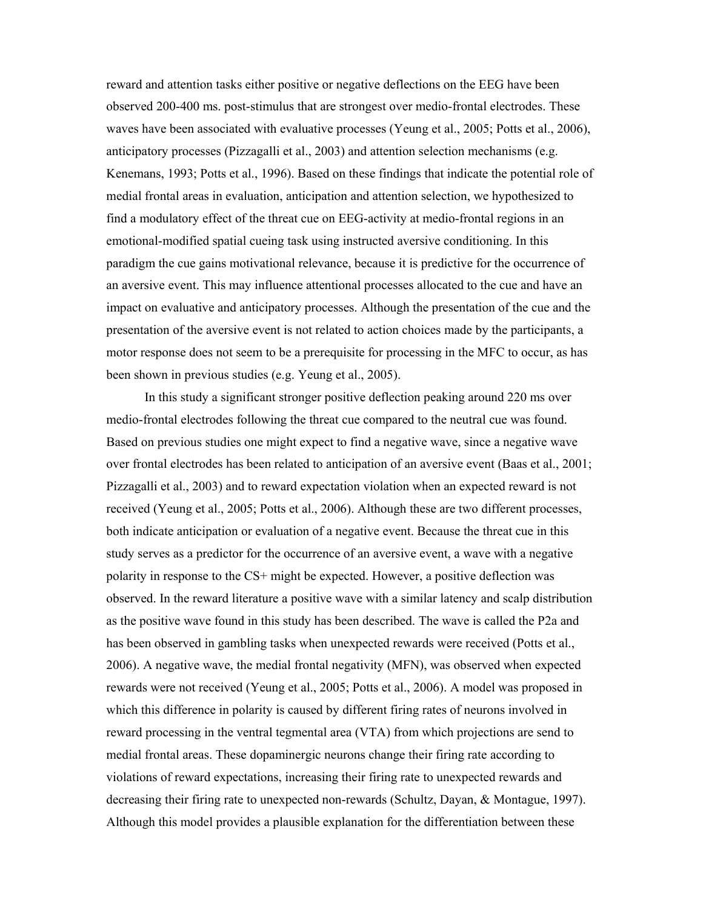reward and attention tasks either positive or negative deflections on the EEG have been observed 200-400 ms. post-stimulus that are strongest over medio-frontal electrodes. These waves have been associated with evaluative processes (Yeung et al., 2005; Potts et al., 2006), anticipatory processes (Pizzagalli et al., 2003) and attention selection mechanisms (e.g. Kenemans, 1993; Potts et al., 1996). Based on these findings that indicate the potential role of medial frontal areas in evaluation, anticipation and attention selection, we hypothesized to find a modulatory effect of the threat cue on EEG-activity at medio-frontal regions in an emotional-modified spatial cueing task using instructed aversive conditioning. In this paradigm the cue gains motivational relevance, because it is predictive for the occurrence of an aversive event. This may influence attentional processes allocated to the cue and have an impact on evaluative and anticipatory processes. Although the presentation of the cue and the presentation of the aversive event is not related to action choices made by the participants, a motor response does not seem to be a prerequisite for processing in the MFC to occur, as has been shown in previous studies (e.g. Yeung et al., 2005).

In this study a significant stronger positive deflection peaking around 220 ms over medio-frontal electrodes following the threat cue compared to the neutral cue was found. Based on previous studies one might expect to find a negative wave, since a negative wave over frontal electrodes has been related to anticipation of an aversive event (Baas et al., 2001; Pizzagalli et al., 2003) and to reward expectation violation when an expected reward is not received (Yeung et al., 2005; Potts et al., 2006). Although these are two different processes, both indicate anticipation or evaluation of a negative event. Because the threat cue in this study serves as a predictor for the occurrence of an aversive event, a wave with a negative polarity in response to the CS+ might be expected. However, a positive deflection was observed. In the reward literature a positive wave with a similar latency and scalp distribution as the positive wave found in this study has been described. The wave is called the P2a and has been observed in gambling tasks when unexpected rewards were received (Potts et al., 2006). A negative wave, the medial frontal negativity (MFN), was observed when expected rewards were not received (Yeung et al., 2005; Potts et al., 2006). A model was proposed in which this difference in polarity is caused by different firing rates of neurons involved in reward processing in the ventral tegmental area (VTA) from which projections are send to medial frontal areas. These dopaminergic neurons change their firing rate according to violations of reward expectations, increasing their firing rate to unexpected rewards and decreasing their firing rate to unexpected non-rewards (Schultz, Dayan, & Montague, 1997). Although this model provides a plausible explanation for the differentiation between these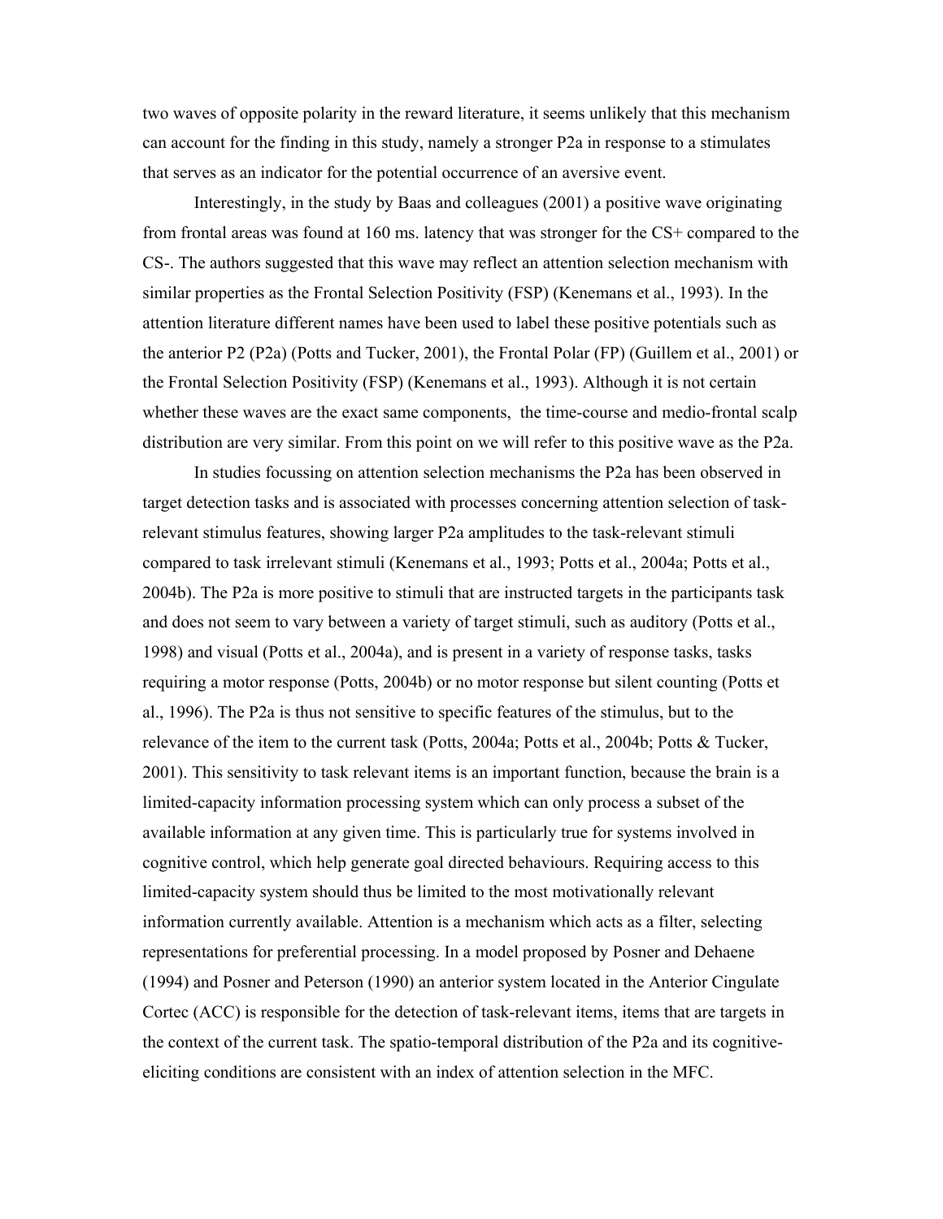two waves of opposite polarity in the reward literature, it seems unlikely that this mechanism can account for the finding in this study, namely a stronger P2a in response to a stimulates that serves as an indicator for the potential occurrence of an aversive event.

Interestingly, in the study by Baas and colleagues (2001) a positive wave originating from frontal areas was found at 160 ms. latency that was stronger for the CS+ compared to the CS-. The authors suggested that this wave may reflect an attention selection mechanism with similar properties as the Frontal Selection Positivity (FSP) (Kenemans et al., 1993). In the attention literature different names have been used to label these positive potentials such as the anterior P2 (P2a) (Potts and Tucker, 2001), the Frontal Polar (FP) (Guillem et al., 2001) or the Frontal Selection Positivity (FSP) (Kenemans et al., 1993). Although it is not certain whether these waves are the exact same components, the time-course and medio-frontal scalp distribution are very similar. From this point on we will refer to this positive wave as the P2a.

In studies focussing on attention selection mechanisms the P2a has been observed in target detection tasks and is associated with processes concerning attention selection of task-relevant stimulus features, showing larger P2a amplitudes to the task-relevant stimuli compared to task irrelevant stimuli (Kenemans et al., 1993; Potts et al., 2004a; Potts et al., 2004b). The P2a is more positive to stimuli that are instructed targets in the participants task and does not seem to vary between a variety of target stimuli, such as auditory (Potts et al., 1998) and visual (Potts et al., 2004a), and is present in a variety of response tasks, tasks requiring a motor response (Potts, 2004b) or no motor response but silent counting (Potts et al., 1996). The P2a is thus not sensitive to specific features of the stimulus, but to the relevance of the item to the current task (Potts, 2004a; Potts et al., 2004b; Potts & Tucker, 2001). This sensitivity to task relevant items is an important function, because the brain is a limited-capacity information processing system which can only process a subset of the available information at any given time. This is particularly true for systems involved in cognitive control, which help generate goal directed behaviours. Requiring access to this limited-capacity system should thus be limited to the most motivationally relevant information currently available. Attention is a mechanism which acts as a filter, selecting representations for preferential processing. In a model proposed by Posner and Dehaene (1994) and Posner and Peterson (1990) an anterior system located in the Anterior Cingulate Cortec (ACC) is responsible for the detection of task-relevant items, items that are targets in the context of the current task. The spatio-temporal distribution of the P2a and its cognitive-eliciting conditions are consistent with an index of attention selection in the MFC.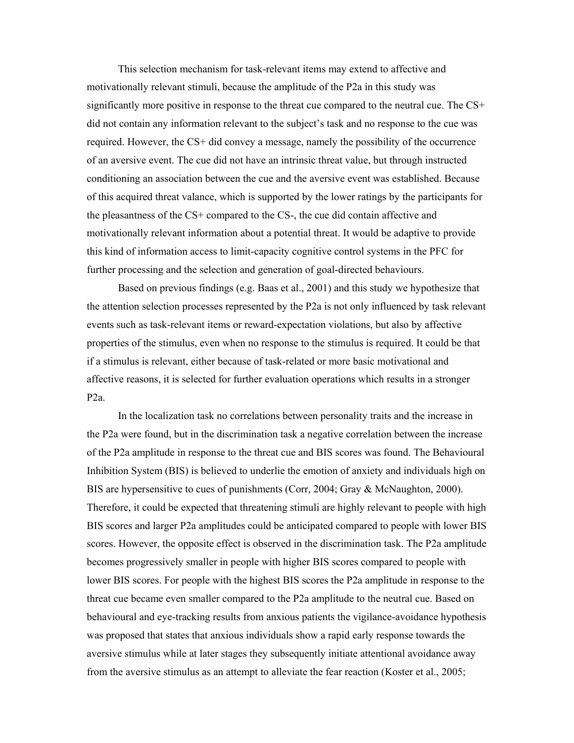This selection mechanism for task-relevant items may extend to affective and motivationally relevant stimuli, because the amplitude of the P2a in this study was significantly more positive in response to the threat cue compared to the neutral cue. The CS+ did not contain any information relevant to the subject's task and no response to the cue was required. However, the CS+ did convey a message, namely the possibility of the occurrence of an aversive event. The cue did not have an intrinsic threat value, but through instructed conditioning an association between the cue and the aversive event was established. Because of this acquired threat valance, which is supported by the lower ratings by the participants for the pleasantness of the CS+ compared to the CS-, the cue did contain affective and motivationally relevant information about a potential threat. It would be adaptive to provide this kind of information access to limit-capacity cognitive control systems in the PFC for further processing and the selection and generation of goal-directed behaviours.

Based on previous findings (e.g. Baas et al., 2001) and this study we hypothesize that the attention selection processes represented by the P2a is not only influenced by task relevant events such as task-relevant items or reward-expectation violations, but also by affective properties of the stimulus, even when no response to the stimulus is required. It could be that if a stimulus is relevant, either because of task-related or more basic motivational and affective reasons, it is selected for further evaluation operations which results in a stronger P2a.

In the localization task no correlations between personality traits and the increase in the P2a were found, but in the discrimination task a negative correlation between the increase of the P2a amplitude in response to the threat cue and BIS scores was found. The Behavioural Inhibition System (BIS) is believed to underlie the emotion of anxiety and individuals high on BIS are hypersensitive to cues of punishments (Corr, 2004; Gray & McNaughton, 2000). Therefore, it could be expected that threatening stimuli are highly relevant to people with high BIS scores and larger P2a amplitudes could be anticipated compared to people with lower BIS scores. However, the opposite effect is observed in the discrimination task. The P2a amplitude becomes progressively smaller in people with higher BIS scores compared to people with lower BIS scores. For people with the highest BIS scores the P2a amplitude in response to the threat cue became even smaller compared to the P2a amplitude to the neutral cue. Based on behavioural and eye-tracking results from anxious patients the vigilance-avoidance hypothesis was proposed that states that anxious individuals show a rapid early response towards the aversive stimulus while at later stages they subsequently initiate attentional avoidance away from the aversive stimulus as an attempt to alleviate the fear reaction (Koster et al., 2005;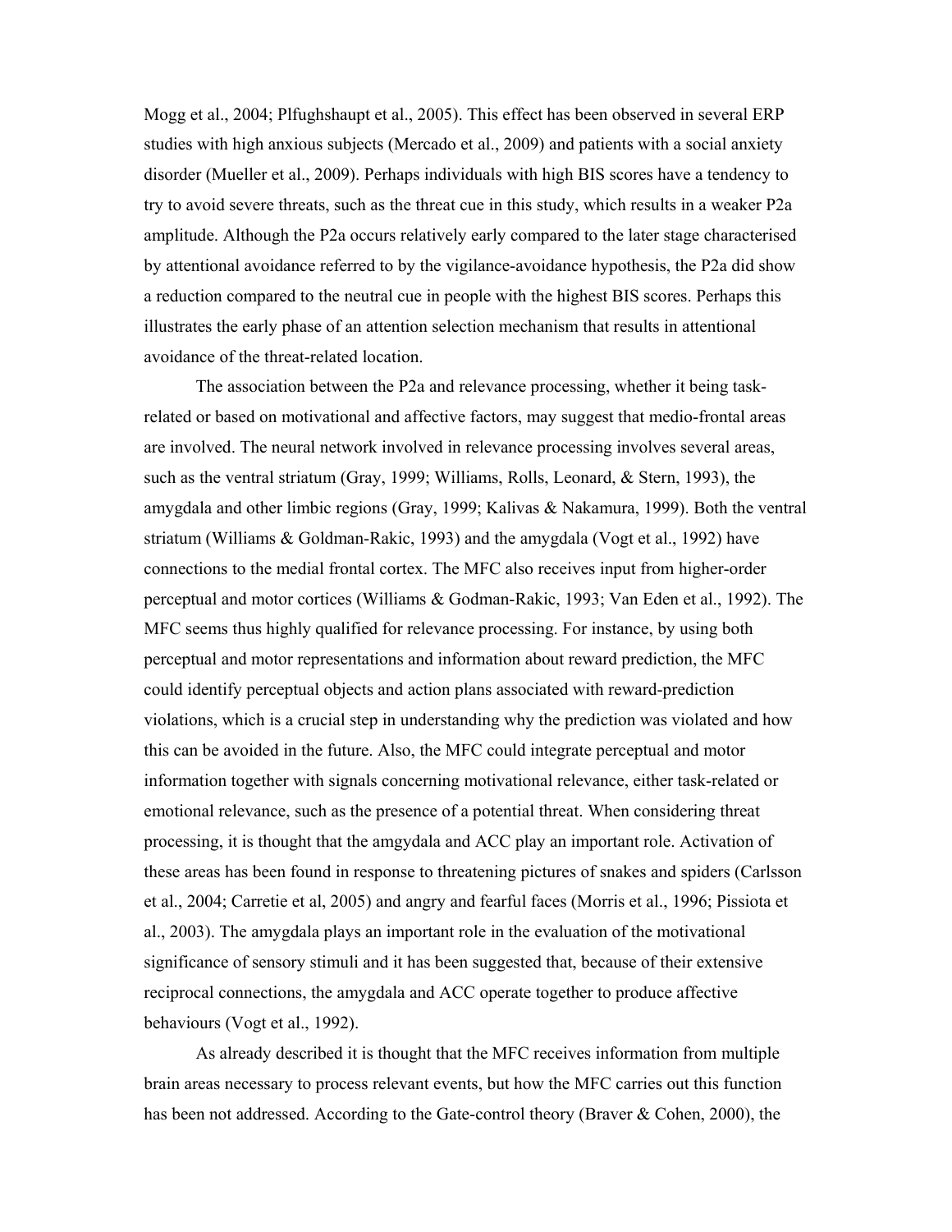Mogg et al., 2004; Plfughshaupt et al., 2005). This effect has been observed in several ERP studies with high anxious subjects (Mercado et al., 2009) and patients with a social anxiety disorder (Mueller et al., 2009). Perhaps individuals with high BIS scores have a tendency to try to avoid severe threats, such as the threat cue in this study, which results in a weaker P2a amplitude. Although the P2a occurs relatively early compared to the later stage characterised by attentional avoidance referred to by the vigilance-avoidance hypothesis, the P2a did show a reduction compared to the neutral cue in people with the highest BIS scores. Perhaps this illustrates the early phase of an attention selection mechanism that results in attentional avoidance of the threat-related location.

The association between the P2a and relevance processing, whether it being task-related or based on motivational and affective factors, may suggest that medio-frontal areas are involved. The neural network involved in relevance processing involves several areas, such as the ventral striatum (Gray, 1999; Williams, Rolls, Leonard, & Stern, 1993), the amygdala and other limbic regions (Gray, 1999; Kalivas & Nakamura, 1999). Both the ventral striatum (Williams & Goldman-Rakic, 1993) and the amygdala (Vogt et al., 1992) have connections to the medial frontal cortex. The MFC also receives input from higher-order perceptual and motor cortices (Williams & Godman-Rakic, 1993; Van Eden et al., 1992). The MFC seems thus highly qualified for relevance processing. For instance, by using both perceptual and motor representations and information about reward prediction, the MFC could identify perceptual objects and action plans associated with reward-prediction violations, which is a crucial step in understanding why the prediction was violated and how this can be avoided in the future. Also, the MFC could integrate perceptual and motor information together with signals concerning motivational relevance, either task-related or emotional relevance, such as the presence of a potential threat. When considering threat processing, it is thought that the amygdala and ACC play an important role. Activation of these areas has been found in response to threatening pictures of snakes and spiders (Carlsson et al., 2004; Carretie et al, 2005) and angry and fearful faces (Morris et al., 1996; Pissiota et al., 2003). The amygdala plays an important role in the evaluation of the motivational significance of sensory stimuli and it has been suggested that, because of their extensive reciprocal connections, the amygdala and ACC operate together to produce affective behaviours (Vogt et al., 1992).

As already described it is thought that the MFC receives information from multiple brain areas necessary to process relevant events, but how the MFC carries out this function has been not addressed. According to the Gate-control theory (Braver & Cohen, 2000), the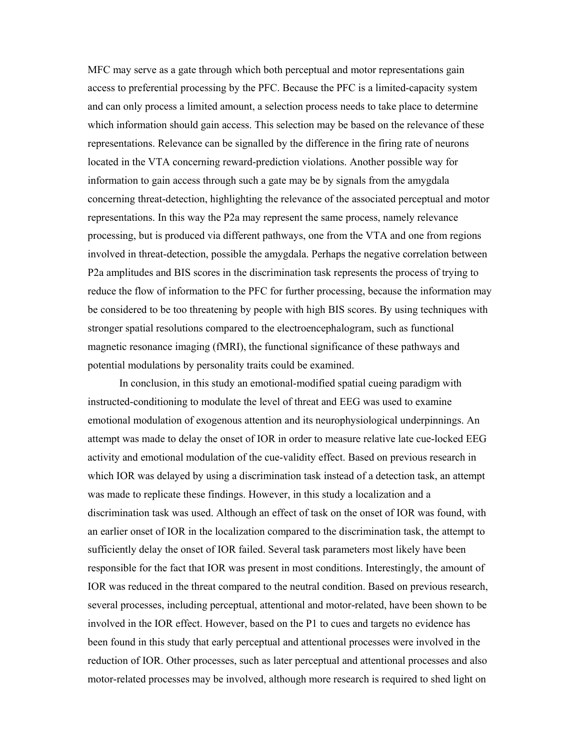MFC may serve as a gate through which both perceptual and motor representations gain access to preferential processing by the PFC. Because the PFC is a limited-capacity system and can only process a limited amount, a selection process needs to take place to determine which information should gain access. This selection may be based on the relevance of these representations. Relevance can be signalled by the difference in the firing rate of neurons located in the VTA concerning reward-prediction violations. Another possible way for information to gain access through such a gate may be by signals from the amygdala concerning threat-detection, highlighting the relevance of the associated perceptual and motor representations. In this way the P2a may represent the same process, namely relevance processing, but is produced via different pathways, one from the VTA and one from regions involved in threat-detection, possible the amygdala. Perhaps the negative correlation between P2a amplitudes and BIS scores in the discrimination task represents the process of trying to reduce the flow of information to the PFC for further processing, because the information may be considered to be too threatening by people with high BIS scores. By using techniques with stronger spatial resolutions compared to the electroencephalogram, such as functional magnetic resonance imaging (fMRI), the functional significance of these pathways and potential modulations by personality traits could be examined.

In conclusion, in this study an emotional-modified spatial cueing paradigm with instructed-conditioning to modulate the level of threat and EEG was used to examine emotional modulation of exogenous attention and its neurophysiological underpinnings. An attempt was made to delay the onset of IOR in order to measure relative late cue-locked EEG activity and emotional modulation of the cue-validity effect. Based on previous research in which IOR was delayed by using a discrimination task instead of a detection task, an attempt was made to replicate these findings. However, in this study a localization and a discrimination task was used. Although an effect of task on the onset of IOR was found, with an earlier onset of IOR in the localization compared to the discrimination task, the attempt to sufficiently delay the onset of IOR failed. Several task parameters most likely have been responsible for the fact that IOR was present in most conditions. Interestingly, the amount of IOR was reduced in the threat compared to the neutral condition. Based on previous research, several processes, including perceptual, attentional and motor-related, have been shown to be involved in the IOR effect. However, based on the P1 to cues and targets no evidence has been found in this study that early perceptual and attentional processes were involved in the reduction of IOR. Other processes, such as later perceptual and attentional processes and also motor-related processes may be involved, although more research is required to shed light on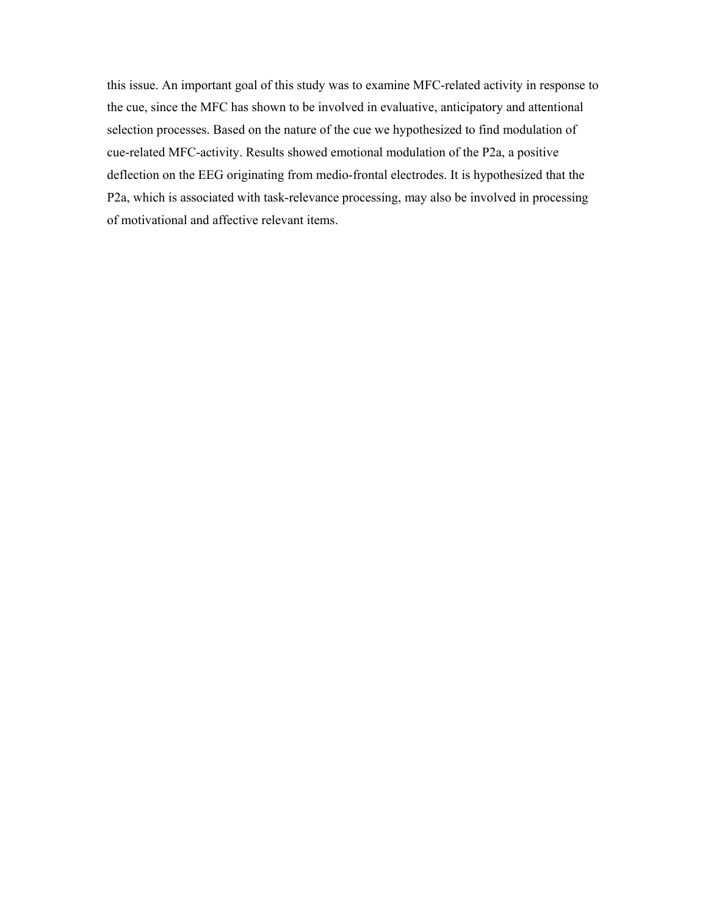this issue. An important goal of this study was to examine MFC-related activity in response to the cue, since the MFC has shown to be involved in evaluative, anticipatory and attentional selection processes. Based on the nature of the cue we hypothesized to find modulation of cue-related MFC-activity. Results showed emotional modulation of the P2a, a positive deflection on the EEG originating from medio-frontal electrodes. It is hypothesized that the P2a, which is associated with task-relevance processing, may also be involved in processing of motivational and affective relevant items.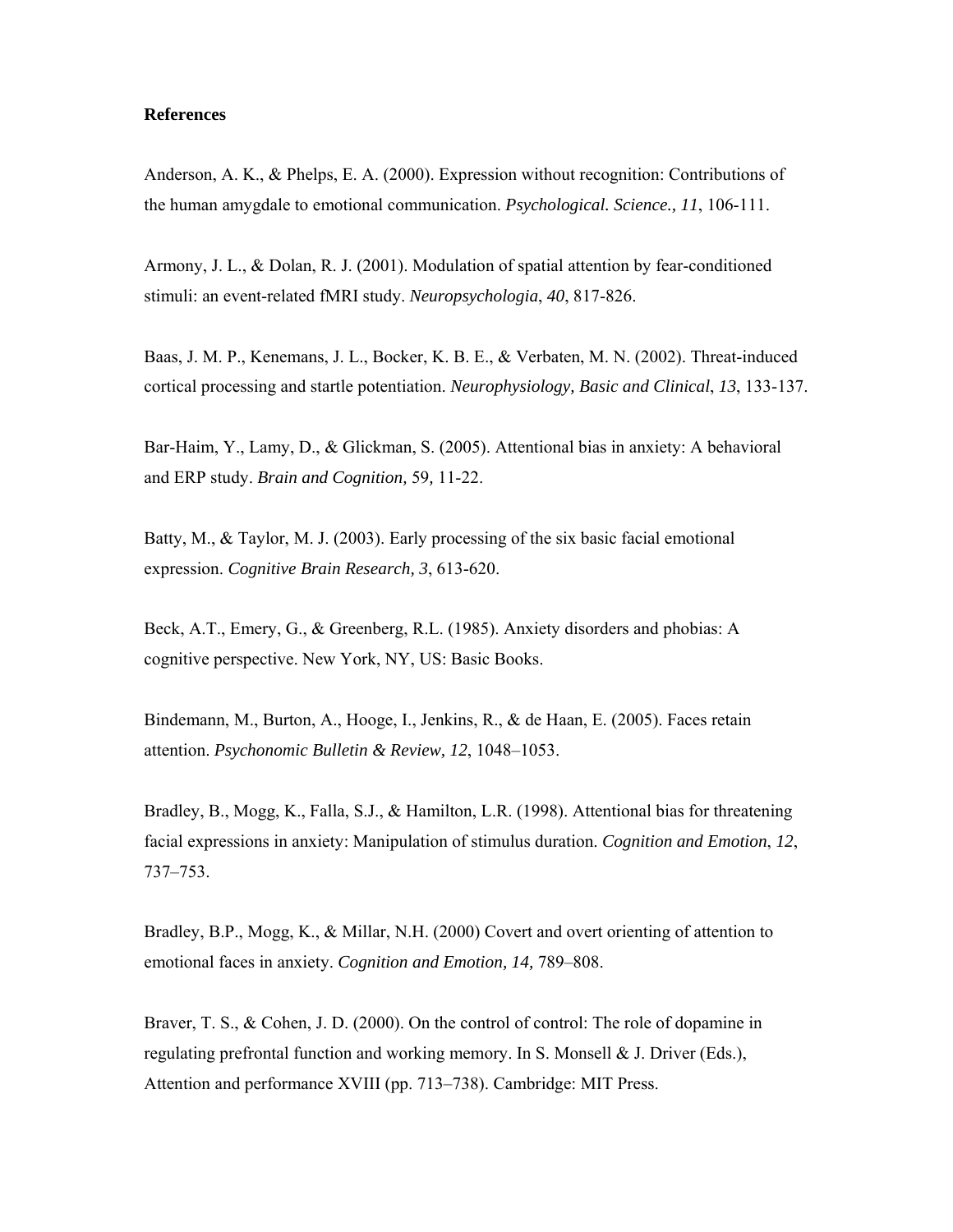**References**

Anderson, A. K., & Phelps, E. A. (2000). Expression without recognition: Contributions of the human amygdale to emotional communication. *Psychological. Science., 11*, 106-111.

Armony, J. L., & Dolan, R. J. (2001). Modulation of spatial attention by fear-conditioned stimuli: an event-related fMRI study. *Neuropsychologia*, *40*, 817-826.

Baas, J. M. P., Kenemans, J. L., Bocker, K. B. E., & Verbaten, M. N. (2002). Threat-induced cortical processing and startle potentiation. *Neurophysiology, Basic and Clinical*, *13*, 133-137.

Bar-Haim, Y., Lamy, D., & Glickman, S. (2005). Attentional bias in anxiety: A behavioral and ERP study. *Brain and Cognition,* 59*,* 11-22.

Batty, M., & Taylor, M. J. (2003). Early processing of the six basic facial emotional expression. *Cognitive Brain Research, 3*, 613-620.

Beck, A.T., Emery, G., & Greenberg, R.L. (1985). Anxiety disorders and phobias: A cognitive perspective. New York, NY, US: Basic Books.

Bindemann, M., Burton, A., Hooge, I., Jenkins, R., & de Haan, E. (2005). Faces retain attention. *Psychonomic Bulletin & Review, 12*, 1048–1053.

Bradley, B., Mogg, K., Falla, S.J., & Hamilton, L.R. (1998). Attentional bias for threatening facial expressions in anxiety: Manipulation of stimulus duration. *Cognition and Emotion*, *12*, 737–753.

Bradley, B.P., Mogg, K., & Millar, N.H. (2000) Covert and overt orienting of attention to emotional faces in anxiety. *Cognition and Emotion, 14,* 789–808.

Braver, T. S., & Cohen, J. D. (2000). On the control of control: The role of dopamine in regulating prefrontal function and working memory. In S. Monsell & J. Driver (Eds.), Attention and performance XVIII (pp. 713–738). Cambridge: MIT Press.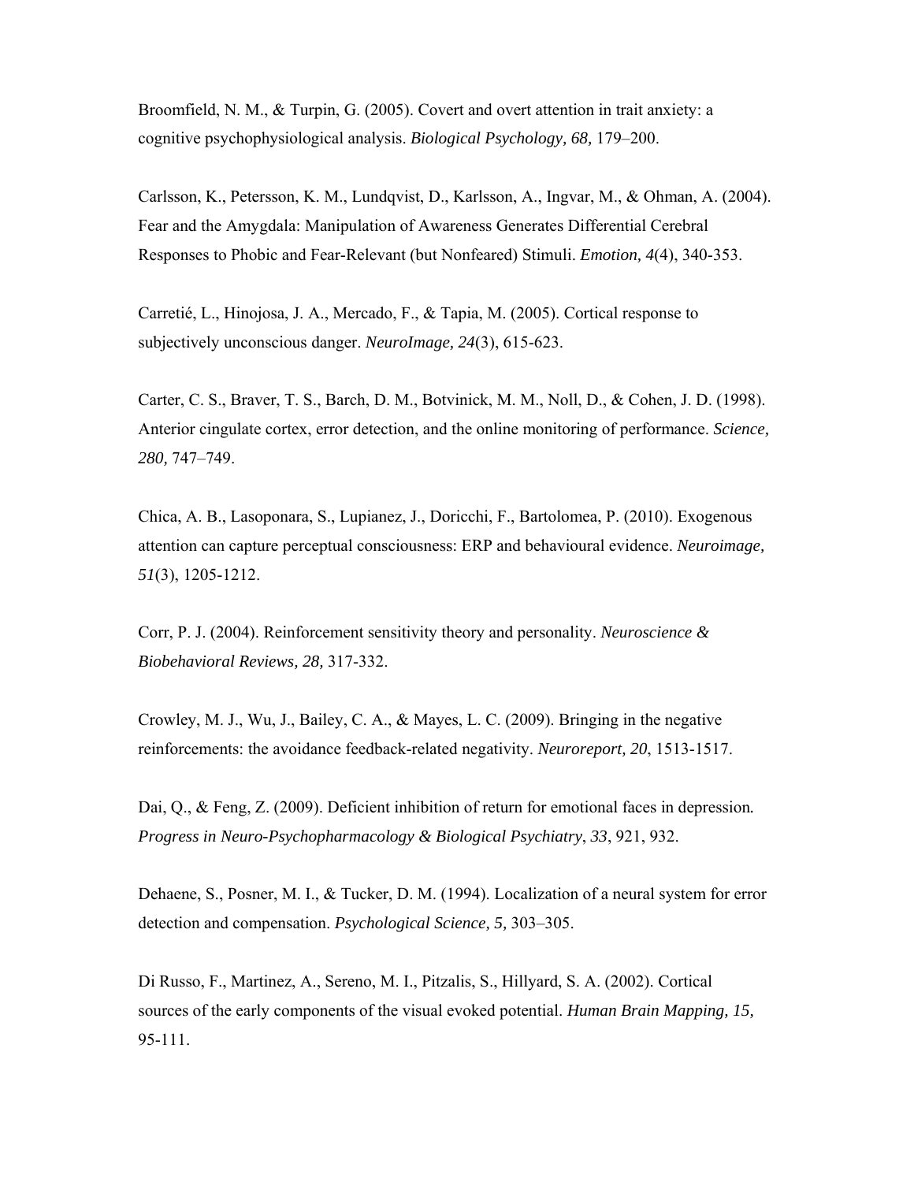Broomfield, N. M., & Turpin, G. (2005). Covert and overt attention in trait anxiety: a cognitive psychophysiological analysis. *Biological Psychology, 68,* 179–200.

Carlsson, K., Petersson, K. M., Lundqvist, D., Karlsson, A., Ingvar, M., & Ohman, A. (2004). Fear and the Amygdala: Manipulation of Awareness Generates Differential Cerebral Responses to Phobic and Fear-Relevant (but Nonfeared) Stimuli. *Emotion, 4*(4), 340-353.

Carretié, L., Hinojosa, J. A., Mercado, F., & Tapia, M. (2005). Cortical response to subjectively unconscious danger. *NeuroImage, 24*(3), 615-623.

Carter, C. S., Braver, T. S., Barch, D. M., Botvinick, M. M., Noll, D., & Cohen, J. D. (1998). Anterior cingulate cortex, error detection, and the online monitoring of performance. *Science, 280,* 747–749.

Chica, A. B., Lasoponara, S., Lupianez, J., Doricchi, F., Bartolomea, P. (2010). Exogenous attention can capture perceptual consciousness: ERP and behavioural evidence. *Neuroimage, 51*(3), 1205-1212.

Corr, P. J. (2004). Reinforcement sensitivity theory and personality. *Neuroscience & Biobehavioral Reviews, 28,* 317-332.

Crowley, M. J., Wu, J., Bailey, C. A., & Mayes, L. C. (2009). Bringing in the negative reinforcements: the avoidance feedback-related negativity. *Neuroreport, 20*, 1513-1517.

Dai, Q., & Feng, Z. (2009). Deficient inhibition of return for emotional faces in depression**.** *Progress in Neuro-Psychopharmacology & Biological Psychiatry*, *33*, 921, 932.

Dehaene, S., Posner, M. I., & Tucker, D. M. (1994). Localization of a neural system for error detection and compensation. *Psychological Science, 5,* 303–305.

Di Russo, F., Martinez, A., Sereno, M. I., Pitzalis, S., Hillyard, S. A. (2002). Cortical sources of the early components of the visual evoked potential. *Human Brain Mapping, 15,* 95-111.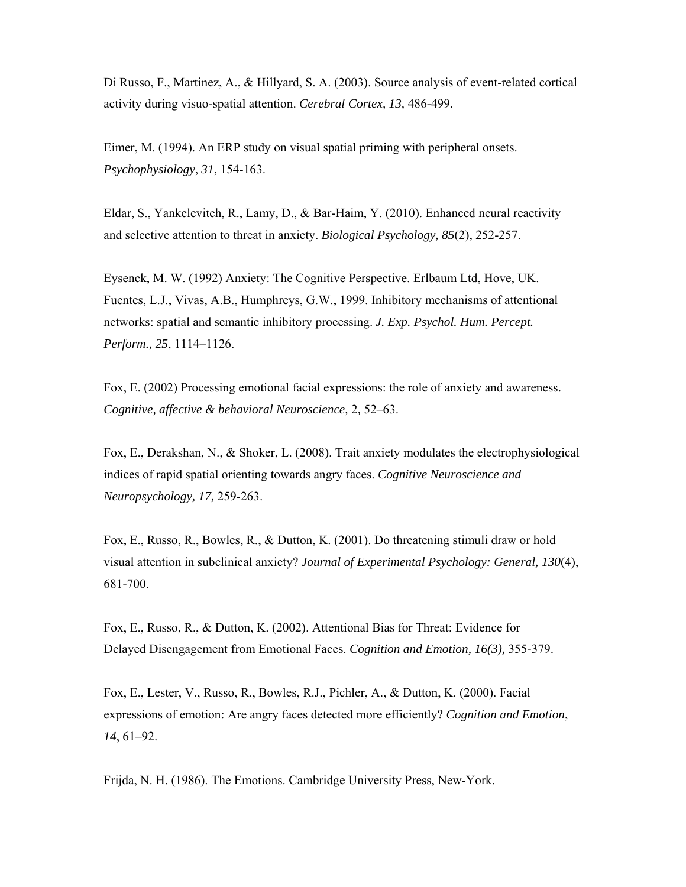Di Russo, F., Martinez, A., & Hillyard, S. A. (2003). Source analysis of event-related cortical activity during visuo-spatial attention. *Cerebral Cortex, 13,* 486-499.

Eimer, M. (1994). An ERP study on visual spatial priming with peripheral onsets. *Psychophysiology*, *31*, 154-163.

Eldar, S., Yankelevitch, R., Lamy, D., & Bar-Haim, Y. (2010). Enhanced neural reactivity and selective attention to threat in anxiety. *Biological Psychology, 85*(2), 252-257.

Eysenck, M. W. (1992) Anxiety: The Cognitive Perspective. Erlbaum Ltd, Hove, UK.
Fuentes, L.J., Vivas, A.B., Humphreys, G.W., 1999. Inhibitory mechanisms of attentional networks: spatial and semantic inhibitory processing. *J. Exp. Psychol. Hum. Percept. Perform., 25*, 1114–1126.

Fox, E. (2002) Processing emotional facial expressions: the role of anxiety and awareness. *Cognitive, affective & behavioral Neuroscience,* 2, 52–63.

Fox, E., Derakshan, N., & Shoker, L. (2008). Trait anxiety modulates the electrophysiological indices of rapid spatial orienting towards angry faces. *Cognitive Neuroscience and Neuropsychology, 17,* 259-263.

Fox, E., Russo, R., Bowles, R., & Dutton, K. (2001). Do threatening stimuli draw or hold visual attention in subclinical anxiety? *Journal of Experimental Psychology: General, 130*(4), 681-700.

Fox, E., Russo, R., & Dutton, K. (2002). Attentional Bias for Threat: Evidence for Delayed Disengagement from Emotional Faces. *Cognition and Emotion, 16(3),* 355-379.

Fox, E., Lester, V., Russo, R., Bowles, R.J., Pichler, A., & Dutton, K. (2000). Facial expressions of emotion: Are angry faces detected more efficiently? *Cognition and Emotion*, *14*, 61–92.

Frijda, N. H. (1986). The Emotions. Cambridge University Press, New-York.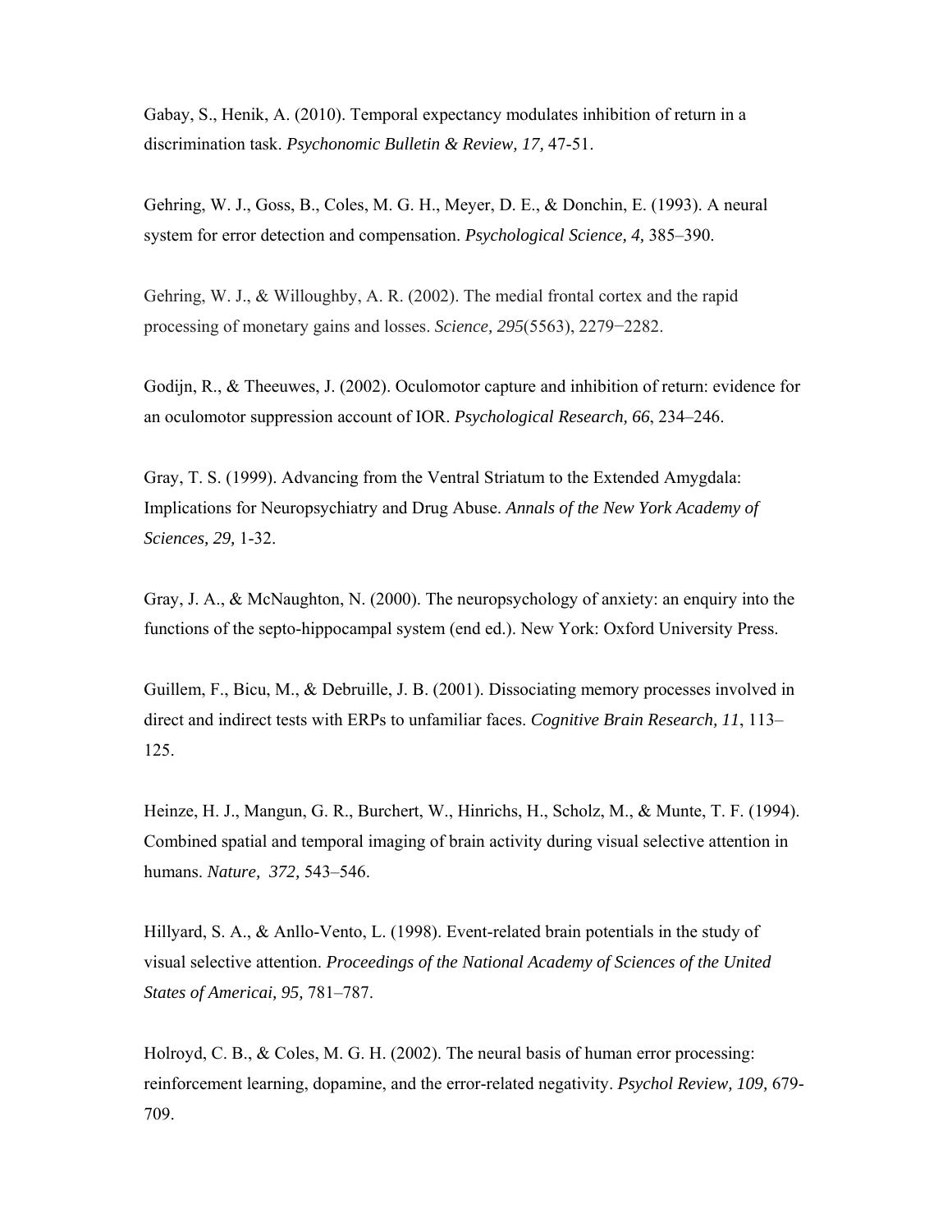Gabay, S., Henik, A. (2010). Temporal expectancy modulates inhibition of return in a discrimination task. *Psychonomic Bulletin & Review, 17,* 47-51.

Gehring, W. J., Goss, B., Coles, M. G. H., Meyer, D. E., & Donchin, E. (1993). A neural system for error detection and compensation. *Psychological Science, 4,* 385–390.

Gehring, W. J., & Willoughby, A. R. (2002). The medial frontal cortex and the rapid processing of monetary gains and losses. *Science, 295*(5563), 2279−2282.

Godijn, R., & Theeuwes, J. (2002). Oculomotor capture and inhibition of return: evidence for an oculomotor suppression account of IOR. *Psychological Research, 66*, 234–246.

Gray, T. S. (1999). Advancing from the Ventral Striatum to the Extended Amygdala: Implications for Neuropsychiatry and Drug Abuse. *Annals of the New York Academy of Sciences, 29,* 1-32.

Gray, J. A., & McNaughton, N. (2000). The neuropsychology of anxiety: an enquiry into the functions of the septo-hippocampal system (end ed.). New York: Oxford University Press.

Guillem, F., Bicu, M., & Debruille, J. B. (2001). Dissociating memory processes involved in direct and indirect tests with ERPs to unfamiliar faces. *Cognitive Brain Research, 11*, 113–125.

Heinze, H. J., Mangun, G. R., Burchert, W., Hinrichs, H., Scholz, M., & Munte, T. F. (1994). Combined spatial and temporal imaging of brain activity during visual selective attention in humans. *Nature, 372,* 543–546.

Hillyard, S. A., & Anllo-Vento, L. (1998). Event-related brain potentials in the study of visual selective attention. *Proceedings of the National Academy of Sciences of the United States of Americai, 95,* 781–787.

Holroyd, C. B., & Coles, M. G. H. (2002). The neural basis of human error processing: reinforcement learning, dopamine, and the error-related negativity. *Psychol Review, 109,* 679-709.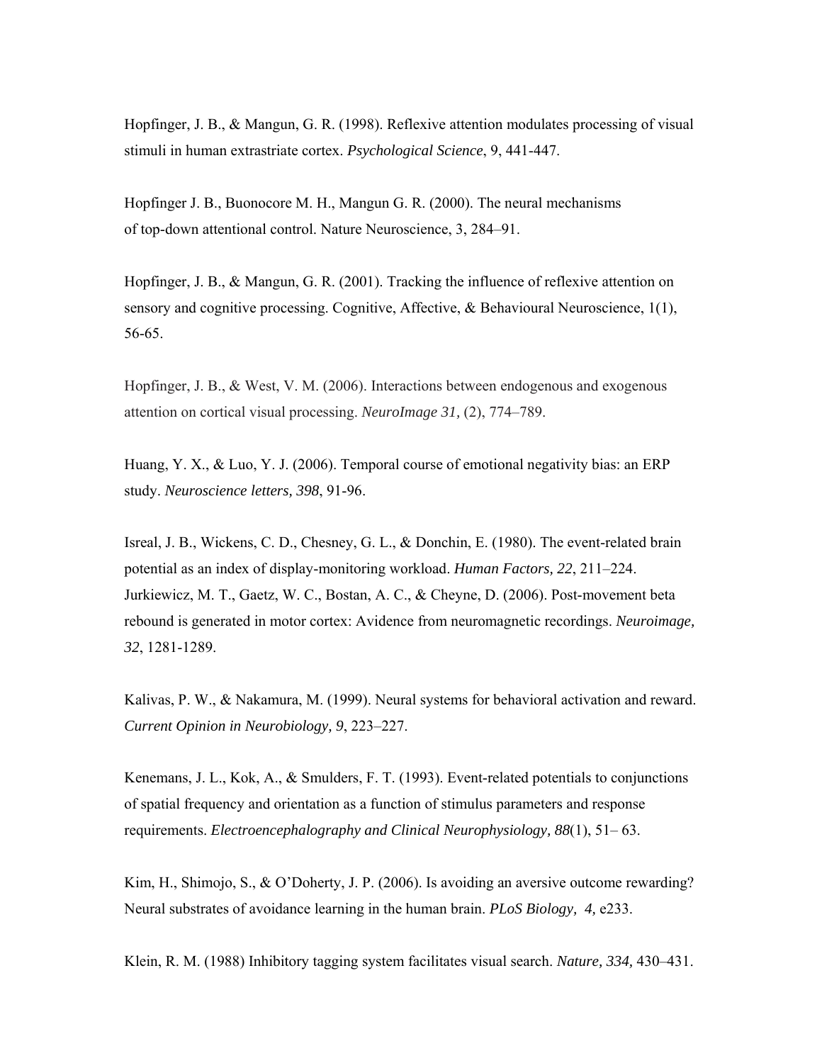Hopfinger, J. B., & Mangun, G. R. (1998). Reflexive attention modulates processing of visual stimuli in human extrastriate cortex. *Psychological Science*, 9, 441-447.

Hopfinger J. B., Buonocore M. H., Mangun G. R. (2000). The neural mechanisms of top-down attentional control. Nature Neuroscience, 3, 284–91.

Hopfinger, J. B., & Mangun, G. R. (2001). Tracking the influence of reflexive attention on sensory and cognitive processing. Cognitive, Affective, & Behavioural Neuroscience, 1(1), 56-65.

Hopfinger, J. B., & West, V. M. (2006). Interactions between endogenous and exogenous attention on cortical visual processing. *NeuroImage 31,* (2), 774–789.

Huang, Y. X., & Luo, Y. J. (2006). Temporal course of emotional negativity bias: an ERP study. *Neuroscience letters, 398*, 91-96.

Isreal, J. B., Wickens, C. D., Chesney, G. L., & Donchin, E. (1980). The event-related brain potential as an index of display-monitoring workload. *Human Factors, 22*, 211–224.
Jurkiewicz, M. T., Gaetz, W. C., Bostan, A. C., & Cheyne, D. (2006). Post-movement beta rebound is generated in motor cortex: Avidence from neuromagnetic recordings. *Neuroimage, 32*, 1281-1289.

Kalivas, P. W., & Nakamura, M. (1999). Neural systems for behavioral activation and reward. *Current Opinion in Neurobiology, 9*, 223–227.

Kenemans, J. L., Kok, A., & Smulders, F. T. (1993). Event-related potentials to conjunctions of spatial frequency and orientation as a function of stimulus parameters and response requirements. *Electroencephalography and Clinical Neurophysiology, 88*(1), 51– 63.

Kim, H., Shimojo, S., & O'Doherty, J. P. (2006). Is avoiding an aversive outcome rewarding? Neural substrates of avoidance learning in the human brain. *PLoS Biology, 4,* e233.

Klein, R. M. (1988) Inhibitory tagging system facilitates visual search. *Nature, 334,* 430–431.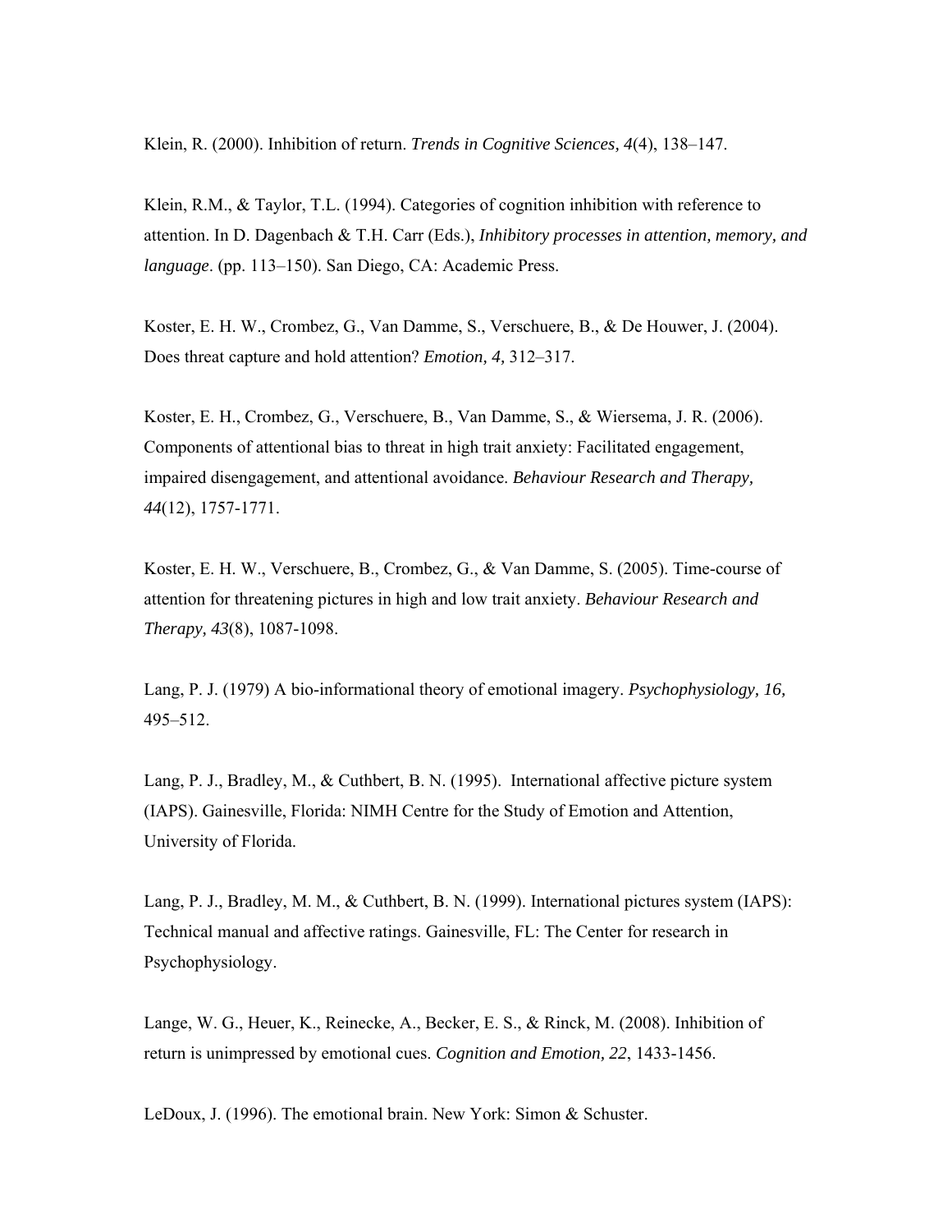Klein, R. (2000). Inhibition of return. *Trends in Cognitive Sciences, 4*(4), 138–147.

Klein, R.M., & Taylor, T.L. (1994). Categories of cognition inhibition with reference to attention. In D. Dagenbach & T.H. Carr (Eds.), *Inhibitory processes in attention, memory, and language*. (pp. 113–150). San Diego, CA: Academic Press.

Koster, E. H. W., Crombez, G., Van Damme, S., Verschuere, B., & De Houwer, J. (2004). Does threat capture and hold attention? *Emotion, 4,* 312–317.

Koster, E. H., Crombez, G., Verschuere, B., Van Damme, S., & Wiersema, J. R. (2006). Components of attentional bias to threat in high trait anxiety: Facilitated engagement, impaired disengagement, and attentional avoidance. *Behaviour Research and Therapy, 44*(12), 1757-1771.

Koster, E. H. W., Verschuere, B., Crombez, G., & Van Damme, S. (2005). Time-course of attention for threatening pictures in high and low trait anxiety. *Behaviour Research and Therapy, 43*(8), 1087-1098.

Lang, P. J. (1979) A bio-informational theory of emotional imagery. *Psychophysiology, 16,* 495–512.

Lang, P. J., Bradley, M., & Cuthbert, B. N. (1995). International affective picture system (IAPS). Gainesville, Florida: NIMH Centre for the Study of Emotion and Attention, University of Florida.

Lang, P. J., Bradley, M. M., & Cuthbert, B. N. (1999). International pictures system (IAPS): Technical manual and affective ratings. Gainesville, FL: The Center for research in Psychophysiology.

Lange, W. G., Heuer, K., Reinecke, A., Becker, E. S., & Rinck, M. (2008). Inhibition of return is unimpressed by emotional cues. *Cognition and Emotion, 22*, 1433-1456.

LeDoux, J. (1996). The emotional brain. New York: Simon & Schuster.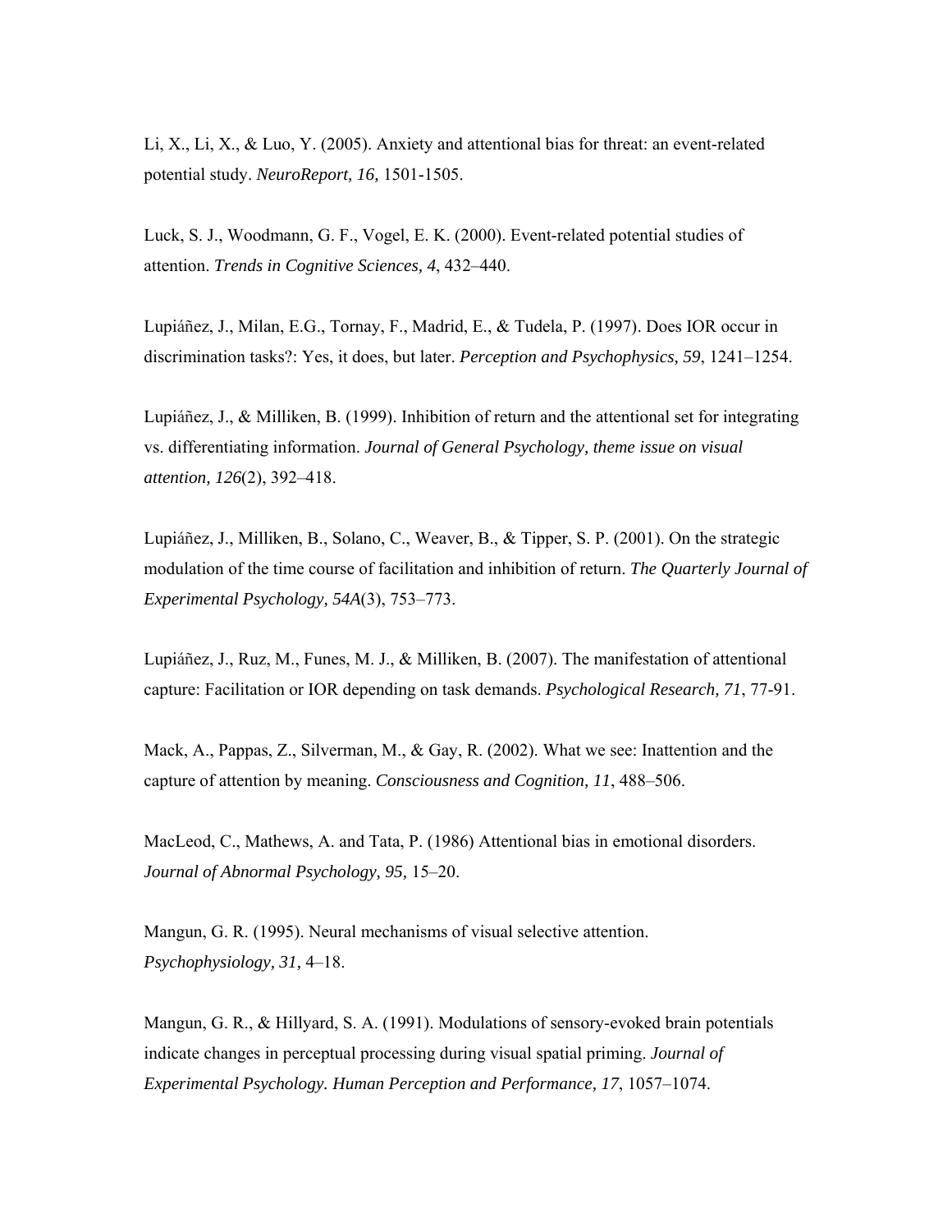Li, X., Li, X., & Luo, Y. (2005). Anxiety and attentional bias for threat: an event-related potential study. *NeuroReport, 16,* 1501-1505.

Luck, S. J., Woodmann, G. F., Vogel, E. K. (2000). Event-related potential studies of attention. *Trends in Cognitive Sciences, 4*, 432–440.

Lupiáñez, J., Milan, E.G., Tornay, F., Madrid, E., & Tudela, P. (1997). Does IOR occur in discrimination tasks?: Yes, it does, but later. *Perception and Psychophysics, 59*, 1241–1254.

Lupiáñez, J., & Milliken, B. (1999). Inhibition of return and the attentional set for integrating vs. differentiating information. *Journal of General Psychology, theme issue on visual attention, 126*(2), 392–418.

Lupiáñez, J., Milliken, B., Solano, C., Weaver, B., & Tipper, S. P. (2001). On the strategic modulation of the time course of facilitation and inhibition of return. *The Quarterly Journal of Experimental Psychology, 54A*(3), 753–773.

Lupiáñez, J., Ruz, M., Funes, M. J., & Milliken, B. (2007). The manifestation of attentional capture: Facilitation or IOR depending on task demands. *Psychological Research, 71*, 77-91.

Mack, A., Pappas, Z., Silverman, M., & Gay, R. (2002). What we see: Inattention and the capture of attention by meaning. *Consciousness and Cognition, 11*, 488–506.

MacLeod, C., Mathews, A. and Tata, P. (1986) Attentional bias in emotional disorders. *Journal of Abnormal Psychology, 95,* 15–20.

Mangun, G. R. (1995). Neural mechanisms of visual selective attention. *Psychophysiology, 31,* 4–18.

Mangun, G. R., & Hillyard, S. A. (1991). Modulations of sensory-evoked brain potentials indicate changes in perceptual processing during visual spatial priming. *Journal of Experimental Psychology. Human Perception and Performance, 17*, 1057–1074.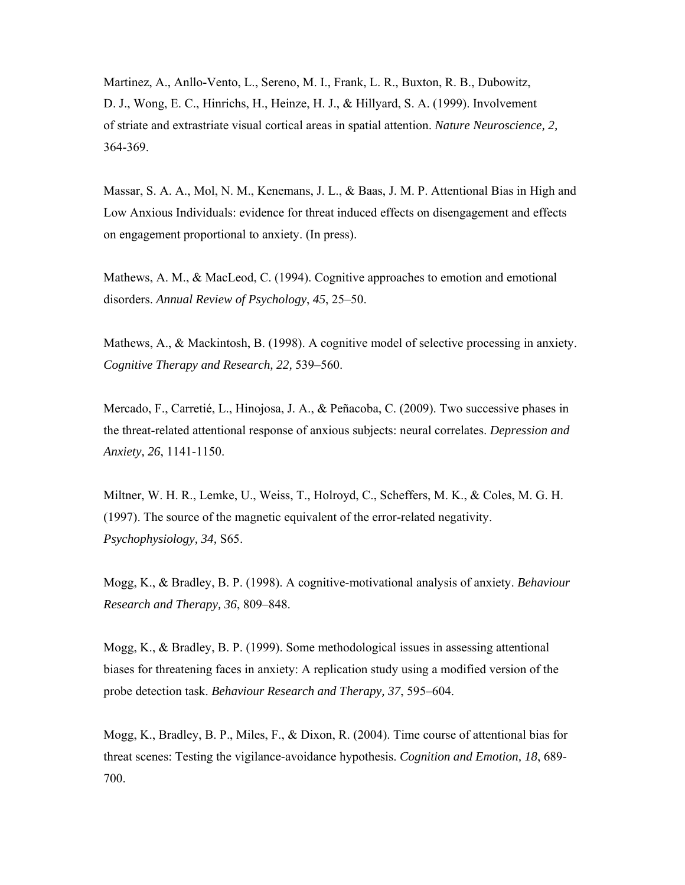Martinez, A., Anllo-Vento, L., Sereno, M. I., Frank, L. R., Buxton, R. B., Dubowitz, D. J., Wong, E. C., Hinrichs, H., Heinze, H. J., & Hillyard, S. A. (1999). Involvement of striate and extrastriate visual cortical areas in spatial attention. *Nature Neuroscience, 2,* 364-369.

Massar, S. A. A., Mol, N. M., Kenemans, J. L., & Baas, J. M. P. Attentional Bias in High and Low Anxious Individuals: evidence for threat induced effects on disengagement and effects on engagement proportional to anxiety. (In press).

Mathews, A. M., & MacLeod, C. (1994). Cognitive approaches to emotion and emotional disorders. *Annual Review of Psychology*, *45*, 25–50.

Mathews, A., & Mackintosh, B. (1998). A cognitive model of selective processing in anxiety. *Cognitive Therapy and Research, 22,* 539–560.

Mercado, F., Carretié, L., Hinojosa, J. A., & Peñacoba, C. (2009). Two successive phases in the threat-related attentional response of anxious subjects: neural correlates. *Depression and Anxiety, 26*, 1141-1150.

Miltner, W. H. R., Lemke, U., Weiss, T., Holroyd, C., Scheffers, M. K., & Coles, M. G. H. (1997). The source of the magnetic equivalent of the error-related negativity. *Psychophysiology, 34,* S65.

Mogg, K., & Bradley, B. P. (1998). A cognitive-motivational analysis of anxiety. *Behaviour Research and Therapy, 36*, 809–848.

Mogg, K., & Bradley, B. P. (1999). Some methodological issues in assessing attentional biases for threatening faces in anxiety: A replication study using a modified version of the probe detection task. *Behaviour Research and Therapy, 37*, 595–604.

Mogg, K., Bradley, B. P., Miles, F., & Dixon, R. (2004). Time course of attentional bias for threat scenes: Testing the vigilance-avoidance hypothesis. *Cognition and Emotion, 18*, 689-700.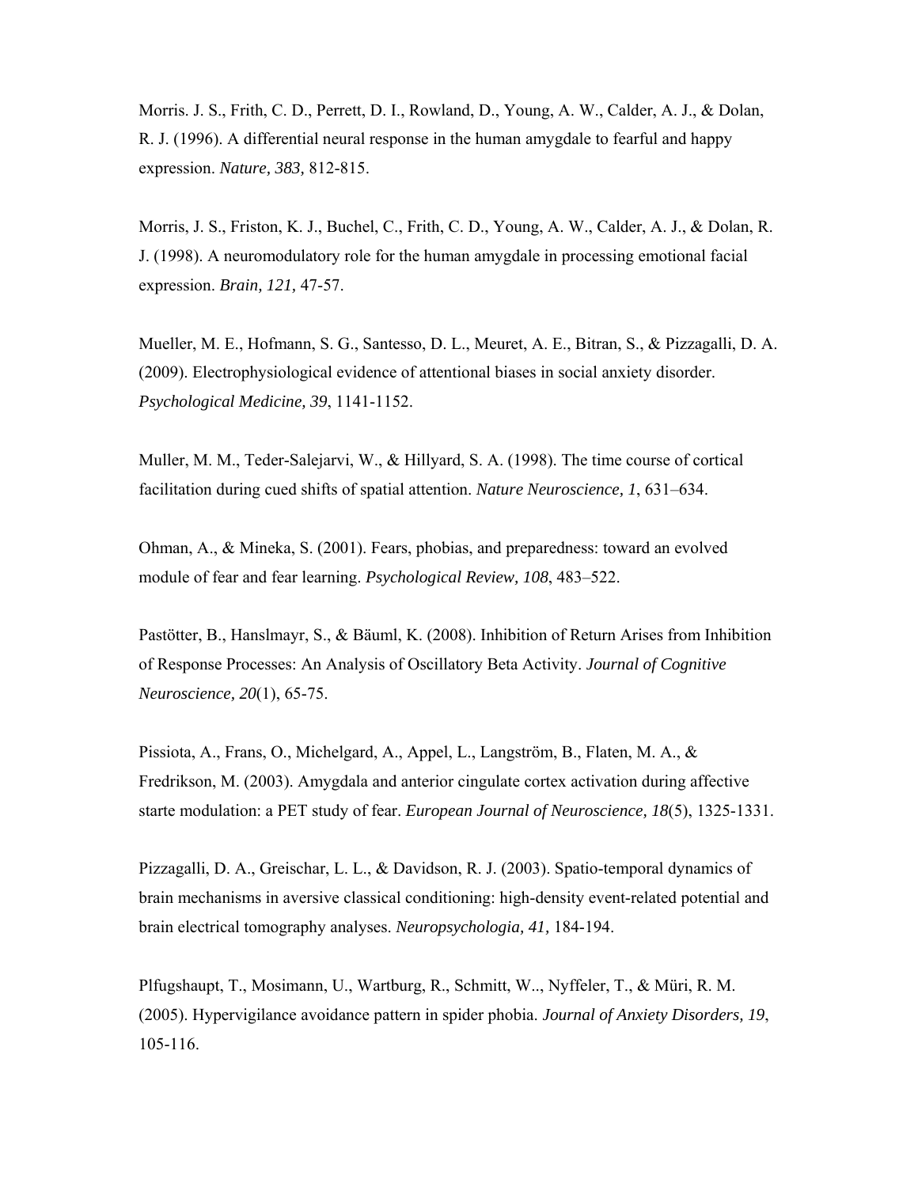Morris. J. S., Frith, C. D., Perrett, D. I., Rowland, D., Young, A. W., Calder, A. J., & Dolan, R. J. (1996). A differential neural response in the human amygdale to fearful and happy expression. *Nature, 383,* 812-815.

Morris, J. S., Friston, K. J., Buchel, C., Frith, C. D., Young, A. W., Calder, A. J., & Dolan, R. J. (1998). A neuromodulatory role for the human amygdale in processing emotional facial expression. *Brain, 121,* 47-57.

Mueller, M. E., Hofmann, S. G., Santesso, D. L., Meuret, A. E., Bitran, S., & Pizzagalli, D. A. (2009). Electrophysiological evidence of attentional biases in social anxiety disorder. *Psychological Medicine, 39*, 1141-1152.

Muller, M. M., Teder-Salejarvi, W., & Hillyard, S. A. (1998). The time course of cortical facilitation during cued shifts of spatial attention. *Nature Neuroscience, 1*, 631–634.

Ohman, A., & Mineka, S. (2001). Fears, phobias, and preparedness: toward an evolved module of fear and fear learning. *Psychological Review, 108*, 483–522.

Pastötter, B., Hanslmayr, S., & Bäuml, K. (2008). Inhibition of Return Arises from Inhibition of Response Processes: An Analysis of Oscillatory Beta Activity. *Journal of Cognitive Neuroscience, 20*(1), 65-75.

Pissiota, A., Frans, O., Michelgard, A., Appel, L., Langström, B., Flaten, M. A., & Fredrikson, M. (2003). Amygdala and anterior cingulate cortex activation during affective starte modulation: a PET study of fear. *European Journal of Neuroscience, 18*(5), 1325-1331.

Pizzagalli, D. A., Greischar, L. L., & Davidson, R. J. (2003). Spatio-temporal dynamics of brain mechanisms in aversive classical conditioning: high-density event-related potential and brain electrical tomography analyses. *Neuropsychologia, 41,* 184-194.

Plfugshaupt, T., Mosimann, U., Wartburg, R., Schmitt, W.., Nyffeler, T., & Müri, R. M. (2005). Hypervigilance avoidance pattern in spider phobia. *Journal of Anxiety Disorders, 19*, 105-116.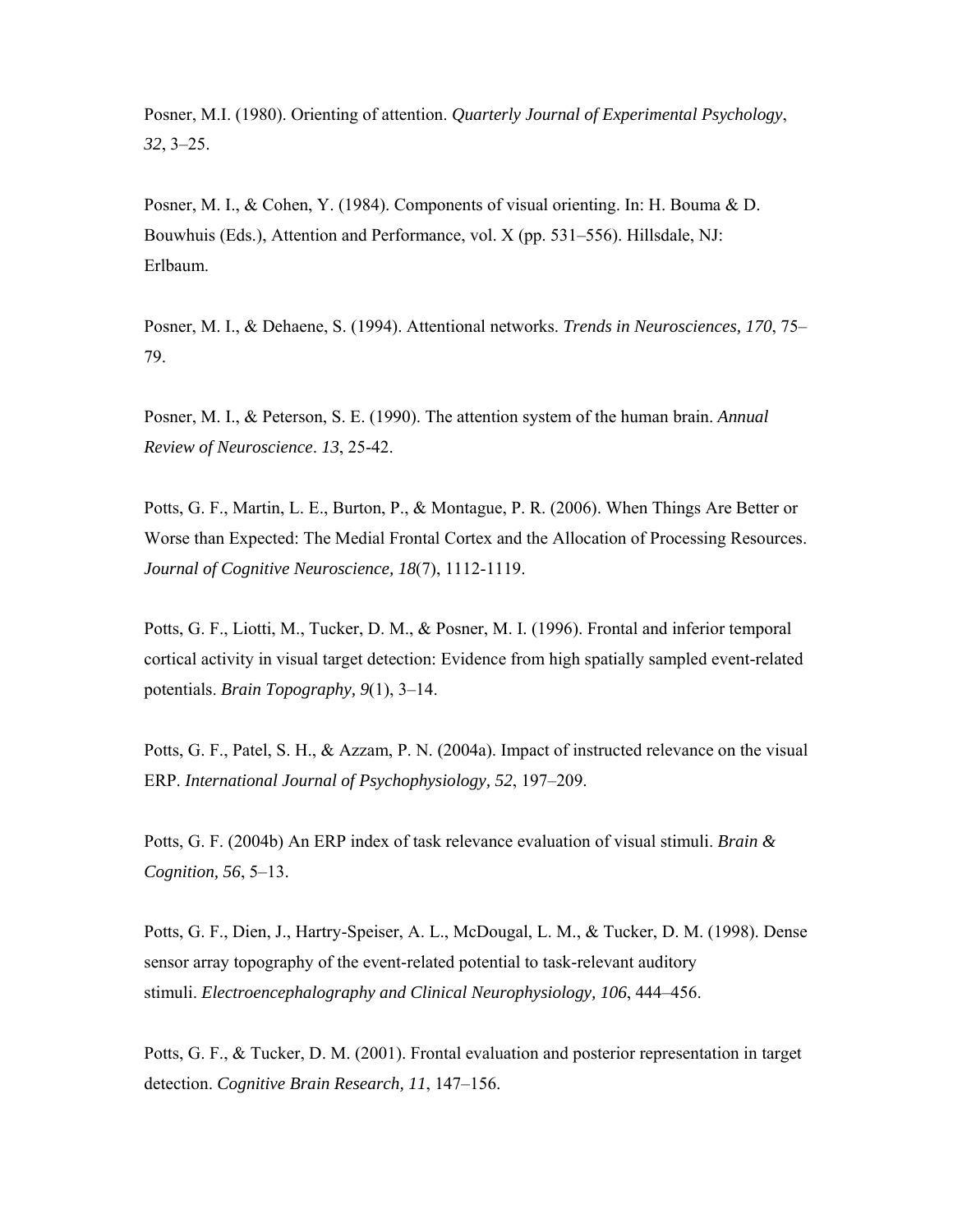Posner, M.I. (1980). Orienting of attention. *Quarterly Journal of Experimental Psychology*, *32*, 3–25.

Posner, M. I., & Cohen, Y. (1984). Components of visual orienting. In: H. Bouma & D. Bouwhuis (Eds.), Attention and Performance, vol. X (pp. 531–556). Hillsdale, NJ: Erlbaum.

Posner, M. I., & Dehaene, S. (1994). Attentional networks. *Trends in Neurosciences, 170*, 75–79.

Posner, M. I., & Peterson, S. E. (1990). The attention system of the human brain. *Annual Review of Neuroscience*. *13*, 25-42.

Potts, G. F., Martin, L. E., Burton, P., & Montague, P. R. (2006). When Things Are Better or Worse than Expected: The Medial Frontal Cortex and the Allocation of Processing Resources. *Journal of Cognitive Neuroscience, 18*(7), 1112-1119.

Potts, G. F., Liotti, M., Tucker, D. M., & Posner, M. I. (1996). Frontal and inferior temporal cortical activity in visual target detection: Evidence from high spatially sampled event-related potentials. *Brain Topography, 9*(1), 3–14.

Potts, G. F., Patel, S. H., & Azzam, P. N. (2004a). Impact of instructed relevance on the visual ERP. *International Journal of Psychophysiology, 52*, 197–209.

Potts, G. F. (2004b) An ERP index of task relevance evaluation of visual stimuli. *Brain & Cognition, 56*, 5–13.

Potts, G. F., Dien, J., Hartry-Speiser, A. L., McDougal, L. M., & Tucker, D. M. (1998). Dense sensor array topography of the event-related potential to task-relevant auditory stimuli. *Electroencephalography and Clinical Neurophysiology, 106*, 444–456.

Potts, G. F., & Tucker, D. M. (2001). Frontal evaluation and posterior representation in target detection. *Cognitive Brain Research, 11*, 147–156.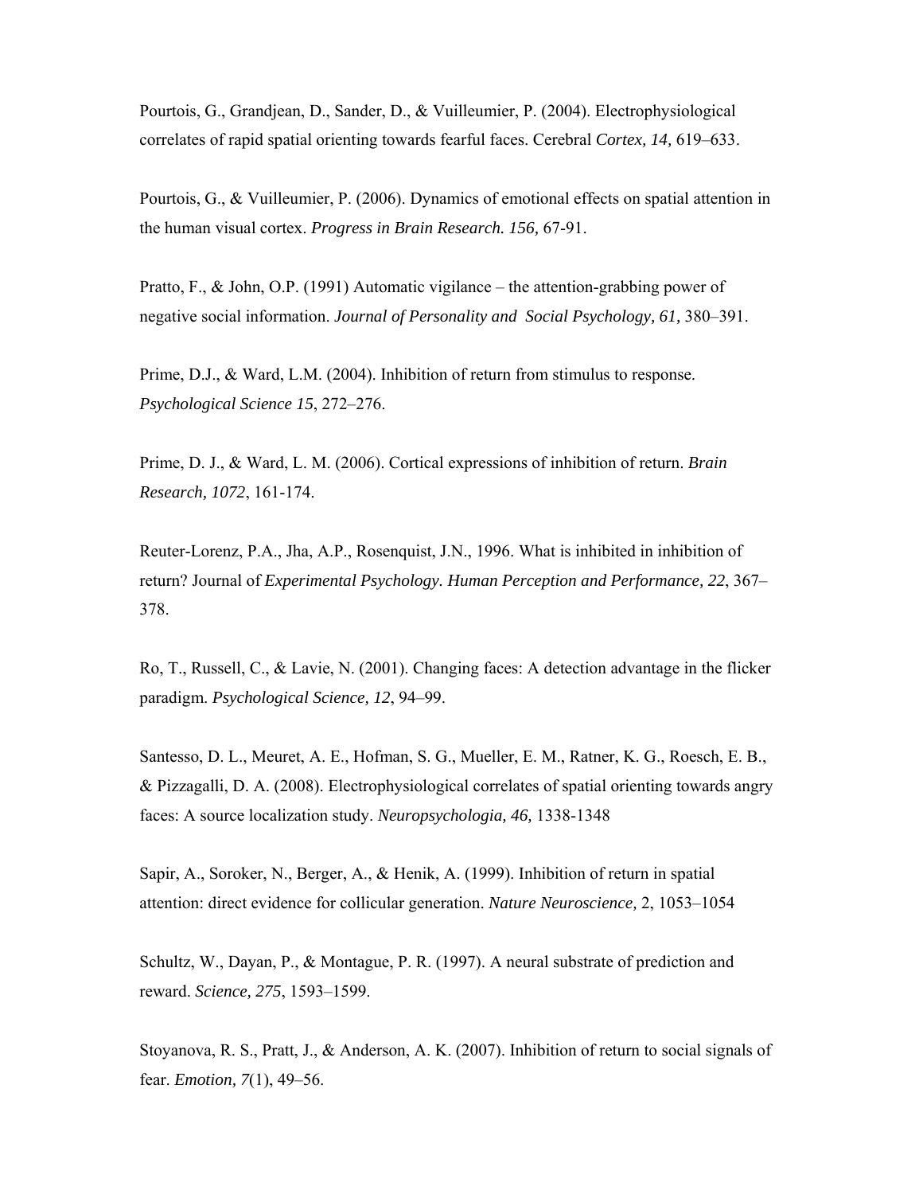Pourtois, G., Grandjean, D., Sander, D., & Vuilleumier, P. (2004). Electrophysiological correlates of rapid spatial orienting towards fearful faces. Cerebral *Cortex, 14,* 619–633.

Pourtois, G., & Vuilleumier, P. (2006). Dynamics of emotional effects on spatial attention in the human visual cortex. *Progress in Brain Research. 156,* 67-91.

Pratto, F., & John, O.P. (1991) Automatic vigilance – the attention-grabbing power of negative social information. *Journal of Personality and Social Psychology, 61,* 380–391.

Prime, D.J., & Ward, L.M. (2004). Inhibition of return from stimulus to response. *Psychological Science 15*, 272–276.

Prime, D. J., & Ward, L. M. (2006). Cortical expressions of inhibition of return. *Brain Research, 1072*, 161-174.

Reuter-Lorenz, P.A., Jha, A.P., Rosenquist, J.N., 1996. What is inhibited in inhibition of return? Journal of *Experimental Psychology. Human Perception and Performance, 22*, 367–378.

Ro, T., Russell, C., & Lavie, N. (2001). Changing faces: A detection advantage in the flicker paradigm. *Psychological Science, 12*, 94–99.

Santesso, D. L., Meuret, A. E., Hofman, S. G., Mueller, E. M., Ratner, K. G., Roesch, E. B., & Pizzagalli, D. A. (2008). Electrophysiological correlates of spatial orienting towards angry faces: A source localization study. *Neuropsychologia, 46,* 1338-1348

Sapir, A., Soroker, N., Berger, A., & Henik, A. (1999). Inhibition of return in spatial attention: direct evidence for collicular generation. *Nature Neuroscience,* 2, 1053–1054

Schultz, W., Dayan, P., & Montague, P. R. (1997). A neural substrate of prediction and reward. *Science, 275*, 1593–1599.

Stoyanova, R. S., Pratt, J., & Anderson, A. K. (2007). Inhibition of return to social signals of fear. *Emotion, 7*(1), 49–56.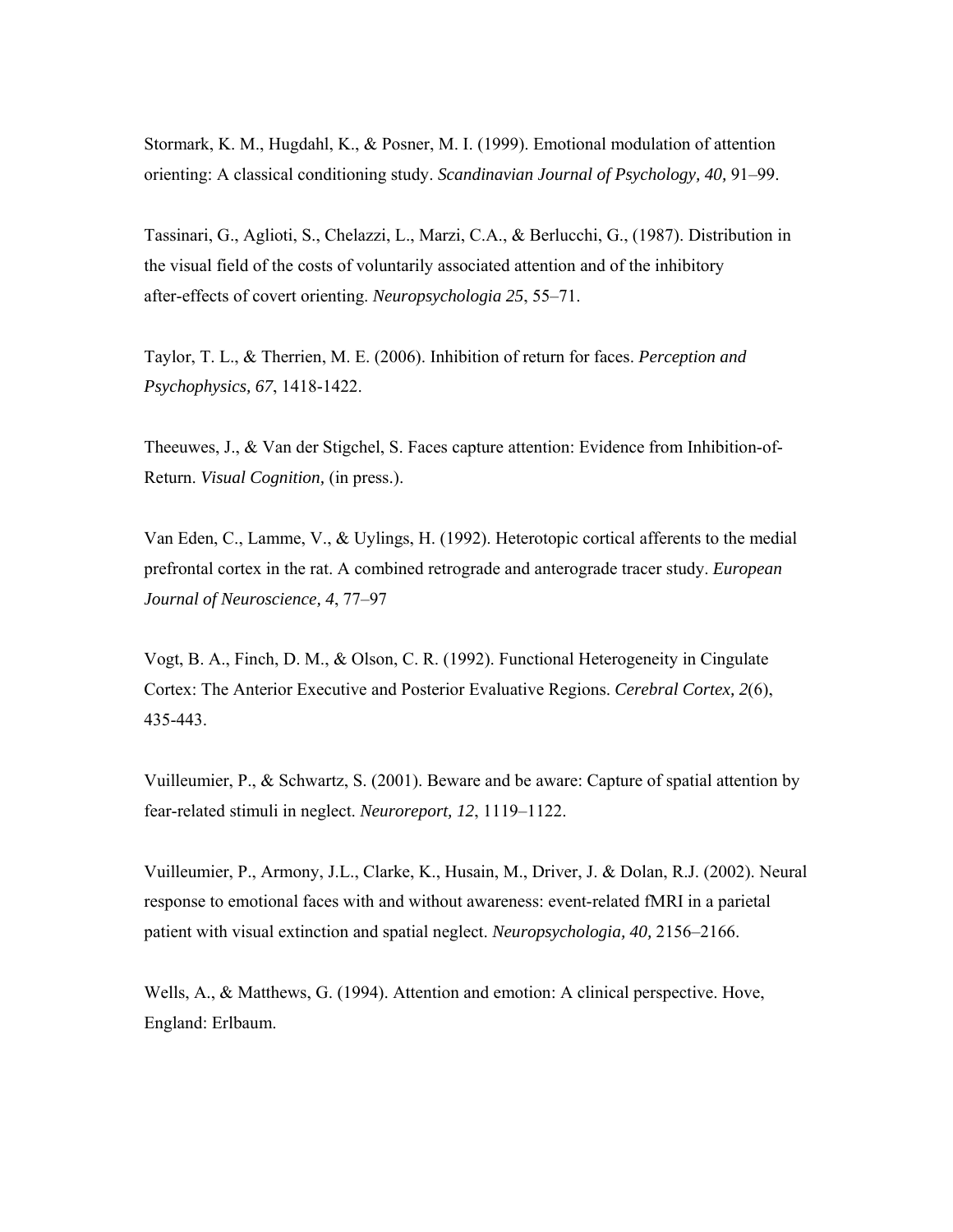Stormark, K. M., Hugdahl, K., & Posner, M. I. (1999). Emotional modulation of attention orienting: A classical conditioning study. *Scandinavian Journal of Psychology, 40,* 91–99.

Tassinari, G., Aglioti, S., Chelazzi, L., Marzi, C.A., & Berlucchi, G., (1987). Distribution in the visual field of the costs of voluntarily associated attention and of the inhibitory after-effects of covert orienting. *Neuropsychologia 25*, 55–71.

Taylor, T. L., & Therrien, M. E. (2006). Inhibition of return for faces. *Perception and Psychophysics, 67*, 1418-1422.

Theeuwes, J., & Van der Stigchel, S. Faces capture attention: Evidence from Inhibition-of-Return. *Visual Cognition,* (in press.).

Van Eden, C., Lamme, V., & Uylings, H. (1992). Heterotopic cortical afferents to the medial prefrontal cortex in the rat. A combined retrograde and anterograde tracer study. *European Journal of Neuroscience, 4*, 77–97

Vogt, B. A., Finch, D. M., & Olson, C. R. (1992). Functional Heterogeneity in Cingulate Cortex: The Anterior Executive and Posterior Evaluative Regions. *Cerebral Cortex, 2*(6), 435-443.

Vuilleumier, P., & Schwartz, S. (2001). Beware and be aware: Capture of spatial attention by fear-related stimuli in neglect. *Neuroreport, 12*, 1119–1122.

Vuilleumier, P., Armony, J.L., Clarke, K., Husain, M., Driver, J. & Dolan, R.J. (2002). Neural response to emotional faces with and without awareness: event-related fMRI in a parietal patient with visual extinction and spatial neglect. *Neuropsychologia, 40,* 2156–2166.

Wells, A., & Matthews, G. (1994). Attention and emotion: A clinical perspective. Hove, England: Erlbaum.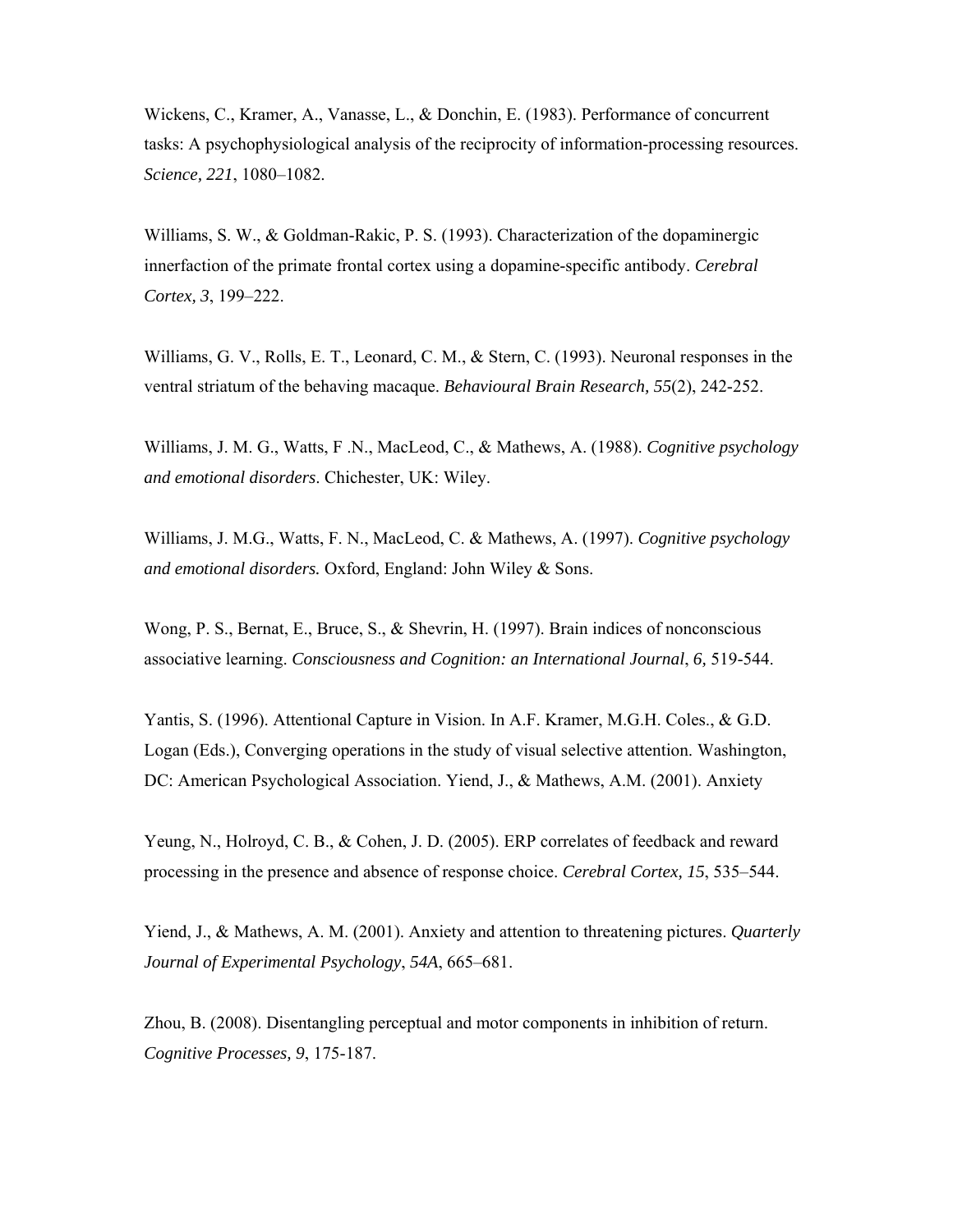Wickens, C., Kramer, A., Vanasse, L., & Donchin, E. (1983). Performance of concurrent tasks: A psychophysiological analysis of the reciprocity of information-processing resources. *Science, 221*, 1080–1082.

Williams, S. W., & Goldman-Rakic, P. S. (1993). Characterization of the dopaminergic innerfaction of the primate frontal cortex using a dopamine-specific antibody. *Cerebral Cortex, 3*, 199–222.

Williams, G. V., Rolls, E. T., Leonard, C. M., & Stern, C. (1993). Neuronal responses in the ventral striatum of the behaving macaque. *Behavioural Brain Research, 55*(2), 242-252.

Williams, J. M. G., Watts, F .N., MacLeod, C., & Mathews, A. (1988). *Cognitive psychology and emotional disorders*. Chichester, UK: Wiley.

Williams, J. M.G., Watts, F. N., MacLeod, C. & Mathews, A. (1997). *Cognitive psychology and emotional disorders.* Oxford, England: John Wiley & Sons.

Wong, P. S., Bernat, E., Bruce, S., & Shevrin, H. (1997). Brain indices of nonconscious associative learning. *Consciousness and Cognition: an International Journal*, *6,* 519-544.

Yantis, S. (1996). Attentional Capture in Vision. In A.F. Kramer, M.G.H. Coles., & G.D. Logan (Eds.), Converging operations in the study of visual selective attention. Washington, DC: American Psychological Association. Yiend, J., & Mathews, A.M. (2001). Anxiety

Yeung, N., Holroyd, C. B., & Cohen, J. D. (2005). ERP correlates of feedback and reward processing in the presence and absence of response choice. *Cerebral Cortex, 15*, 535–544.

Yiend, J., & Mathews, A. M. (2001). Anxiety and attention to threatening pictures. *Quarterly Journal of Experimental Psychology*, *54A*, 665–681.

Zhou, B. (2008). Disentangling perceptual and motor components in inhibition of return. *Cognitive Processes, 9*, 175-187.